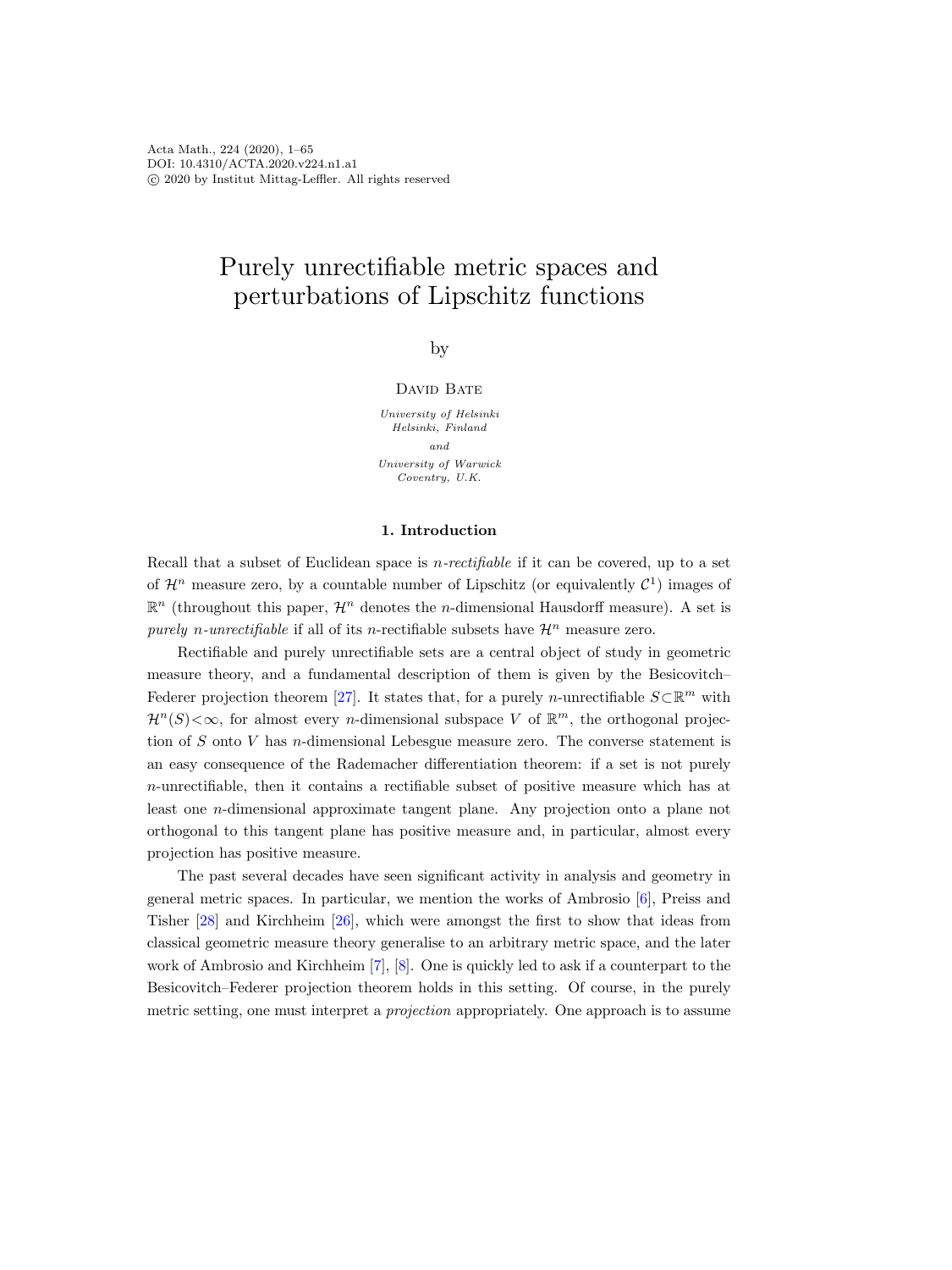Acta Math., 224 (2020), 1–65
DOI: 10.4310/ACTA.2020.v224.n1.a1
© 2020 by Institut Mittag-Leffler. All rights reserved

# Purely unrectifiable metric spaces and perturbations of Lipschitz functions

by

David Bate

*University of Helsinki*
*Helsinki, Finland*

*and*

*University of Warwick*
*Coventry, U.K.*

## 1. Introduction

Recall that a subset of Euclidean space is *n-rectifiable* if it can be covered, up to a set of $\mathcal{H}^n$ measure zero, by a countable number of Lipschitz (or equivalently $\mathcal{C}^1$) images of $\mathbb{R}^n$ (throughout this paper, $\mathcal{H}^n$ denotes the $n$-dimensional Hausdorff measure). A set is *purely n-unrectifiable* if all of its $n$-rectifiable subsets have $\mathcal{H}^n$ measure zero.

Rectifiable and purely unrectifiable sets are a central object of study in geometric measure theory, and a fundamental description of them is given by the Besicovitch–Federer projection theorem [27]. It states that, for a purely $n$-unrectifiable $S \subset \mathbb{R}^m$ with $\mathcal{H}^n(S) < \infty$, for almost every $n$-dimensional subspace $V$ of $\mathbb{R}^m$, the orthogonal projection of $S$ onto $V$ has $n$-dimensional Lebesgue measure zero. The converse statement is an easy consequence of the Rademacher differentiation theorem: if a set is not purely $n$-unrectifiable, then it contains a rectifiable subset of positive measure which has at least one $n$-dimensional approximate tangent plane. Any projection onto a plane not orthogonal to this tangent plane has positive measure and, in particular, almost every projection has positive measure.

The past several decades have seen significant activity in analysis and geometry in general metric spaces. In particular, we mention the works of Ambrosio [6], Preiss and Tisher [28] and Kirchheim [26], which were amongst the first to show that ideas from classical geometric measure theory generalise to an arbitrary metric space, and the later work of Ambrosio and Kirchheim [7], [8]. One is quickly led to ask if a counterpart to the Besicovitch–Federer projection theorem holds in this setting. Of course, in the purely metric setting, one must interpret a *projection* appropriately. One approach is to assume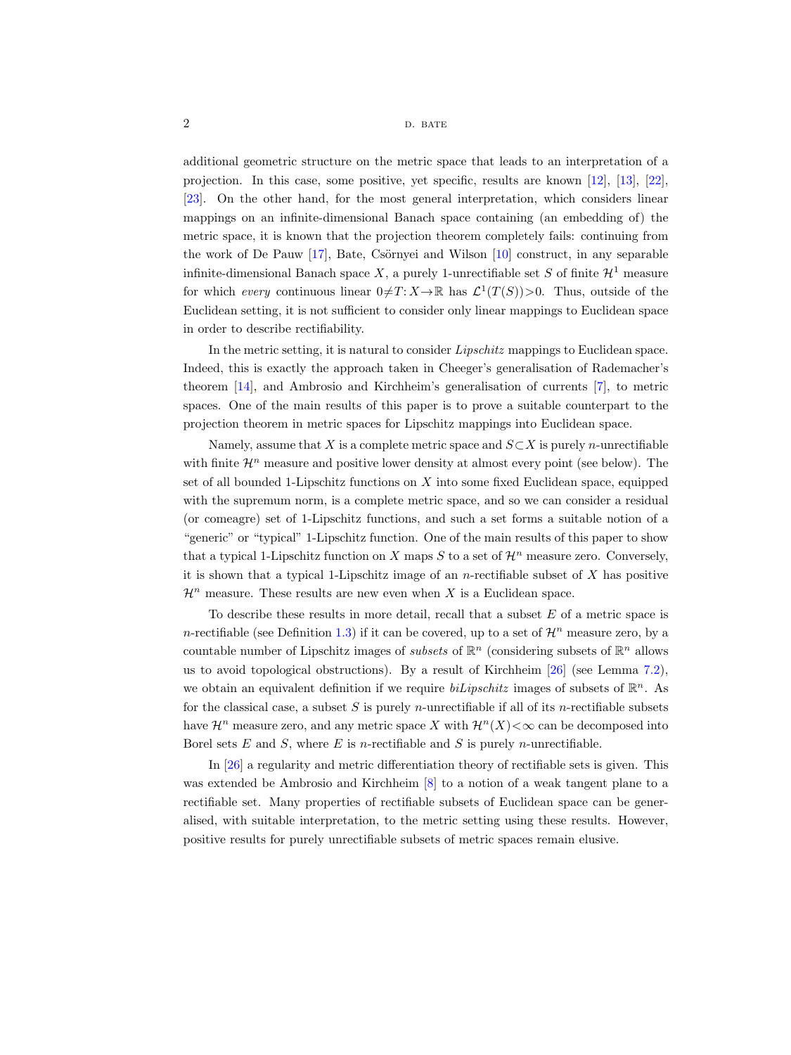additional geometric structure on the metric space that leads to an interpretation of a projection. In this case, some positive, yet specific, results are known [12], [13], [22], [23]. On the other hand, for the most general interpretation, which considers linear mappings on an infinite-dimensional Banach space containing (an embedding of) the metric space, it is known that the projection theorem completely fails: continuing from the work of De Pauw [17], Bate, Csörnyei and Wilson [10] construct, in any separable infinite-dimensional Banach space $X$, a purely 1-unrectifiable set $S$ of finite $\mathcal{H}^1$ measure for which *every* continuous linear $0\neq T\colon X\to\mathbb{R}$ has $\mathcal{L}^1(T(S))>0$. Thus, outside of the Euclidean setting, it is not sufficient to consider only linear mappings to Euclidean space in order to describe rectifiability.

In the metric setting, it is natural to consider *Lipschitz* mappings to Euclidean space. Indeed, this is exactly the approach taken in Cheeger's generalisation of Rademacher's theorem [14], and Ambrosio and Kirchheim's generalisation of currents [7], to metric spaces. One of the main results of this paper is to prove a suitable counterpart to the projection theorem in metric spaces for Lipschitz mappings into Euclidean space.

Namely, assume that $X$ is a complete metric space and $S\subset X$ is purely $n$-unrectifiable with finite $\mathcal{H}^n$ measure and positive lower density at almost every point (see below). The set of all bounded 1-Lipschitz functions on $X$ into some fixed Euclidean space, equipped with the supremum norm, is a complete metric space, and so we can consider a residual (or comeagre) set of 1-Lipschitz functions, and such a set forms a suitable notion of a "generic" or "typical" 1-Lipschitz function. One of the main results of this paper to show that a typical 1-Lipschitz function on $X$ maps $S$ to a set of $\mathcal{H}^n$ measure zero. Conversely, it is shown that a typical 1-Lipschitz image of an $n$-rectifiable subset of $X$ has positive $\mathcal{H}^n$ measure. These results are new even when $X$ is a Euclidean space.

To describe these results in more detail, recall that a subset $E$ of a metric space is $n$-rectifiable (see Definition 1.3) if it can be covered, up to a set of $\mathcal{H}^n$ measure zero, by a countable number of Lipschitz images of *subsets* of $\mathbb{R}^n$ (considering subsets of $\mathbb{R}^n$ allows us to avoid topological obstructions). By a result of Kirchheim [26] (see Lemma 7.2), we obtain an equivalent definition if we require *biLipschitz* images of subsets of $\mathbb{R}^n$. As for the classical case, a subset $S$ is purely $n$-unrectifiable if all of its $n$-rectifiable subsets have $\mathcal{H}^n$ measure zero, and any metric space $X$ with $\mathcal{H}^n(X)<\infty$ can be decomposed into Borel sets $E$ and $S$, where $E$ is $n$-rectifiable and $S$ is purely $n$-unrectifiable.

In [26] a regularity and metric differentiation theory of rectifiable sets is given. This was extended be Ambrosio and Kirchheim [8] to a notion of a weak tangent plane to a rectifiable set. Many properties of rectifiable subsets of Euclidean space can be generalised, with suitable interpretation, to the metric setting using these results. However, positive results for purely unrectifiable subsets of metric spaces remain elusive.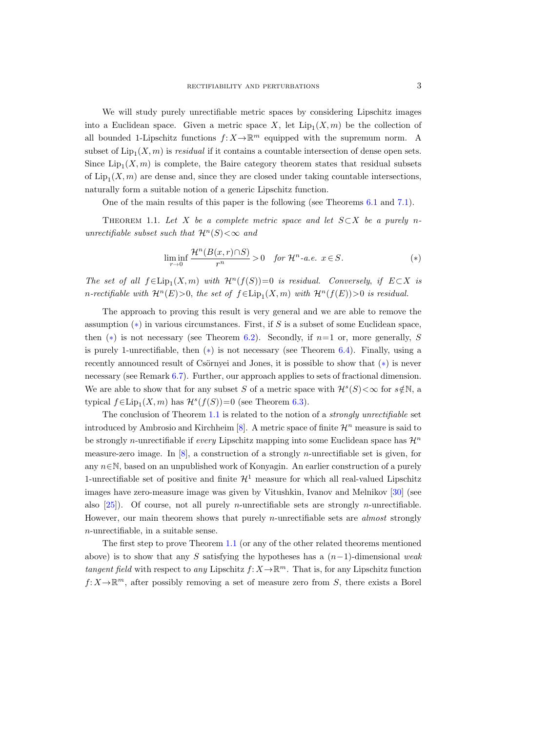We will study purely unrectifiable metric spaces by considering Lipschitz images into a Euclidean space. Given a metric space $X$, let $\mathrm{Lip}_1(X,m)$ be the collection of all bounded 1-Lipschitz functions $f\colon X\to\mathbb{R}^m$ equipped with the supremum norm. A subset of $\mathrm{Lip}_1(X,m)$ is *residual* if it contains a countable intersection of dense open sets. Since $\mathrm{Lip}_1(X,m)$ is complete, the Baire category theorem states that residual subsets of $\mathrm{Lip}_1(X,m)$ are dense and, since they are closed under taking countable intersections, naturally form a suitable notion of a generic Lipschitz function.

One of the main results of this paper is the following (see Theorems 6.1 and 7.1).

Theorem 1.1. *Let $X$ be a complete metric space and let $S\subset X$ be a purely $n$-unrectifiable subset such that $\mathcal{H}^n(S)<\infty$ and*

$$\liminf_{r\to 0}\frac{\mathcal{H}^n(B(x,r)\cap S)}{r^n}>0\quad \text{for } \mathcal{H}^n\text{-a.e. } x\in S. \tag{$*$}$$

*The set of all $f\in\mathrm{Lip}_1(X,m)$ with $\mathcal{H}^n(f(S))=0$ is residual. Conversely, if $E\subset X$ is $n$-rectifiable with $\mathcal{H}^n(E)>0$, the set of $f\in\mathrm{Lip}_1(X,m)$ with $\mathcal{H}^n(f(E))>0$ is residual.*

The approach to proving this result is very general and we are able to remove the assumption ($*$) in various circumstances. First, if $S$ is a subset of some Euclidean space, then ($*$) is not necessary (see Theorem 6.2). Secondly, if $n=1$ or, more generally, $S$ is purely 1-unrectifiable, then ($*$) is not necessary (see Theorem 6.4). Finally, using a recently announced result of Csörnyei and Jones, it is possible to show that ($*$) is never necessary (see Remark 6.7). Further, our approach applies to sets of fractional dimension. We are able to show that for any subset $S$ of a metric space with $\mathcal{H}^s(S)<\infty$ for $s\notin\mathbb{N}$, a typical $f\in\mathrm{Lip}_1(X,m)$ has $\mathcal{H}^s(f(S))=0$ (see Theorem 6.3).

The conclusion of Theorem 1.1 is related to the notion of a *strongly unrectifiable* set introduced by Ambrosio and Kirchheim [8]. A metric space of finite $\mathcal{H}^n$ measure is said to be strongly $n$-unrectifiable if *every* Lipschitz mapping into some Euclidean space has $\mathcal{H}^n$ measure-zero image. In [8], a construction of a strongly $n$-unrectifiable set is given, for any $n\in\mathbb{N}$, based on an unpublished work of Konyagin. An earlier construction of a purely 1-unrectifiable set of positive and finite $\mathcal{H}^1$ measure for which all real-valued Lipschitz images have zero-measure image was given by Vitushkin, Ivanov and Melnikov [30] (see also [25]). Of course, not all purely $n$-unrectifiable sets are strongly $n$-unrectifiable. However, our main theorem shows that purely $n$-unrectifiable sets are *almost* strongly $n$-unrectifiable, in a suitable sense.

The first step to prove Theorem 1.1 (or any of the other related theorems mentioned above) is to show that any $S$ satisfying the hypotheses has a $(n-1)$-dimensional *weak tangent field* with respect to *any* Lipschitz $f\colon X\to\mathbb{R}^m$. That is, for any Lipschitz function $f\colon X\to\mathbb{R}^m$, after possibly removing a set of measure zero from $S$, there exists a Borel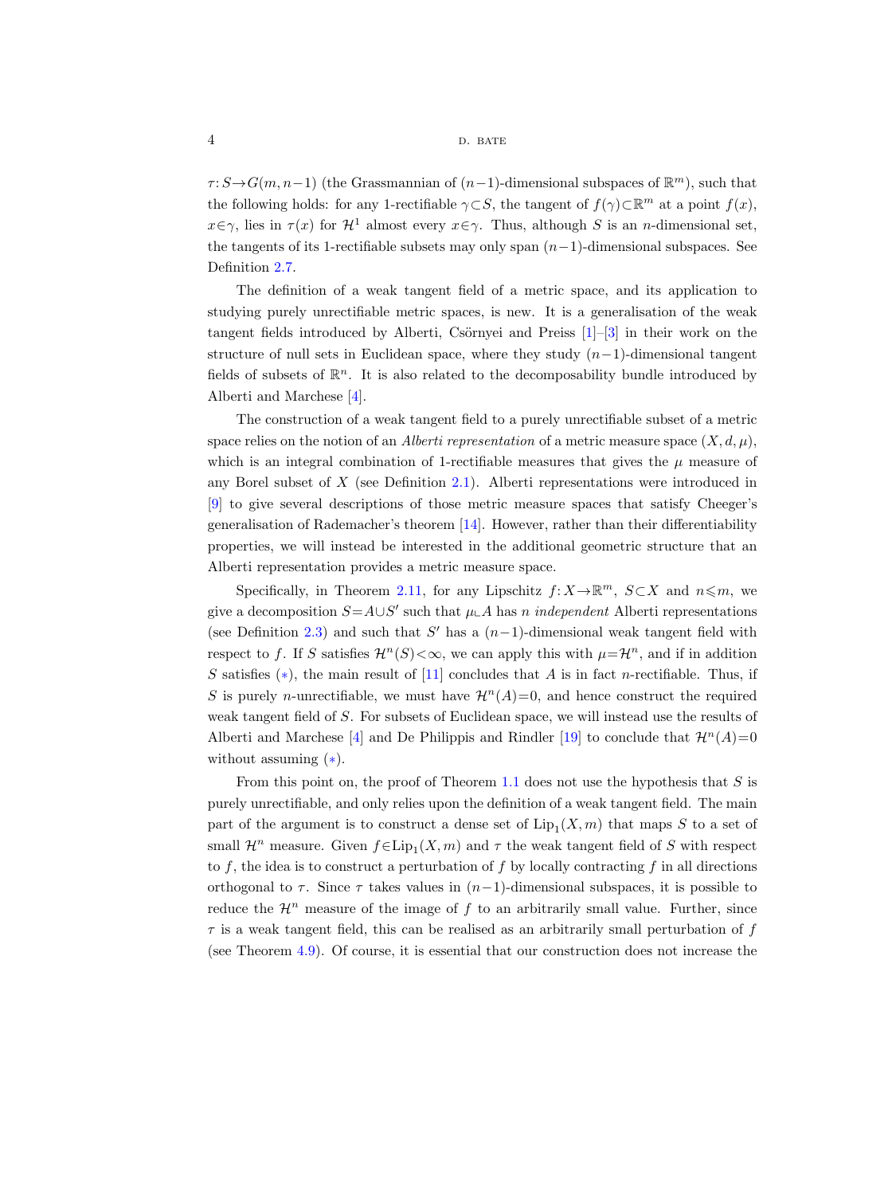$\tau\colon S\to G(m,n-1)$ (the Grassmannian of $(n-1)$-dimensional subspaces of $\mathbb{R}^m$), such that the following holds: for any 1-rectifiable $\gamma\subset S$, the tangent of $f(\gamma)\subset\mathbb{R}^m$ at a point $f(x)$, $x\in\gamma$, lies in $\tau(x)$ for $\mathcal{H}^1$ almost every $x\in\gamma$. Thus, although $S$ is an $n$-dimensional set, the tangents of its 1-rectifiable subsets may only span $(n-1)$-dimensional subspaces. See Definition 2.7.

The definition of a weak tangent field of a metric space, and its application to studying purely unrectifiable metric spaces, is new. It is a generalisation of the weak tangent fields introduced by Alberti, Csörnyei and Preiss [1]–[3] in their work on the structure of null sets in Euclidean space, where they study $(n-1)$-dimensional tangent fields of subsets of $\mathbb{R}^n$. It is also related to the decomposability bundle introduced by Alberti and Marchese [4].

The construction of a weak tangent field to a purely unrectifiable subset of a metric space relies on the notion of an *Alberti representation* of a metric measure space $(X,d,\mu)$, which is an integral combination of 1-rectifiable measures that gives the $\mu$ measure of any Borel subset of $X$ (see Definition 2.1). Alberti representations were introduced in [9] to give several descriptions of those metric measure spaces that satisfy Cheeger's generalisation of Rademacher's theorem [14]. However, rather than their differentiability properties, we will instead be interested in the additional geometric structure that an Alberti representation provides a metric measure space.

Specifically, in Theorem 2.11, for any Lipschitz $f\colon X\to\mathbb{R}^m$, $S\subset X$ and $n\leqslant m$, we give a decomposition $S=A\cup S'$ such that $\mu\llcorner A$ has $n$ *independent* Alberti representations (see Definition 2.3) and such that $S'$ has a $(n-1)$-dimensional weak tangent field with respect to $f$. If $S$ satisfies $\mathcal{H}^n(S)<\infty$, we can apply this with $\mu=\mathcal{H}^n$, and if in addition $S$ satisfies $(*)$, the main result of [11] concludes that $A$ is in fact $n$-rectifiable. Thus, if $S$ is purely $n$-unrectifiable, we must have $\mathcal{H}^n(A)=0$, and hence construct the required weak tangent field of $S$. For subsets of Euclidean space, we will instead use the results of Alberti and Marchese [4] and De Philippis and Rindler [19] to conclude that $\mathcal{H}^n(A)=0$ without assuming $(*)$.

From this point on, the proof of Theorem 1.1 does not use the hypothesis that $S$ is purely unrectifiable, and only relies upon the definition of a weak tangent field. The main part of the argument is to construct a dense set of $\mathrm{Lip}_1(X,m)$ that maps $S$ to a set of small $\mathcal{H}^n$ measure. Given $f\in\mathrm{Lip}_1(X,m)$ and $\tau$ the weak tangent field of $S$ with respect to $f$, the idea is to construct a perturbation of $f$ by locally contracting $f$ in all directions orthogonal to $\tau$. Since $\tau$ takes values in $(n-1)$-dimensional subspaces, it is possible to reduce the $\mathcal{H}^n$ measure of the image of $f$ to an arbitrarily small value. Further, since $\tau$ is a weak tangent field, this can be realised as an arbitrarily small perturbation of $f$ (see Theorem 4.9). Of course, it is essential that our construction does not increase the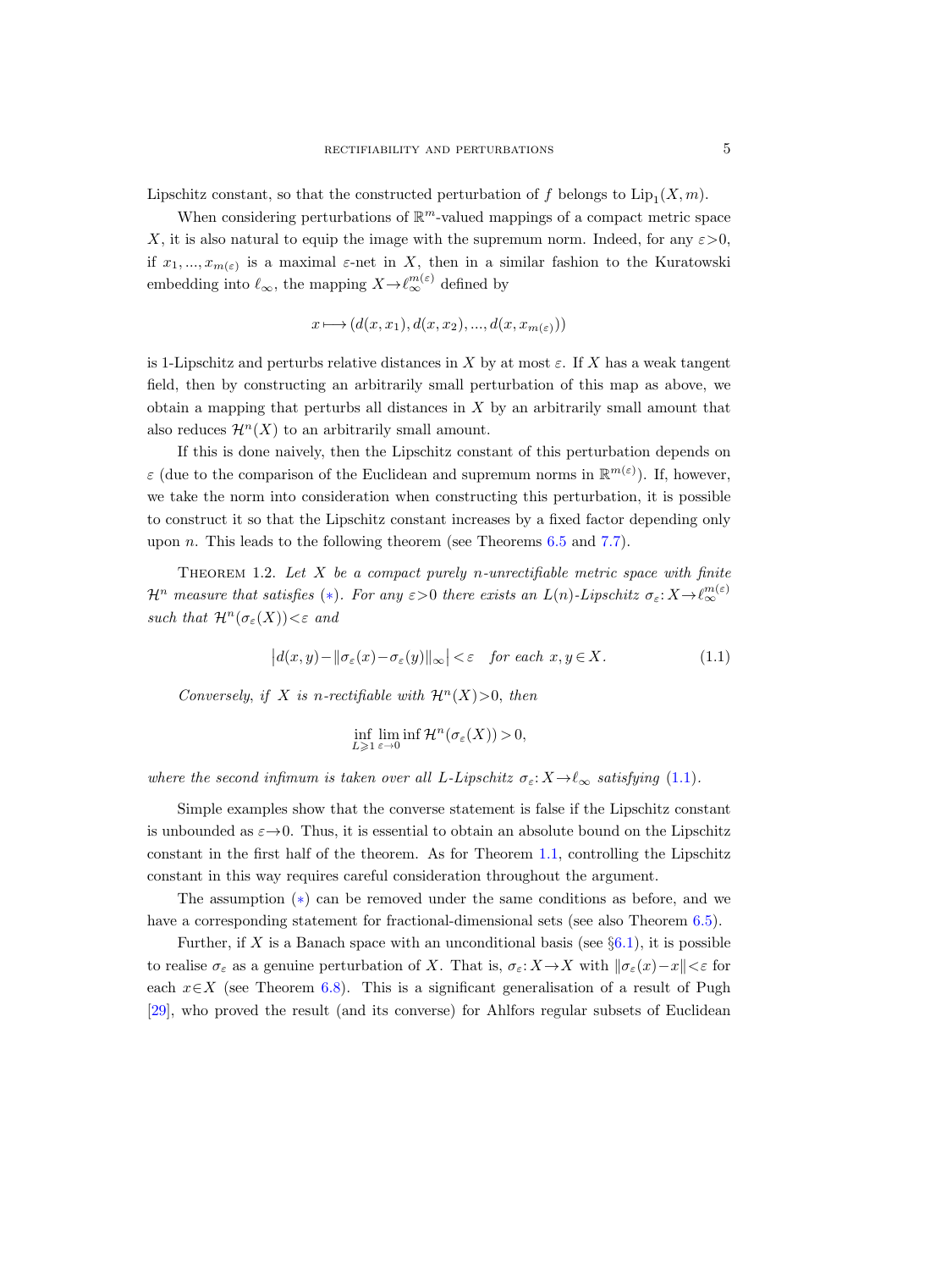Lipschitz constant, so that the constructed perturbation of $f$ belongs to $\mathrm{Lip}_1(X,m)$.

When considering perturbations of $\mathbb{R}^m$-valued mappings of a compact metric space $X$, it is also natural to equip the image with the supremum norm. Indeed, for any $\varepsilon>0$, if $x_1,...,x_{m(\varepsilon)}$ is a maximal $\varepsilon$-net in $X$, then in a similar fashion to the Kuratowski embedding into $\ell_\infty$, the mapping $X\to\ell_\infty^{m(\varepsilon)}$ defined by

$$x\longmapsto (d(x,x_1),d(x,x_2),...,d(x,x_{m(\varepsilon)}))$$

is 1-Lipschitz and perturbs relative distances in $X$ by at most $\varepsilon$. If $X$ has a weak tangent field, then by constructing an arbitrarily small perturbation of this map as above, we obtain a mapping that perturbs all distances in $X$ by an arbitrarily small amount that also reduces $\mathcal{H}^n(X)$ to an arbitrarily small amount.

If this is done naively, then the Lipschitz constant of this perturbation depends on $\varepsilon$ (due to the comparison of the Euclidean and supremum norms in $\mathbb{R}^{m(\varepsilon)}$). If, however, we take the norm into consideration when constructing this perturbation, it is possible to construct it so that the Lipschitz constant increases by a fixed factor depending only upon $n$. This leads to the following theorem (see Theorems 6.5 and 7.7).

Theorem 1.2. *Let $X$ be a compact purely $n$-unrectifiable metric space with finite $\mathcal{H}^n$ measure that satisfies (∗). For any $\varepsilon>0$ there exists an $L(n)$-Lipschitz $\sigma_\varepsilon\colon X\to\ell_\infty^{m(\varepsilon)}$ such that $\mathcal{H}^n(\sigma_\varepsilon(X))<\varepsilon$ and*

$$\big|d(x,y)-\|\sigma_\varepsilon(x)-\sigma_\varepsilon(y)\|_\infty\big|<\varepsilon \quad \text{for each } x,y\in X. \tag{1.1}$$

*Conversely, if $X$ is $n$-rectifiable with $\mathcal{H}^n(X)>0$, then*

$$\inf_{L\geqslant 1}\liminf_{\varepsilon\to 0}\inf \mathcal{H}^n(\sigma_\varepsilon(X))>0,$$

*where the second infimum is taken over all $L$-Lipschitz $\sigma_\varepsilon\colon X\to\ell_\infty$ satisfying (1.1).*

Simple examples show that the converse statement is false if the Lipschitz constant is unbounded as $\varepsilon\to 0$. Thus, it is essential to obtain an absolute bound on the Lipschitz constant in the first half of the theorem. As for Theorem 1.1, controlling the Lipschitz constant in this way requires careful consideration throughout the argument.

The assumption (∗) can be removed under the same conditions as before, and we have a corresponding statement for fractional-dimensional sets (see also Theorem 6.5).

Further, if $X$ is a Banach space with an unconditional basis (see §6.1), it is possible to realise $\sigma_\varepsilon$ as a genuine perturbation of $X$. That is, $\sigma_\varepsilon\colon X\to X$ with $\|\sigma_\varepsilon(x)-x\|<\varepsilon$ for each $x\in X$ (see Theorem 6.8). This is a significant generalisation of a result of Pugh [29], who proved the result (and its converse) for Ahlfors regular subsets of Euclidean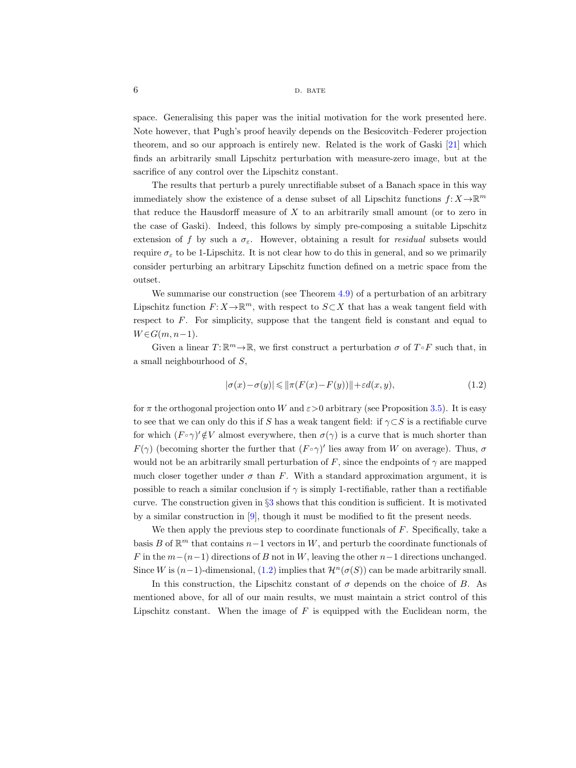space. Generalising this paper was the initial motivation for the work presented here. Note however, that Pugh's proof heavily depends on the Besicovitch–Federer projection theorem, and so our approach is entirely new. Related is the work of Gaski [21] which finds an arbitrarily small Lipschitz perturbation with measure-zero image, but at the sacrifice of any control over the Lipschitz constant.

The results that perturb a purely unrectifiable subset of a Banach space in this way immediately show the existence of a dense subset of all Lipschitz functions $f\colon X\to\mathbb{R}^m$ that reduce the Hausdorff measure of $X$ to an arbitrarily small amount (or to zero in the case of Gaski). Indeed, this follows by simply pre-composing a suitable Lipschitz extension of $f$ by such a $\sigma_\varepsilon$. However, obtaining a result for *residual* subsets would require $\sigma_\varepsilon$ to be 1-Lipschitz. It is not clear how to do this in general, and so we primarily consider perturbing an arbitrary Lipschitz function defined on a metric space from the outset.

We summarise our construction (see Theorem 4.9) of a perturbation of an arbitrary Lipschitz function $F\colon X\to\mathbb{R}^m$, with respect to $S\subset X$ that has a weak tangent field with respect to $F$. For simplicity, suppose that the tangent field is constant and equal to $W\in G(m,n-1)$.

Given a linear $T\colon\mathbb{R}^m\to\mathbb{R}$, we first construct a perturbation $\sigma$ of $T\circ F$ such that, in a small neighbourhood of $S$,

$$|\sigma(x)-\sigma(y)|\leqslant\|\pi(F(x)-F(y))\|+\varepsilon d(x,y), \tag{1.2}$$

for $\pi$ the orthogonal projection onto $W$ and $\varepsilon>0$ arbitrary (see Proposition 3.5). It is easy to see that we can only do this if $S$ has a weak tangent field: if $\gamma\subset S$ is a rectifiable curve for which $(F\circ\gamma)'\notin V$ almost everywhere, then $\sigma(\gamma)$ is a curve that is much shorter than $F(\gamma)$ (becoming shorter the further that $(F\circ\gamma)'$ lies away from $W$ on average). Thus, $\sigma$ would not be an arbitrarily small perturbation of $F$, since the endpoints of $\gamma$ are mapped much closer together under $\sigma$ than $F$. With a standard approximation argument, it is possible to reach a similar conclusion if $\gamma$ is simply 1-rectifiable, rather than a rectifiable curve. The construction given in §3 shows that this condition is sufficient. It is motivated by a similar construction in [9], though it must be modified to fit the present needs.

We then apply the previous step to coordinate functionals of $F$. Specifically, take a basis $B$ of $\mathbb{R}^m$ that contains $n-1$ vectors in $W$, and perturb the coordinate functionals of $F$ in the $m-(n-1)$ directions of $B$ not in $W$, leaving the other $n-1$ directions unchanged. Since $W$ is $(n-1)$-dimensional, (1.2) implies that $\mathcal{H}^n(\sigma(S))$ can be made arbitrarily small.

In this construction, the Lipschitz constant of $\sigma$ depends on the choice of $B$. As mentioned above, for all of our main results, we must maintain a strict control of this Lipschitz constant. When the image of $F$ is equipped with the Euclidean norm, the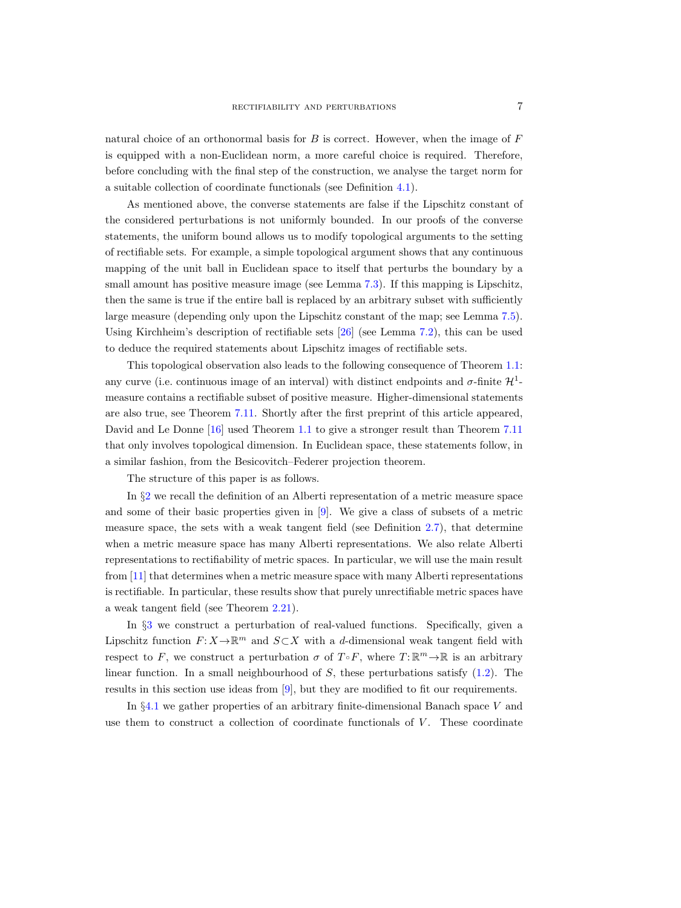natural choice of an orthonormal basis for $B$ is correct. However, when the image of $F$ is equipped with a non-Euclidean norm, a more careful choice is required. Therefore, before concluding with the final step of the construction, we analyse the target norm for a suitable collection of coordinate functionals (see Definition 4.1).

As mentioned above, the converse statements are false if the Lipschitz constant of the considered perturbations is not uniformly bounded. In our proofs of the converse statements, the uniform bound allows us to modify topological arguments to the setting of rectifiable sets. For example, a simple topological argument shows that any continuous mapping of the unit ball in Euclidean space to itself that perturbs the boundary by a small amount has positive measure image (see Lemma 7.3). If this mapping is Lipschitz, then the same is true if the entire ball is replaced by an arbitrary subset with sufficiently large measure (depending only upon the Lipschitz constant of the map; see Lemma 7.5). Using Kirchheim's description of rectifiable sets [26] (see Lemma 7.2), this can be used to deduce the required statements about Lipschitz images of rectifiable sets.

This topological observation also leads to the following consequence of Theorem 1.1: any curve (i.e. continuous image of an interval) with distinct endpoints and $\sigma$-finite $\mathcal{H}^1$-measure contains a rectifiable subset of positive measure. Higher-dimensional statements are also true, see Theorem 7.11. Shortly after the first preprint of this article appeared, David and Le Donne [16] used Theorem 1.1 to give a stronger result than Theorem 7.11 that only involves topological dimension. In Euclidean space, these statements follow, in a similar fashion, from the Besicovitch–Federer projection theorem.

The structure of this paper is as follows.

In §2 we recall the definition of an Alberti representation of a metric measure space and some of their basic properties given in [9]. We give a class of subsets of a metric measure space, the sets with a weak tangent field (see Definition 2.7), that determine when a metric measure space has many Alberti representations. We also relate Alberti representations to rectifiability of metric spaces. In particular, we will use the main result from [11] that determines when a metric measure space with many Alberti representations is rectifiable. In particular, these results show that purely unrectifiable metric spaces have a weak tangent field (see Theorem 2.21).

In §3 we construct a perturbation of real-valued functions. Specifically, given a Lipschitz function $F\colon X\to\mathbb{R}^m$ and $S\subset X$ with a $d$-dimensional weak tangent field with respect to $F$, we construct a perturbation $\sigma$ of $T\circ F$, where $T\colon\mathbb{R}^m\to\mathbb{R}$ is an arbitrary linear function. In a small neighbourhood of $S$, these perturbations satisfy (1.2). The results in this section use ideas from [9], but they are modified to fit our requirements.

In §4.1 we gather properties of an arbitrary finite-dimensional Banach space $V$ and use them to construct a collection of coordinate functionals of $V$. These coordinate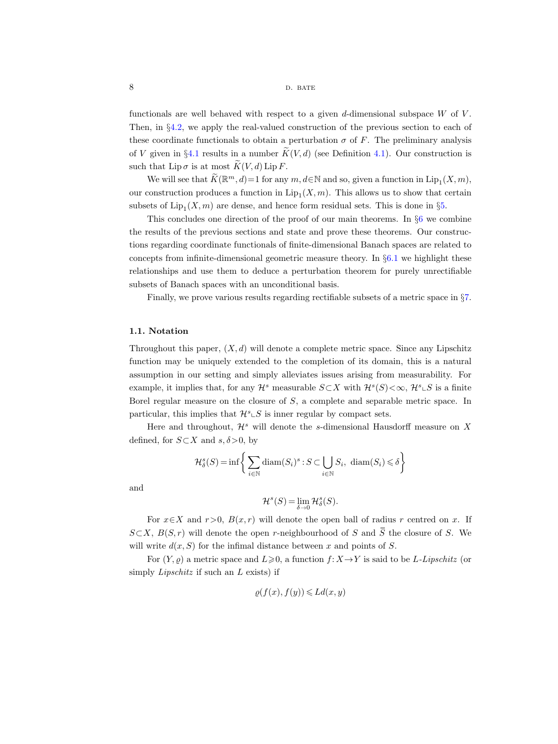functionals are well behaved with respect to a given $d$-dimensional subspace $W$ of $V$. Then, in §4.2, we apply the real-valued construction of the previous section to each of these coordinate functionals to obtain a perturbation $\sigma$ of $F$. The preliminary analysis of $V$ given in §4.1 results in a number $\widetilde{K}(V,d)$ (see Definition 4.1). Our construction is such that $\operatorname{Lip}\sigma$ is at most $\widetilde{K}(V,d)\operatorname{Lip}F$.

We will see that $\widetilde{K}(\mathbb{R}^m,d)=1$ for any $m,d\in\mathbb{N}$ and so, given a function in $\operatorname{Lip}_1(X,m)$, our construction produces a function in $\operatorname{Lip}_1(X,m)$. This allows us to show that certain subsets of $\operatorname{Lip}_1(X,m)$ are dense, and hence form residual sets. This is done in §5.

This concludes one direction of the proof of our main theorems. In §6 we combine the results of the previous sections and state and prove these theorems. Our constructions regarding coordinate functionals of finite-dimensional Banach spaces are related to concepts from infinite-dimensional geometric measure theory. In §6.1 we highlight these relationships and use them to deduce a perturbation theorem for purely unrectifiable subsets of Banach spaces with an unconditional basis.

Finally, we prove various results regarding rectifiable subsets of a metric space in §7.

### 1.1. Notation

Throughout this paper, $(X,d)$ will denote a complete metric space. Since any Lipschitz function may be uniquely extended to the completion of its domain, this is a natural assumption in our setting and simply alleviates issues arising from measurability. For example, it implies that, for any $\mathcal{H}^s$ measurable $S\subset X$ with $\mathcal{H}^s(S)<\infty$, $\mathcal{H}^s \llcorner S$ is a finite Borel regular measure on the closure of $S$, a complete and separable metric space. In particular, this implies that $\mathcal{H}^s \llcorner S$ is inner regular by compact sets.

Here and throughout, $\mathcal{H}^s$ will denote the $s$-dimensional Hausdorff measure on $X$ defined, for $S\subset X$ and $s,\delta>0$, by

$$\mathcal{H}^s_\delta(S)=\inf\left\{\sum_{i\in\mathbb{N}}\operatorname{diam}(S_i)^s : S\subset\bigcup_{i\in\mathbb{N}}S_i,\ \operatorname{diam}(S_i)\leqslant\delta\right\}$$

and

$$\mathcal{H}^s(S)=\lim_{\delta\to 0}\mathcal{H}^s_\delta(S).$$

For $x\in X$ and $r>0$, $B(x,r)$ will denote the open ball of radius $r$ centred on $x$. If $S\subset X$, $B(S,r)$ will denote the open $r$-neighbourhood of $S$ and $\overline{S}$ the closure of $S$. We will write $d(x,S)$ for the infimal distance between $x$ and points of $S$.

For $(Y,\varrho)$ a metric space and $L\geqslant 0$, a function $f\colon X\to Y$ is said to be *$L$-Lipschitz* (or simply *Lipschitz* if such an $L$ exists) if

$$\varrho(f(x),f(y))\leqslant Ld(x,y)$$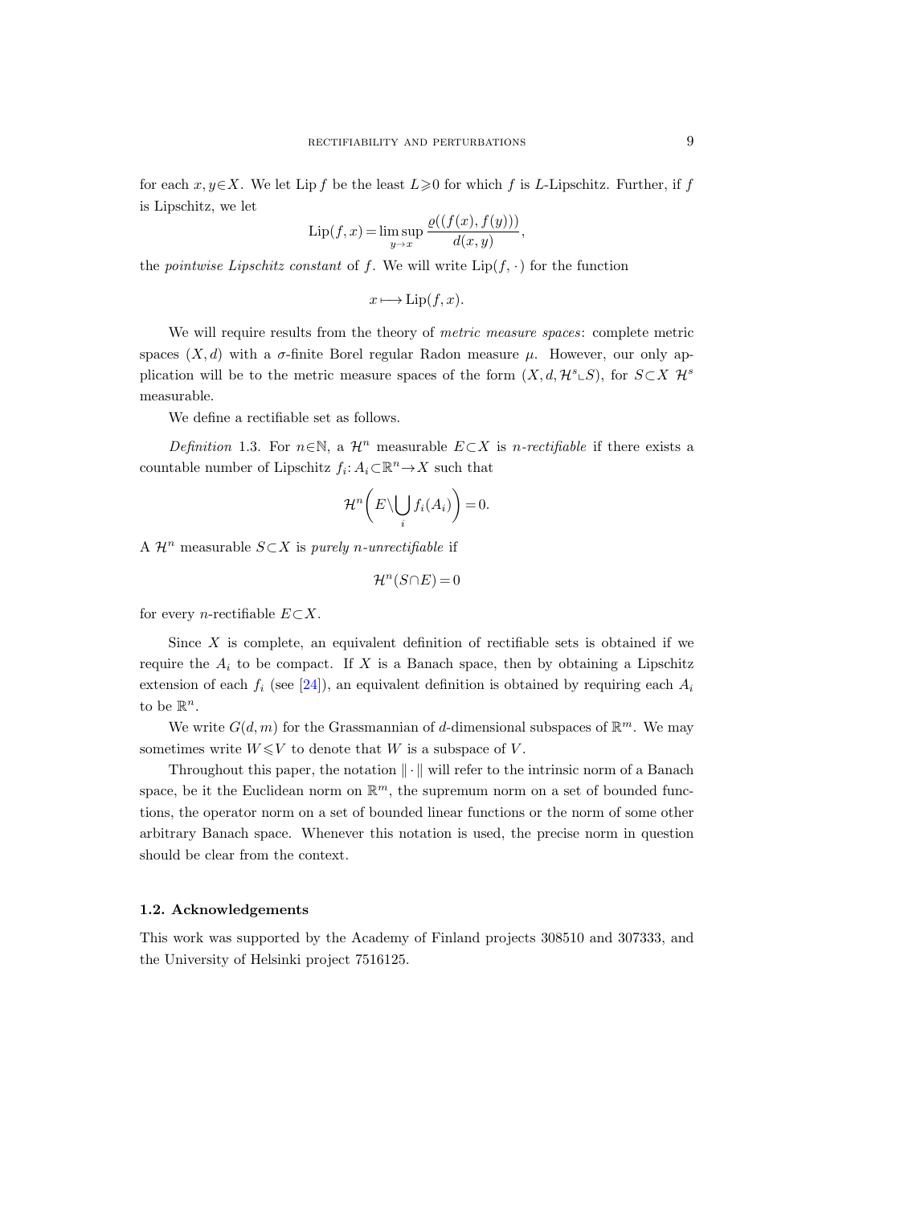for each $x, y \in X$. We let $\operatorname{Lip} f$ be the least $L \geqslant 0$ for which $f$ is $L$-Lipschitz. Further, if $f$ is Lipschitz, we let

$$\operatorname{Lip}(f, x) = \limsup_{y \to x} \frac{\varrho((f(x), f(y)))}{d(x, y)},$$

the *pointwise Lipschitz constant* of $f$. We will write $\operatorname{Lip}(f, \cdot)$ for the function

$$x \longmapsto \operatorname{Lip}(f, x).$$

We will require results from the theory of *metric measure spaces*: complete metric spaces $(X, d)$ with a $\sigma$-finite Borel regular Radon measure $\mu$. However, our only application will be to the metric measure spaces of the form $(X, d, \mathcal{H}^s \llcorner S)$, for $S \subset X$ $\mathcal{H}^s$ measurable.

We define a rectifiable set as follows.

*Definition* 1.3. For $n \in \mathbb{N}$, a $\mathcal{H}^n$ measurable $E \subset X$ is *$n$-rectifiable* if there exists a countable number of Lipschitz $f_i \colon A_i \subset \mathbb{R}^n \to X$ such that

$$\mathcal{H}^n\left(E \setminus \bigcup_i f_i(A_i)\right) = 0.$$

A $\mathcal{H}^n$ measurable $S \subset X$ is *purely $n$-unrectifiable* if

$$\mathcal{H}^n(S \cap E) = 0$$

for every $n$-rectifiable $E \subset X$.

Since $X$ is complete, an equivalent definition of rectifiable sets is obtained if we require the $A_i$ to be compact. If $X$ is a Banach space, then by obtaining a Lipschitz extension of each $f_i$ (see [24]), an equivalent definition is obtained by requiring each $A_i$ to be $\mathbb{R}^n$.

We write $G(d, m)$ for the Grassmannian of $d$-dimensional subspaces of $\mathbb{R}^m$. We may sometimes write $W \leqslant V$ to denote that $W$ is a subspace of $V$.

Throughout this paper, the notation $\|\cdot\|$ will refer to the intrinsic norm of a Banach space, be it the Euclidean norm on $\mathbb{R}^m$, the supremum norm on a set of bounded functions, the operator norm on a set of bounded linear functions or the norm of some other arbitrary Banach space. Whenever this notation is used, the precise norm in question should be clear from the context.

### 1.2. Acknowledgements

This work was supported by the Academy of Finland projects 308510 and 307333, and the University of Helsinki project 7516125.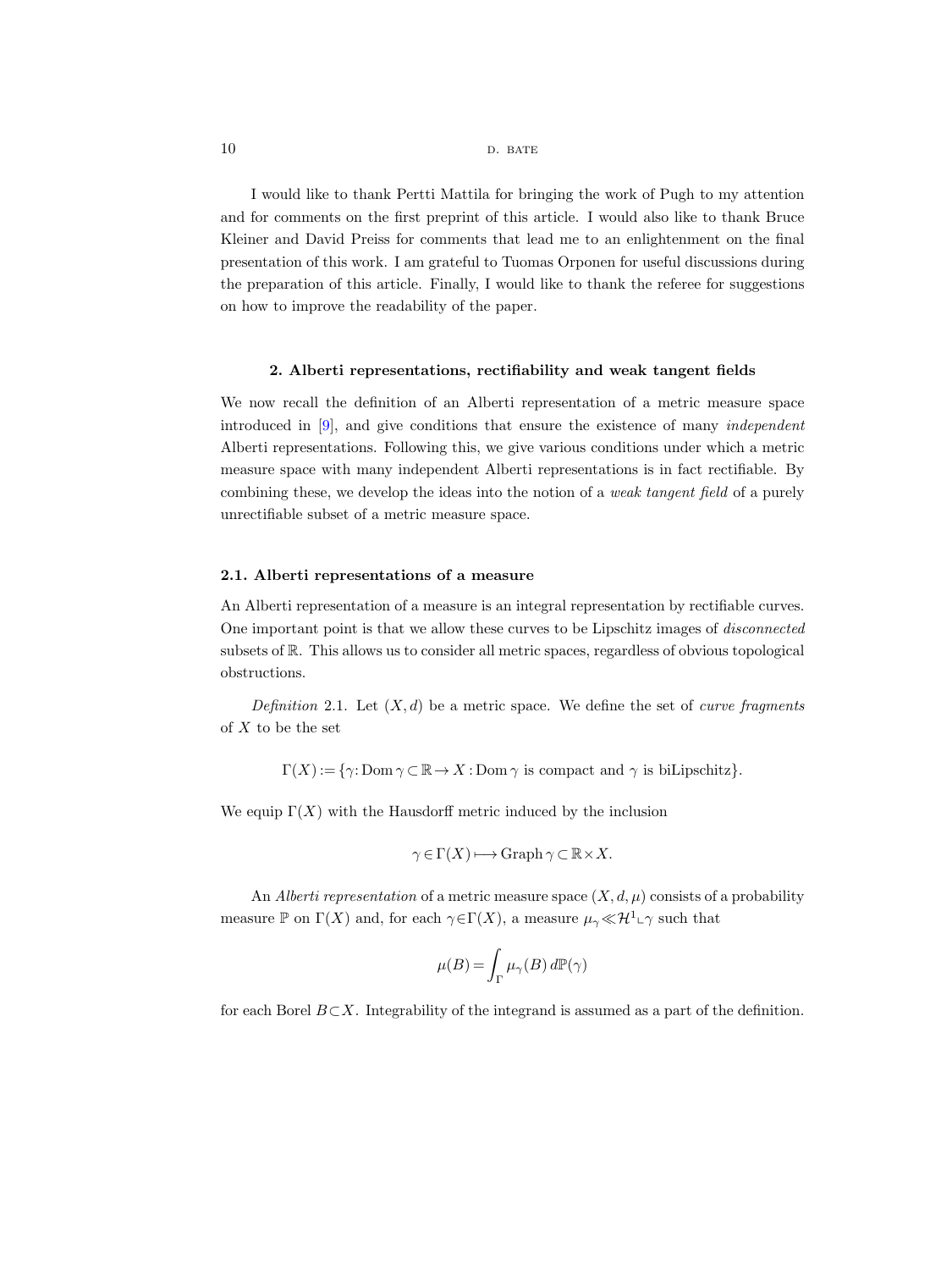I would like to thank Pertti Mattila for bringing the work of Pugh to my attention and for comments on the first preprint of this article. I would also like to thank Bruce Kleiner and David Preiss for comments that lead me to an enlightenment on the final presentation of this work. I am grateful to Tuomas Orponen for useful discussions during the preparation of this article. Finally, I would like to thank the referee for suggestions on how to improve the readability of the paper.

## 2. Alberti representations, rectifiability and weak tangent fields

We now recall the definition of an Alberti representation of a metric measure space introduced in [9], and give conditions that ensure the existence of many *independent* Alberti representations. Following this, we give various conditions under which a metric measure space with many independent Alberti representations is in fact rectifiable. By combining these, we develop the ideas into the notion of a *weak tangent field* of a purely unrectifiable subset of a metric measure space.

### 2.1. Alberti representations of a measure

An Alberti representation of a measure is an integral representation by rectifiable curves. One important point is that we allow these curves to be Lipschitz images of *disconnected* subsets of $\mathbb{R}$. This allows us to consider all metric spaces, regardless of obvious topological obstructions.

*Definition* 2.1. Let $(X, d)$ be a metric space. We define the set of *curve fragments* of $X$ to be the set

$$\Gamma(X) := \{\gamma \colon \operatorname{Dom}\gamma \subset \mathbb{R} \to X : \operatorname{Dom}\gamma \text{ is compact and } \gamma \text{ is biLipschitz}\}.$$

We equip $\Gamma(X)$ with the Hausdorff metric induced by the inclusion

$$\gamma \in \Gamma(X) \longmapsto \operatorname{Graph}\gamma \subset \mathbb{R} \times X.$$

An *Alberti representation* of a metric measure space $(X, d, \mu)$ consists of a probability measure $\mathbb{P}$ on $\Gamma(X)$ and, for each $\gamma \in \Gamma(X)$, a measure $\mu_\gamma \ll \mathcal{H}^1 \llcorner \gamma$ such that

$$\mu(B) = \int_\Gamma \mu_\gamma(B)\, d\mathbb{P}(\gamma)$$

for each Borel $B \subset X$. Integrability of the integrand is assumed as a part of the definition.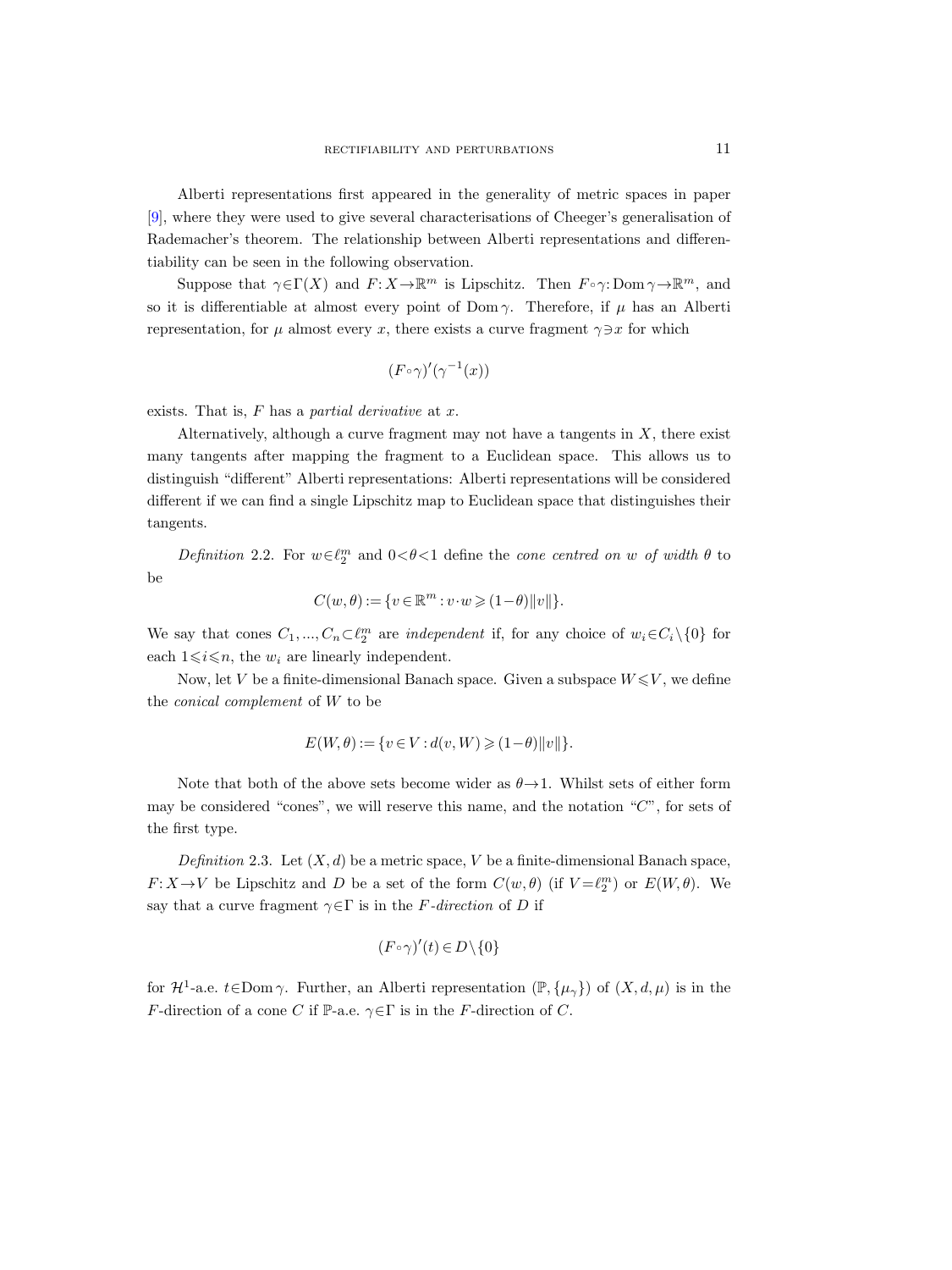Alberti representations first appeared in the generality of metric spaces in paper [9], where they were used to give several characterisations of Cheeger's generalisation of Rademacher's theorem. The relationship between Alberti representations and differentiability can be seen in the following observation.

Suppose that $\gamma\in\Gamma(X)$ and $F\colon X\to\mathbb{R}^m$ is Lipschitz. Then $F\circ\gamma\colon\operatorname{Dom}\gamma\to\mathbb{R}^m$, and so it is differentiable at almost every point of $\operatorname{Dom}\gamma$. Therefore, if $\mu$ has an Alberti representation, for $\mu$ almost every $x$, there exists a curve fragment $\gamma\ni x$ for which

$$(F\circ\gamma)'(\gamma^{-1}(x))$$

exists. That is, $F$ has a *partial derivative* at $x$.

Alternatively, although a curve fragment may not have a tangents in $X$, there exist many tangents after mapping the fragment to a Euclidean space. This allows us to distinguish "different" Alberti representations: Alberti representations will be considered different if we can find a single Lipschitz map to Euclidean space that distinguishes their tangents.

*Definition* 2.2. For $w\in\ell_2^m$ and $0<\theta<1$ define the *cone centred on $w$ of width $\theta$* to be

$$C(w,\theta):=\{v\in\mathbb{R}^m: v\cdot w\geqslant(1-\theta)\|v\|\}.$$

We say that cones $C_1,...,C_n\subset\ell_2^m$ are *independent* if, for any choice of $w_i\in C_i\setminus\{0\}$ for each $1\leqslant i\leqslant n$, the $w_i$ are linearly independent.

Now, let $V$ be a finite-dimensional Banach space. Given a subspace $W\leqslant V$, we define the *conical complement* of $W$ to be

$$E(W,\theta):=\{v\in V: d(v,W)\geqslant(1-\theta)\|v\|\}.$$

Note that both of the above sets become wider as $\theta\to1$. Whilst sets of either form may be considered "cones", we will reserve this name, and the notation "$C$", for sets of the first type.

*Definition* 2.3. Let $(X,d)$ be a metric space, $V$ be a finite-dimensional Banach space, $F\colon X\to V$ be Lipschitz and $D$ be a set of the form $C(w,\theta)$ (if $V=\ell_2^m$) or $E(W,\theta)$. We say that a curve fragment $\gamma\in\Gamma$ is in the *$F$-direction* of $D$ if

$$(F\circ\gamma)'(t)\in D\setminus\{0\}$$

for $\mathcal{H}^1$-a.e. $t\in\operatorname{Dom}\gamma$. Further, an Alberti representation $(\mathbb{P},\{\mu_\gamma\})$ of $(X,d,\mu)$ is in the $F$-direction of a cone $C$ if $\mathbb{P}$-a.e. $\gamma\in\Gamma$ is in the $F$-direction of $C$.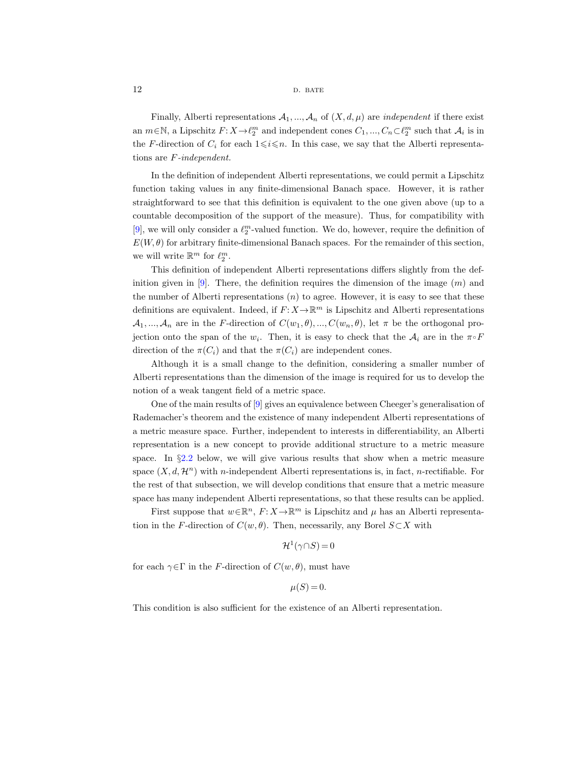Finally, Alberti representations $\mathcal{A}_1, ..., \mathcal{A}_n$ of $(X, d, \mu)$ are *independent* if there exist an $m \in \mathbb{N}$, a Lipschitz $F: X \to \ell_2^m$ and independent cones $C_1, ..., C_n \subset \ell_2^m$ such that $\mathcal{A}_i$ is in the $F$-direction of $C_i$ for each $1 \leqslant i \leqslant n$. In this case, we say that the Alberti representations are *$F$-independent.*

In the definition of independent Alberti representations, we could permit a Lipschitz function taking values in any finite-dimensional Banach space. However, it is rather straightforward to see that this definition is equivalent to the one given above (up to a countable decomposition of the support of the measure). Thus, for compatibility with [9], we will only consider a $\ell_2^m$-valued function. We do, however, require the definition of $E(W, \theta)$ for arbitrary finite-dimensional Banach spaces. For the remainder of this section, we will write $\mathbb{R}^m$ for $\ell_2^m$.

This definition of independent Alberti representations differs slightly from the definition given in [9]. There, the definition requires the dimension of the image ($m$) and the number of Alberti representations ($n$) to agree. However, it is easy to see that these definitions are equivalent. Indeed, if $F: X \to \mathbb{R}^m$ is Lipschitz and Alberti representations $\mathcal{A}_1, ..., \mathcal{A}_n$ are in the $F$-direction of $C(w_1, \theta), ..., C(w_n, \theta)$, let $\pi$ be the orthogonal projection onto the span of the $w_i$. Then, it is easy to check that the $\mathcal{A}_i$ are in the $\pi \circ F$ direction of the $\pi(C_i)$ and that the $\pi(C_i)$ are independent cones.

Although it is a small change to the definition, considering a smaller number of Alberti representations than the dimension of the image is required for us to develop the notion of a weak tangent field of a metric space.

One of the main results of [9] gives an equivalence between Cheeger's generalisation of Rademacher's theorem and the existence of many independent Alberti representations of a metric measure space. Further, independent to interests in differentiability, an Alberti representation is a new concept to provide additional structure to a metric measure space. In §2.2 below, we will give various results that show when a metric measure space $(X, d, \mathcal{H}^n)$ with $n$-independent Alberti representations is, in fact, $n$-rectifiable. For the rest of that subsection, we will develop conditions that ensure that a metric measure space has many independent Alberti representations, so that these results can be applied.

First suppose that $w \in \mathbb{R}^n$, $F: X \to \mathbb{R}^m$ is Lipschitz and $\mu$ has an Alberti representation in the $F$-direction of $C(w, \theta)$. Then, necessarily, any Borel $S \subset X$ with

$$\mathcal{H}^1(\gamma \cap S) = 0$$

for each $\gamma \in \Gamma$ in the $F$-direction of $C(w, \theta)$, must have

$$\mu(S) = 0.$$

This condition is also sufficient for the existence of an Alberti representation.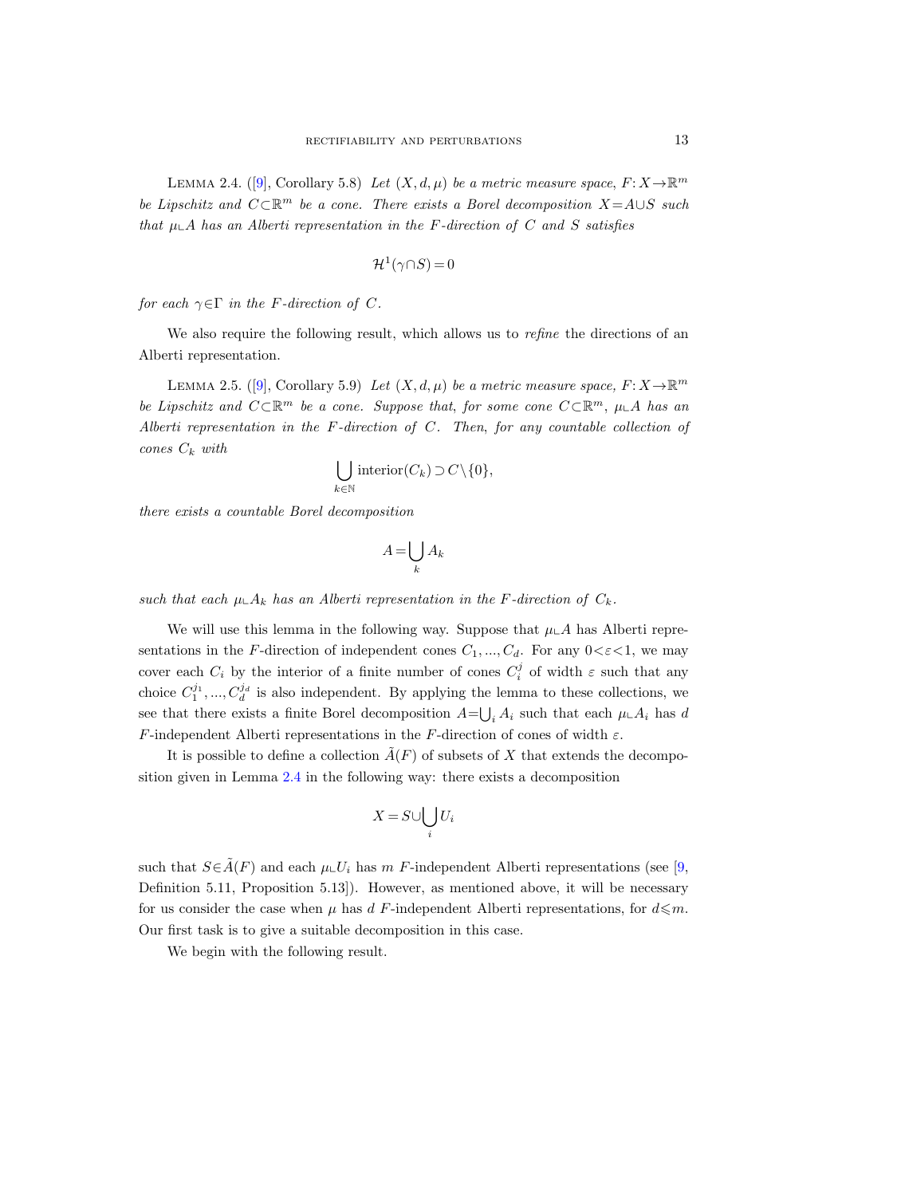Lemma 2.4. ([9], Corollary 5.8) *Let $(X,d,\mu)$ be a metric measure space, $F\colon X\to\mathbb{R}^m$ be Lipschitz and $C\subset\mathbb{R}^m$ be a cone. There exists a Borel decomposition $X=A\cup S$ such that $\mu\llcorner A$ has an Alberti representation in the $F$-direction of $C$ and $S$ satisfies*

$$\mathcal{H}^1(\gamma\cap S)=0$$

*for each $\gamma\in\Gamma$ in the $F$-direction of $C$.*

We also require the following result, which allows us to *refine* the directions of an Alberti representation.

Lemma 2.5. ([9], Corollary 5.9) *Let $(X,d,\mu)$ be a metric measure space, $F\colon X\to\mathbb{R}^m$ be Lipschitz and $C\subset\mathbb{R}^m$ be a cone. Suppose that, for some cone $C\subset\mathbb{R}^m$, $\mu\llcorner A$ has an Alberti representation in the $F$-direction of $C$. Then, for any countable collection of cones $C_k$ with*

$$\bigcup_{k\in\mathbb{N}}\operatorname{interior}(C_k)\supset C\setminus\{0\},$$

*there exists a countable Borel decomposition*

$$A=\bigcup_k A_k$$

*such that each $\mu\llcorner A_k$ has an Alberti representation in the $F$-direction of $C_k$.*

We will use this lemma in the following way. Suppose that $\mu\llcorner A$ has Alberti representations in the $F$-direction of independent cones $C_1,...,C_d$. For any $0<\varepsilon<1$, we may cover each $C_i$ by the interior of a finite number of cones $C_i^j$ of width $\varepsilon$ such that any choice $C_1^{j_1},...,C_d^{j_d}$ is also independent. By applying the lemma to these collections, we see that there exists a finite Borel decomposition $A=\bigcup_i A_i$ such that each $\mu\llcorner A_i$ has $d$ $F$-independent Alberti representations in the $F$-direction of cones of width $\varepsilon$.

It is possible to define a collection $\tilde{A}(F)$ of subsets of $X$ that extends the decomposition given in Lemma 2.4 in the following way: there exists a decomposition

$$X=S\cup\bigcup_i U_i$$

such that $S\in\tilde{A}(F)$ and each $\mu\llcorner U_i$ has $m$ $F$-independent Alberti representations (see [9, Definition 5.11, Proposition 5.13]). However, as mentioned above, it will be necessary for us consider the case when $\mu$ has $d$ $F$-independent Alberti representations, for $d\leqslant m$. Our first task is to give a suitable decomposition in this case.

We begin with the following result.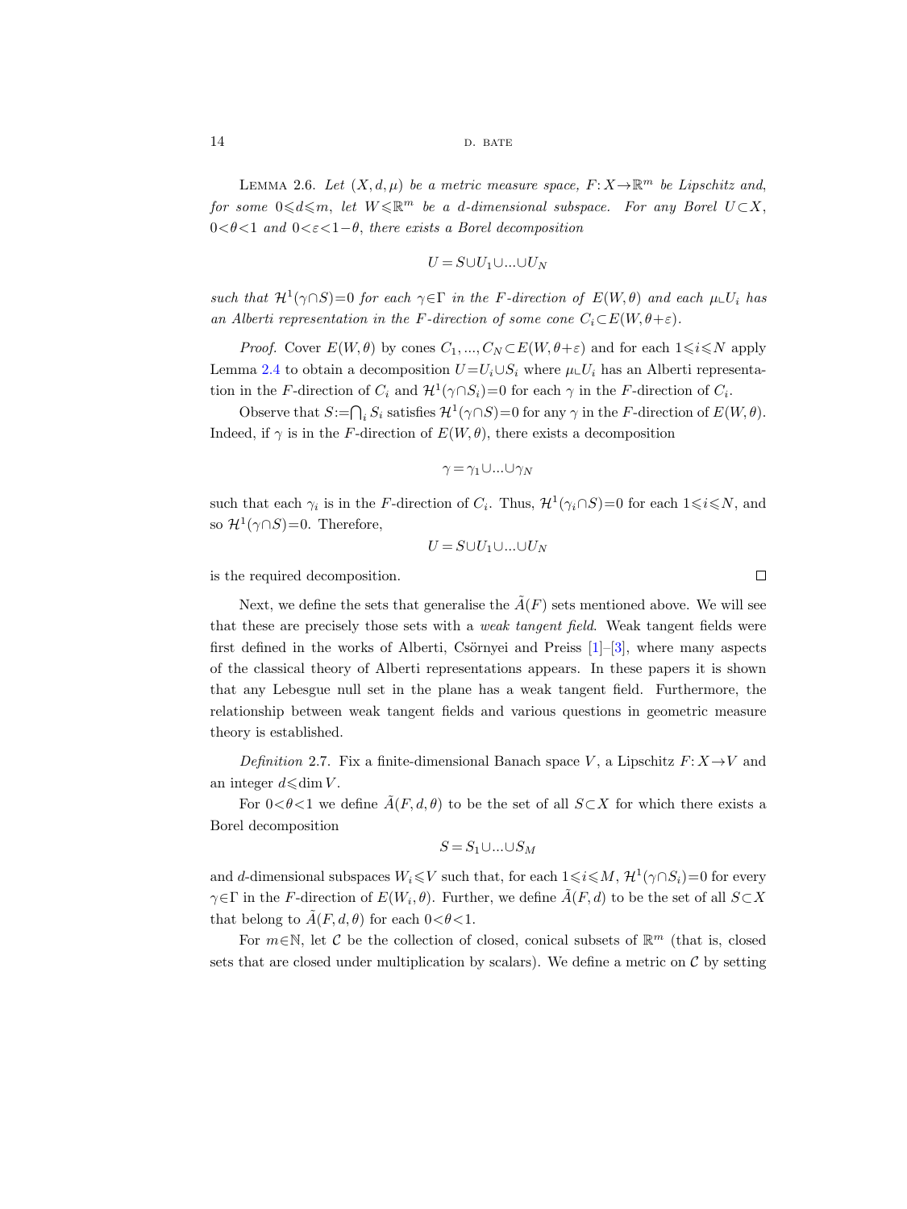Lemma 2.6. *Let $(X,d,\mu)$ be a metric measure space, $F\colon X\to\mathbb{R}^m$ be Lipschitz and, for some $0\leqslant d\leqslant m$, let $W\leqslant\mathbb{R}^m$ be a $d$-dimensional subspace. For any Borel $U\subset X$, $0<\theta<1$ and $0<\varepsilon<1-\theta$, there exists a Borel decomposition*

$$U=S\cup U_1\cup\ldots\cup U_N$$

*such that $\mathcal{H}^1(\gamma\cap S)=0$ for each $\gamma\in\Gamma$ in the $F$-direction of $E(W,\theta)$ and each $\mu\llcorner U_i$ has an Alberti representation in the $F$-direction of some cone $C_i\subset E(W,\theta+\varepsilon)$.*

*Proof.* Cover $E(W,\theta)$ by cones $C_1,\ldots,C_N\subset E(W,\theta+\varepsilon)$ and for each $1\leqslant i\leqslant N$ apply Lemma 2.4 to obtain a decomposition $U=U_i\cup S_i$ where $\mu\llcorner U_i$ has an Alberti representation in the $F$-direction of $C_i$ and $\mathcal{H}^1(\gamma\cap S_i)=0$ for each $\gamma$ in the $F$-direction of $C_i$.

Observe that $S:=\bigcap_i S_i$ satisfies $\mathcal{H}^1(\gamma\cap S)=0$ for any $\gamma$ in the $F$-direction of $E(W,\theta)$. Indeed, if $\gamma$ is in the $F$-direction of $E(W,\theta)$, there exists a decomposition

$$\gamma=\gamma_1\cup\ldots\cup\gamma_N$$

such that each $\gamma_i$ is in the $F$-direction of $C_i$. Thus, $\mathcal{H}^1(\gamma_i\cap S)=0$ for each $1\leqslant i\leqslant N$, and so $\mathcal{H}^1(\gamma\cap S)=0$. Therefore,

$$U=S\cup U_1\cup\ldots\cup U_N$$

is the required decomposition. $\square$

Next, we define the sets that generalise the $\tilde{A}(F)$ sets mentioned above. We will see that these are precisely those sets with a *weak tangent field*. Weak tangent fields were first defined in the works of Alberti, Csörnyei and Preiss [1]–[3], where many aspects of the classical theory of Alberti representations appears. In these papers it is shown that any Lebesgue null set in the plane has a weak tangent field. Furthermore, the relationship between weak tangent fields and various questions in geometric measure theory is established.

*Definition* 2.7. Fix a finite-dimensional Banach space $V$, a Lipschitz $F\colon X\to V$ and an integer $d\leqslant\dim V$.

For $0<\theta<1$ we define $\tilde{A}(F,d,\theta)$ to be the set of all $S\subset X$ for which there exists a Borel decomposition

$$S=S_1\cup\ldots\cup S_M$$

and $d$-dimensional subspaces $W_i\leqslant V$ such that, for each $1\leqslant i\leqslant M$, $\mathcal{H}^1(\gamma\cap S_i)=0$ for every $\gamma\in\Gamma$ in the $F$-direction of $E(W_i,\theta)$. Further, we define $\tilde{A}(F,d)$ to be the set of all $S\subset X$ that belong to $\tilde{A}(F,d,\theta)$ for each $0<\theta<1$.

For $m\in\mathbb{N}$, let $\mathcal{C}$ be the collection of closed, conical subsets of $\mathbb{R}^m$ (that is, closed sets that are closed under multiplication by scalars). We define a metric on $\mathcal{C}$ by setting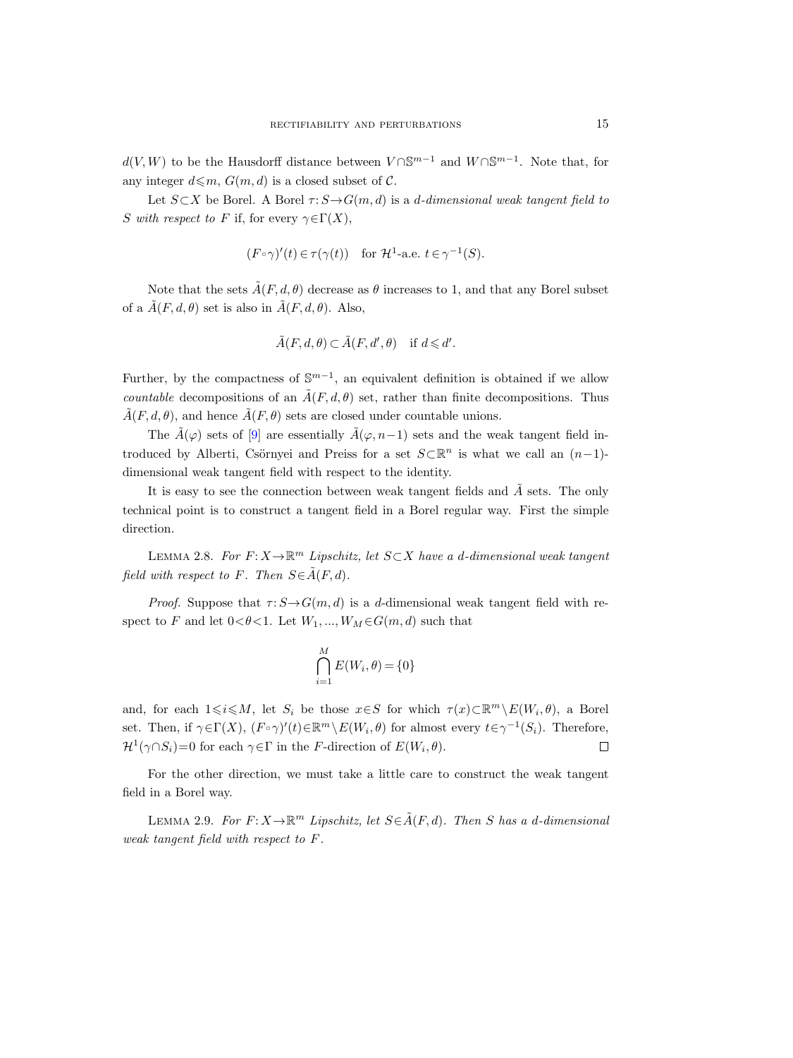$d(V,W)$ to be the Hausdorff distance between $V\cap\mathbb{S}^{m-1}$ and $W\cap\mathbb{S}^{m-1}$. Note that, for any integer $d\leqslant m$, $G(m,d)$ is a closed subset of $\mathcal{C}$.

Let $S\subset X$ be Borel. A Borel $\tau: S\to G(m,d)$ is a *d-dimensional weak tangent field to S with respect to F* if, for every $\gamma\in\Gamma(X)$,

$$(F\circ\gamma)'(t)\in\tau(\gamma(t)) \quad \text{for } \mathcal{H}^1\text{-a.e. } t\in\gamma^{-1}(S).$$

Note that the sets $\tilde{A}(F,d,\theta)$ decrease as $\theta$ increases to 1, and that any Borel subset of a $\tilde{A}(F,d,\theta)$ set is also in $\tilde{A}(F,d,\theta)$. Also,

$$\tilde{A}(F,d,\theta)\subset\tilde{A}(F,d',\theta) \quad \text{if } d\leqslant d'.$$

Further, by the compactness of $\mathbb{S}^{m-1}$, an equivalent definition is obtained if we allow *countable* decompositions of an $\tilde{A}(F,d,\theta)$ set, rather than finite decompositions. Thus $\tilde{A}(F,d,\theta)$, and hence $\tilde{A}(F,\theta)$ sets are closed under countable unions.

The $\tilde{A}(\varphi)$ sets of [9] are essentially $\tilde{A}(\varphi,n-1)$ sets and the weak tangent field introduced by Alberti, Csörnyei and Preiss for a set $S\subset\mathbb{R}^n$ is what we call an $(n-1)$-dimensional weak tangent field with respect to the identity.

It is easy to see the connection between weak tangent fields and $\tilde{A}$ sets. The only technical point is to construct a tangent field in a Borel regular way. First the simple direction.

Lemma 2.8. *For $F: X\to\mathbb{R}^m$ Lipschitz, let $S\subset X$ have a d-dimensional weak tangent field with respect to F. Then $S\in\tilde{A}(F,d)$.*

*Proof.* Suppose that $\tau: S\to G(m,d)$ is a $d$-dimensional weak tangent field with respect to $F$ and let $0<\theta<1$. Let $W_1,...,W_M\in G(m,d)$ such that

$$\bigcap_{i=1}^{M} E(W_i,\theta)=\{0\}$$

and, for each $1\leqslant i\leqslant M$, let $S_i$ be those $x\in S$ for which $\tau(x)\subset\mathbb{R}^m\setminus E(W_i,\theta)$, a Borel set. Then, if $\gamma\in\Gamma(X)$, $(F\circ\gamma)'(t)\in\mathbb{R}^m\setminus E(W_i,\theta)$ for almost every $t\in\gamma^{-1}(S_i)$. Therefore, $\mathcal{H}^1(\gamma\cap S_i)=0$ for each $\gamma\in\Gamma$ in the $F$-direction of $E(W_i,\theta)$. $\square$

For the other direction, we must take a little care to construct the weak tangent field in a Borel way.

Lemma 2.9. *For $F: X\to\mathbb{R}^m$ Lipschitz, let $S\in\tilde{A}(F,d)$. Then S has a d-dimensional weak tangent field with respect to F.*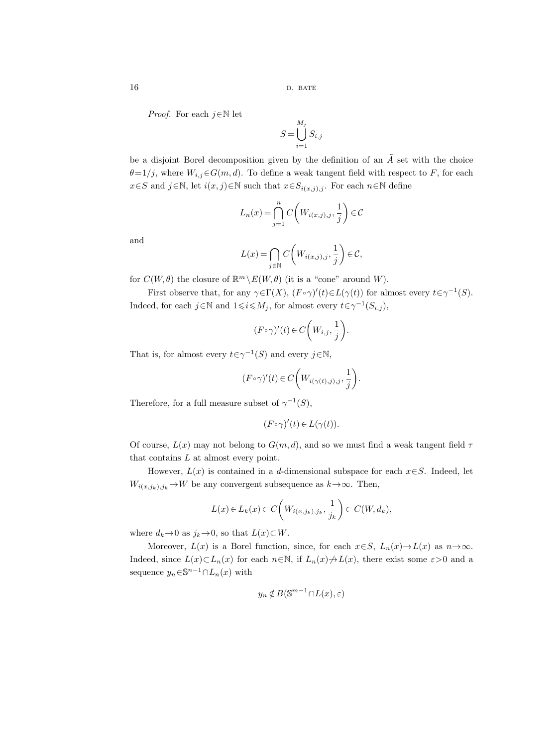*Proof.* For each $j\in\mathbb{N}$ let

$$S=\bigcup_{i=1}^{M_j} S_{i,j}$$

be a disjoint Borel decomposition given by the definition of an $\tilde{A}$ set with the choice $\theta=1/j$, where $W_{i,j}\in G(m,d)$. To define a weak tangent field with respect to $F$, for each $x\in S$ and $j\in\mathbb{N}$, let $i(x,j)\in\mathbb{N}$ such that $x\in S_{i(x,j),j}$. For each $n\in\mathbb{N}$ define

$$L_n(x)=\bigcap_{j=1}^{n} C\left(W_{i(x,j),j},\frac{1}{j}\right)\in\mathcal{C}$$

and

$$L(x)=\bigcap_{j\in\mathbb{N}} C\left(W_{i(x,j),j},\frac{1}{j}\right)\in\mathcal{C},$$

for $C(W,\theta)$ the closure of $\mathbb{R}^m\setminus E(W,\theta)$ (it is a "cone" around $W$).

First observe that, for any $\gamma\in\Gamma(X)$, $(F\circ\gamma)'(t)\in L(\gamma(t))$ for almost every $t\in\gamma^{-1}(S)$. Indeed, for each $j\in\mathbb{N}$ and $1\leqslant i\leqslant M_j$, for almost every $t\in\gamma^{-1}(S_{i,j})$,

$$(F\circ\gamma)'(t)\in C\left(W_{i,j},\frac{1}{j}\right).$$

That is, for almost every $t\in\gamma^{-1}(S)$ and every $j\in\mathbb{N}$,

$$(F\circ\gamma)'(t)\in C\left(W_{i(\gamma(t),j),j},\frac{1}{j}\right).$$

Therefore, for a full measure subset of $\gamma^{-1}(S)$,

$$(F\circ\gamma)'(t)\in L(\gamma(t)).$$

Of course, $L(x)$ may not belong to $G(m,d)$, and so we must find a weak tangent field $\tau$ that contains $L$ at almost every point.

However, $L(x)$ is contained in a $d$-dimensional subspace for each $x\in S$. Indeed, let $W_{i(x,j_k),j_k}\to W$ be any convergent subsequence as $k\to\infty$. Then,

$$L(x)\in L_k(x)\subset C\left(W_{i(x,j_k),j_k},\frac{1}{j_k}\right)\subset C(W,d_k),$$

where $d_k\to 0$ as $j_k\to 0$, so that $L(x)\subset W$.

Moreover, $L(x)$ is a Borel function, since, for each $x\in S$, $L_n(x)\to L(x)$ as $n\to\infty$. Indeed, since $L(x)\subset L_n(x)$ for each $n\in\mathbb{N}$, if $L_n(x)\not\to L(x)$, there exist some $\varepsilon>0$ and a sequence $y_n\in\mathbb{S}^{n-1}\cap L_n(x)$ with

$$y_n\notin B(\mathbb{S}^{m-1}\cap L(x),\varepsilon)$$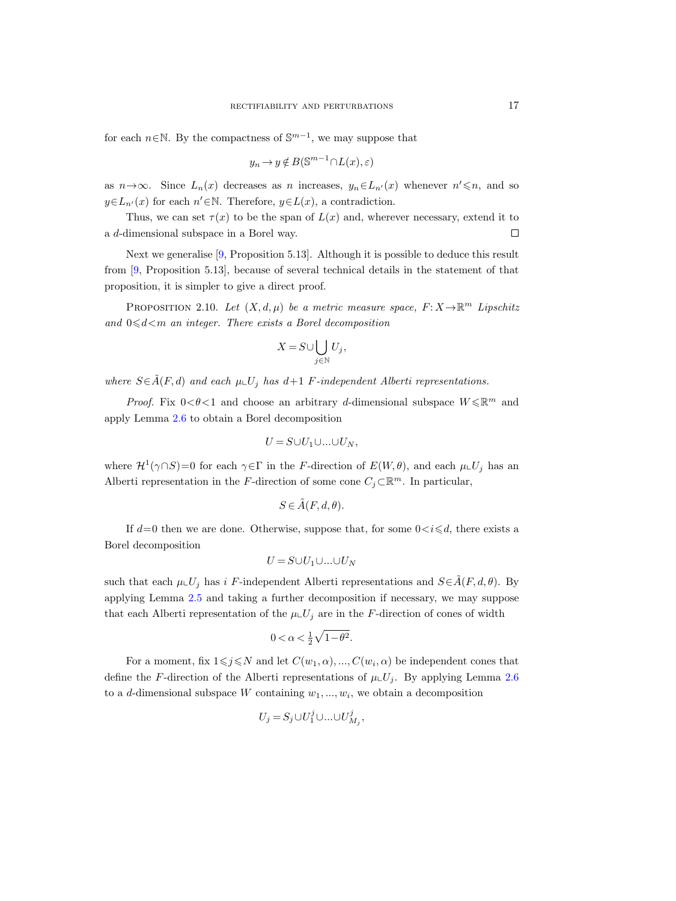for each $n \in \mathbb{N}$. By the compactness of $\mathbb{S}^{m-1}$, we may suppose that

$$y_n \to y \notin B(\mathbb{S}^{m-1} \cap L(x), \varepsilon)$$

as $n \to \infty$. Since $L_n(x)$ decreases as $n$ increases, $y_n \in L_{n'}(x)$ whenever $n' \leqslant n$, and so $y \in L_{n'}(x)$ for each $n' \in \mathbb{N}$. Therefore, $y \in L(x)$, a contradiction.

Thus, we can set $\tau(x)$ to be the span of $L(x)$ and, wherever necessary, extend it to a $d$-dimensional subspace in a Borel way. □

Next we generalise [9, Proposition 5.13]. Although it is possible to deduce this result from [9, Proposition 5.13], because of several technical details in the statement of that proposition, it is simpler to give a direct proof.

PROPOSITION 2.10. *Let $(X, d, \mu)$ be a metric measure space, $F: X \to \mathbb{R}^m$ Lipschitz and $0 \leqslant d < m$ an integer. There exists a Borel decomposition*

$$X = S \cup \bigcup_{j \in \mathbb{N}} U_j,$$

*where $S \in \tilde{A}(F, d)$ and each $\mu \llcorner U_j$ has $d+1$ $F$-independent Alberti representations.*

*Proof.* Fix $0 < \theta < 1$ and choose an arbitrary $d$-dimensional subspace $W \leqslant \mathbb{R}^m$ and apply Lemma 2.6 to obtain a Borel decomposition

$$U = S \cup U_1 \cup \ldots \cup U_N,$$

where $\mathcal{H}^1(\gamma \cap S) = 0$ for each $\gamma \in \Gamma$ in the $F$-direction of $E(W, \theta)$, and each $\mu \llcorner U_j$ has an Alberti representation in the $F$-direction of some cone $C_j \subset \mathbb{R}^m$. In particular,

$$S \in \tilde{A}(F, d, \theta).$$

If $d = 0$ then we are done. Otherwise, suppose that, for some $0 < i \leqslant d$, there exists a Borel decomposition

$$U = S \cup U_1 \cup \ldots \cup U_N$$

such that each $\mu \llcorner U_j$ has $i$ $F$-independent Alberti representations and $S \in \tilde{A}(F, d, \theta)$. By applying Lemma 2.5 and taking a further decomposition if necessary, we may suppose that each Alberti representation of the $\mu \llcorner U_j$ are in the $F$-direction of cones of width

$$0 < \alpha < \tfrac{1}{2}\sqrt{1 - \theta^2}.$$

For a moment, fix $1 \leqslant j \leqslant N$ and let $C(w_1, \alpha), \ldots, C(w_i, \alpha)$ be independent cones that define the $F$-direction of the Alberti representations of $\mu \llcorner U_j$. By applying Lemma 2.6 to a $d$-dimensional subspace $W$ containing $w_1, \ldots, w_i$, we obtain a decomposition

$$U_j = S_j \cup U_1^j \cup \ldots \cup U_{M_j}^j,$$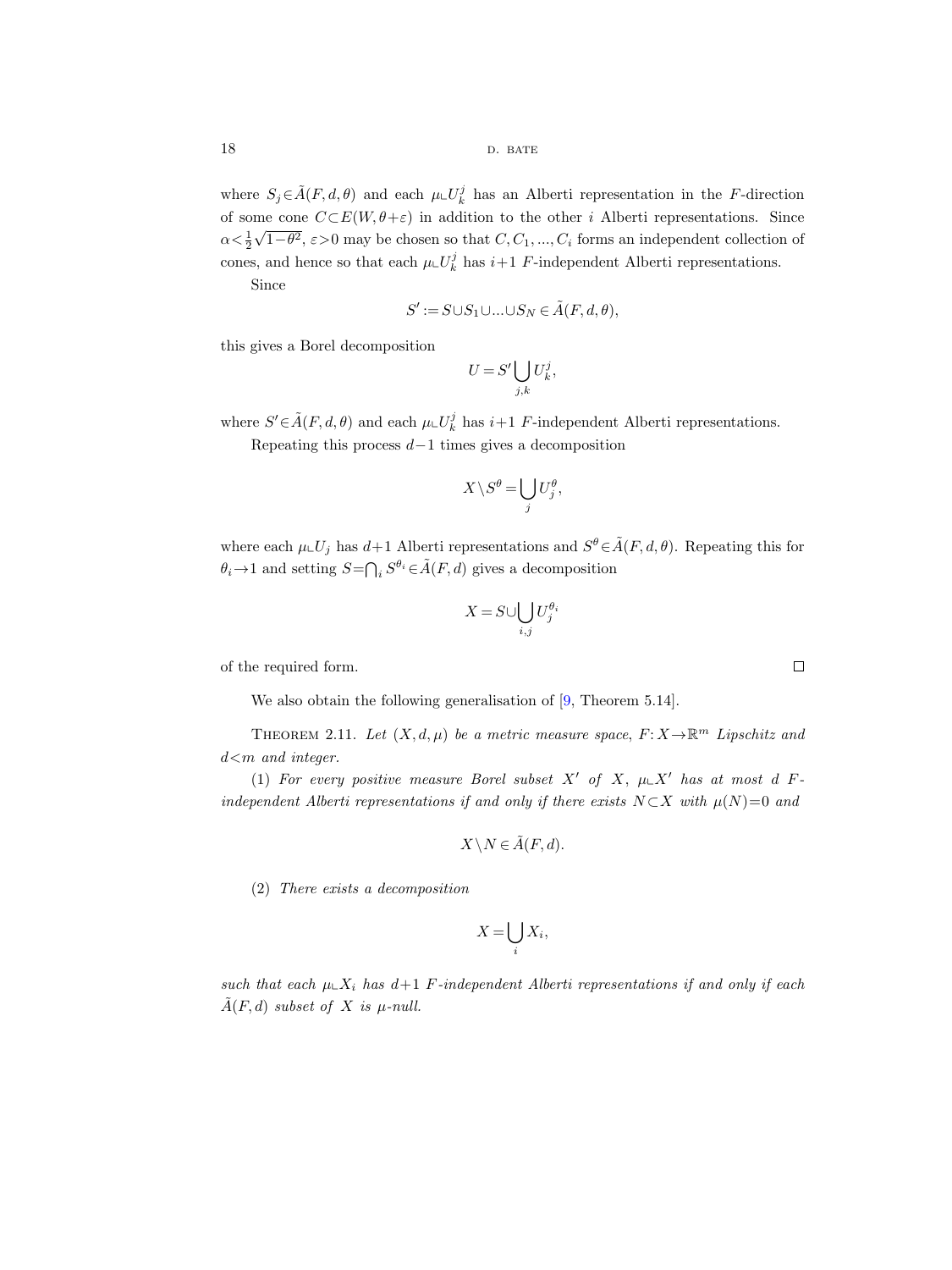where $S_j \in \tilde{A}(F,d,\theta)$ and each $\mu \llcorner U_k^j$ has an Alberti representation in the $F$-direction of some cone $C \subset E(W, \theta+\varepsilon)$ in addition to the other $i$ Alberti representations. Since $\alpha < \frac{1}{2}\sqrt{1-\theta^2}$, $\varepsilon > 0$ may be chosen so that $C, C_1, ..., C_i$ forms an independent collection of cones, and hence so that each $\mu \llcorner U_k^j$ has $i+1$ $F$-independent Alberti representations.

Since

$$S' := S \cup S_1 \cup ... \cup S_N \in \tilde{A}(F,d,\theta),$$

this gives a Borel decomposition

$$U = S' \bigcup_{j,k} U_k^j,$$

where $S' \in \tilde{A}(F,d,\theta)$ and each $\mu \llcorner U_k^j$ has $i+1$ $F$-independent Alberti representations.

Repeating this process $d-1$ times gives a decomposition

$$X \setminus S^\theta = \bigcup_j U_j^\theta,$$

where each $\mu \llcorner U_j$ has $d+1$ Alberti representations and $S^\theta \in \tilde{A}(F,d,\theta)$. Repeating this for $\theta_i \to 1$ and setting $S = \bigcap_i S^{\theta_i} \in \tilde{A}(F,d)$ gives a decomposition

$$X = S \cup \bigcup_{i,j} U_j^{\theta_i}$$

of the required form. □

We also obtain the following generalisation of [9, Theorem 5.14].

Theorem 2.11. *Let $(X,d,\mu)$ be a metric measure space, $F: X \to \mathbb{R}^m$ Lipschitz and $d < m$ and integer.*

(1) *For every positive measure Borel subset $X'$ of $X$, $\mu \llcorner X'$ has at most $d$ $F$-independent Alberti representations if and only if there exists $N \subset X$ with $\mu(N) = 0$ and*

$$X \setminus N \in \tilde{A}(F,d).$$

(2) *There exists a decomposition*

$$X = \bigcup_i X_i,$$

*such that each $\mu \llcorner X_i$ has $d+1$ $F$-independent Alberti representations if and only if each $\tilde{A}(F,d)$ subset of $X$ is $\mu$-null.*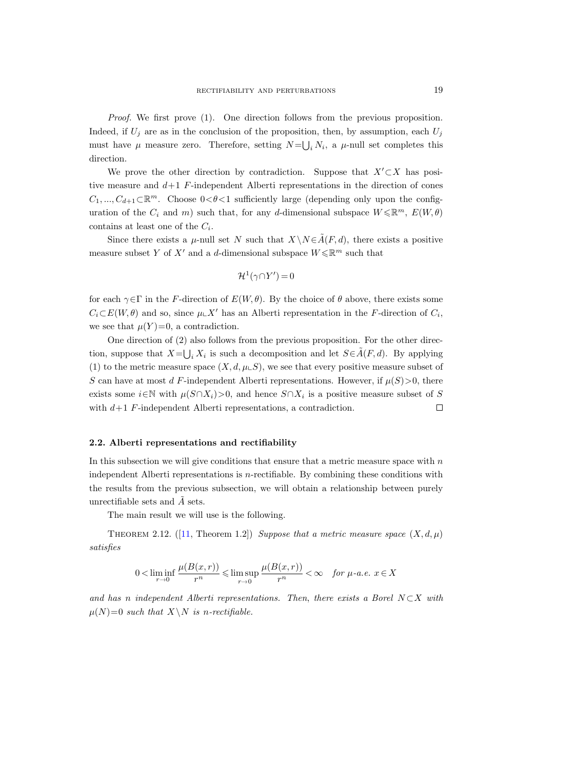*Proof.* We first prove (1). One direction follows from the previous proposition. Indeed, if $U_j$ are as in the conclusion of the proposition, then, by assumption, each $U_j$ must have $\mu$ measure zero. Therefore, setting $N=\bigcup_i N_i$, a $\mu$-null set completes this direction.

We prove the other direction by contradiction. Suppose that $X'\subset X$ has positive measure and $d+1$ $F$-independent Alberti representations in the direction of cones $C_1, ..., C_{d+1}\subset\mathbb{R}^m$. Choose $0<\theta<1$ sufficiently large (depending only upon the configuration of the $C_i$ and $m$) such that, for any $d$-dimensional subspace $W\leqslant\mathbb{R}^m$, $E(W,\theta)$ contains at least one of the $C_i$.

Since there exists a $\mu$-null set $N$ such that $X\setminus N\in\tilde{A}(F,d)$, there exists a positive measure subset $Y$ of $X'$ and a $d$-dimensional subspace $W\leqslant\mathbb{R}^m$ such that

$$\mathcal{H}^1(\gamma\cap Y')=0$$

for each $\gamma\in\Gamma$ in the $F$-direction of $E(W,\theta)$. By the choice of $\theta$ above, there exists some $C_i\subset E(W,\theta)$ and so, since $\mu\llcorner X'$ has an Alberti representation in the $F$-direction of $C_i$, we see that $\mu(Y)=0$, a contradiction.

One direction of (2) also follows from the previous proposition. For the other direction, suppose that $X=\bigcup_i X_i$ is such a decomposition and let $S\in\tilde{A}(F,d)$. By applying (1) to the metric measure space $(X,d,\mu\llcorner S)$, we see that every positive measure subset of $S$ can have at most $d$ $F$-independent Alberti representations. However, if $\mu(S)>0$, there exists some $i\in\mathbb{N}$ with $\mu(S\cap X_i)>0$, and hence $S\cap X_i$ is a positive measure subset of $S$ with $d+1$ $F$-independent Alberti representations, a contradiction. $\square$

### 2.2. Alberti representations and rectifiability

In this subsection we will give conditions that ensure that a metric measure space with $n$ independent Alberti representations is $n$-rectifiable. By combining these conditions with the results from the previous subsection, we will obtain a relationship between purely unrectifiable sets and $\tilde{A}$ sets.

The main result we will use is the following.

THEOREM 2.12. ([11, Theorem 1.2]) *Suppose that a metric measure space $(X,d,\mu)$ satisfies*

$$0<\liminf_{r\to 0}\frac{\mu(B(x,r))}{r^n}\leqslant\limsup_{r\to 0}\frac{\mu(B(x,r))}{r^n}<\infty\quad \textit{for } \mu\textit{-a.e. } x\in X$$

*and has $n$ independent Alberti representations. Then, there exists a Borel $N\subset X$ with $\mu(N)=0$ such that $X\setminus N$ is $n$-rectifiable.*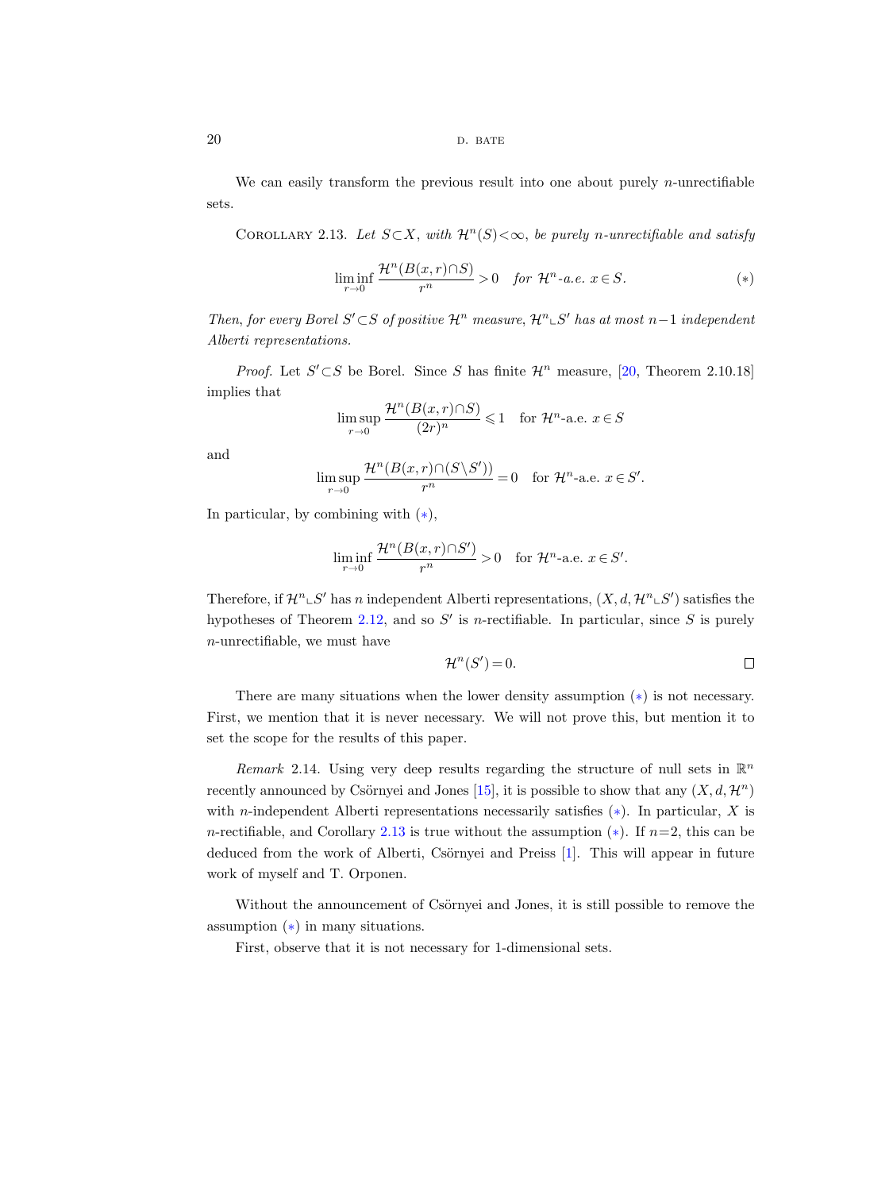We can easily transform the previous result into one about purely $n$-unrectifiable sets.

Corollary 2.13. *Let $S \subset X$, with $\mathcal{H}^n(S) < \infty$, be purely $n$-unrectifiable and satisfy*

$$\liminf_{r \to 0} \frac{\mathcal{H}^n(B(x,r) \cap S)}{r^n} > 0 \quad \text{for } \mathcal{H}^n\text{-a.e. } x \in S. \tag{$*$}$$

*Then, for every Borel $S' \subset S$ of positive $\mathcal{H}^n$ measure, $\mathcal{H}^n \llcorner S'$ has at most $n-1$ independent Alberti representations.*

*Proof.* Let $S' \subset S$ be Borel. Since $S$ has finite $\mathcal{H}^n$ measure, [20, Theorem 2.10.18] implies that

$$\limsup_{r \to 0} \frac{\mathcal{H}^n(B(x,r) \cap S)}{(2r)^n} \leqslant 1 \quad \text{for } \mathcal{H}^n\text{-a.e. } x \in S$$

and

$$\limsup_{r \to 0} \frac{\mathcal{H}^n(B(x,r) \cap (S \setminus S'))}{r^n} = 0 \quad \text{for } \mathcal{H}^n\text{-a.e. } x \in S'.$$

In particular, by combining with ($*$),

$$\liminf_{r \to 0} \frac{\mathcal{H}^n(B(x,r) \cap S')}{r^n} > 0 \quad \text{for } \mathcal{H}^n\text{-a.e. } x \in S'.$$

Therefore, if $\mathcal{H}^n \llcorner S'$ has $n$ independent Alberti representations, $(X, d, \mathcal{H}^n \llcorner S')$ satisfies the hypotheses of Theorem 2.12, and so $S'$ is $n$-rectifiable. In particular, since $S$ is purely $n$-unrectifiable, we must have

$$\mathcal{H}^n(S') = 0. \qquad \square$$

There are many situations when the lower density assumption ($*$) is not necessary. First, we mention that it is never necessary. We will not prove this, but mention it to set the scope for the results of this paper.

*Remark* 2.14. Using very deep results regarding the structure of null sets in $\mathbb{R}^n$ recently announced by Csörnyei and Jones [15], it is possible to show that any $(X, d, \mathcal{H}^n)$ with $n$-independent Alberti representations necessarily satisfies ($*$). In particular, $X$ is $n$-rectifiable, and Corollary 2.13 is true without the assumption ($*$). If $n=2$, this can be deduced from the work of Alberti, Csörnyei and Preiss [1]. This will appear in future work of myself and T. Orponen.

Without the announcement of Csörnyei and Jones, it is still possible to remove the assumption ($*$) in many situations.

First, observe that it is not necessary for 1-dimensional sets.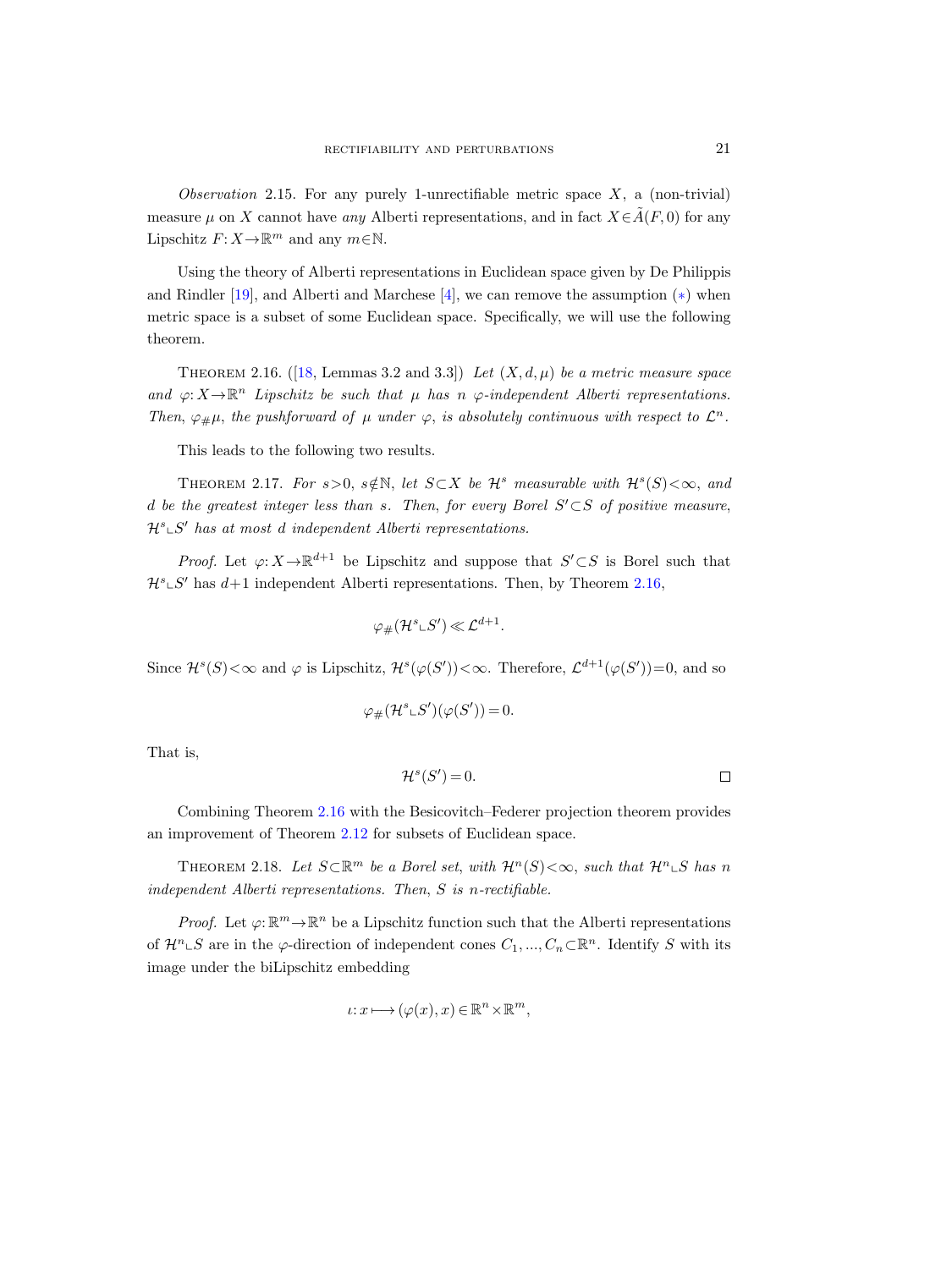*Observation* 2.15. For any purely 1-unrectifiable metric space $X$, a (non-trivial) measure $\mu$ on $X$ cannot have *any* Alberti representations, and in fact $X\in\tilde{A}(F,0)$ for any Lipschitz $F: X\to\mathbb{R}^m$ and any $m\in\mathbb{N}$.

Using the theory of Alberti representations in Euclidean space given by De Philippis and Rindler [19], and Alberti and Marchese [4], we can remove the assumption $(*)$ when metric space is a subset of some Euclidean space. Specifically, we will use the following theorem.

THEOREM 2.16. ([18, Lemmas 3.2 and 3.3]) *Let $(X,d,\mu)$ be a metric measure space and $\varphi: X\to\mathbb{R}^n$ Lipschitz be such that $\mu$ has $n$ $\varphi$-independent Alberti representations. Then, $\varphi_\#\mu$, the pushforward of $\mu$ under $\varphi$, is absolutely continuous with respect to $\mathcal{L}^n$.*

This leads to the following two results.

THEOREM 2.17. *For $s>0$, $s\notin\mathbb{N}$, let $S\subset X$ be $\mathcal{H}^s$ measurable with $\mathcal{H}^s(S)<\infty$, and $d$ be the greatest integer less than $s$. Then, for every Borel $S'\subset S$ of positive measure, $\mathcal{H}^s\llcorner S'$ has at most $d$ independent Alberti representations.*

*Proof.* Let $\varphi: X\to\mathbb{R}^{d+1}$ be Lipschitz and suppose that $S'\subset S$ is Borel such that $\mathcal{H}^s\llcorner S'$ has $d+1$ independent Alberti representations. Then, by Theorem 2.16,

$$\varphi_\#(\mathcal{H}^s\llcorner S')\ll\mathcal{L}^{d+1}.$$

Since $\mathcal{H}^s(S)<\infty$ and $\varphi$ is Lipschitz, $\mathcal{H}^s(\varphi(S'))<\infty$. Therefore, $\mathcal{L}^{d+1}(\varphi(S'))=0$, and so

$$\varphi_\#(\mathcal{H}^s\llcorner S')(\varphi(S'))=0.$$

That is,

$$\mathcal{H}^s(S')=0. \qquad \square$$

Combining Theorem 2.16 with the Besicovitch–Federer projection theorem provides an improvement of Theorem 2.12 for subsets of Euclidean space.

THEOREM 2.18. *Let $S\subset\mathbb{R}^m$ be a Borel set, with $\mathcal{H}^n(S)<\infty$, such that $\mathcal{H}^n\llcorner S$ has $n$ independent Alberti representations. Then, $S$ is $n$-rectifiable.*

*Proof.* Let $\varphi:\mathbb{R}^m\to\mathbb{R}^n$ be a Lipschitz function such that the Alberti representations of $\mathcal{H}^n\llcorner S$ are in the $\varphi$-direction of independent cones $C_1,\ldots,C_n\subset\mathbb{R}^n$. Identify $S$ with its image under the biLipschitz embedding

$$\iota: x\longmapsto(\varphi(x),x)\in\mathbb{R}^n\times\mathbb{R}^m,$$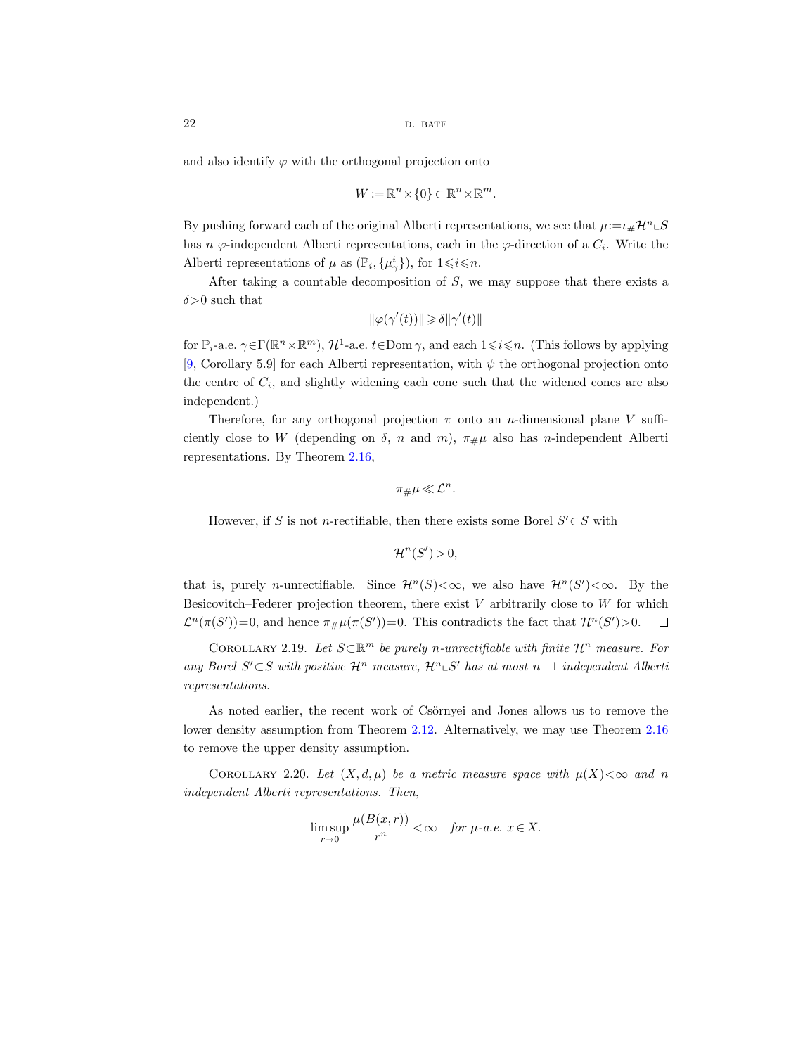and also identify $\varphi$ with the orthogonal projection onto

$$W := \mathbb{R}^n \times \{0\} \subset \mathbb{R}^n \times \mathbb{R}^m.$$

By pushing forward each of the original Alberti representations, we see that $\mu := \iota_\# \mathcal{H}^n \llcorner S$ has $n$ $\varphi$-independent Alberti representations, each in the $\varphi$-direction of a $C_i$. Write the Alberti representations of $\mu$ as $(\mathbb{P}_i, \{\mu_\gamma^i\})$, for $1 \leqslant i \leqslant n$.

After taking a countable decomposition of $S$, we may suppose that there exists a $\delta > 0$ such that

$$\|\varphi(\gamma'(t))\| \geqslant \delta \|\gamma'(t)\|$$

for $\mathbb{P}_i$-a.e. $\gamma \in \Gamma(\mathbb{R}^n \times \mathbb{R}^m)$, $\mathcal{H}^1$-a.e. $t \in \operatorname{Dom} \gamma$, and each $1 \leqslant i \leqslant n$. (This follows by applying [9, Corollary 5.9] for each Alberti representation, with $\psi$ the orthogonal projection onto the centre of $C_i$, and slightly widening each cone such that the widened cones are also independent.)

Therefore, for any orthogonal projection $\pi$ onto an $n$-dimensional plane $V$ sufficiently close to $W$ (depending on $\delta$, $n$ and $m$), $\pi_\# \mu$ also has $n$-independent Alberti representations. By Theorem 2.16,

$$\pi_\# \mu \ll \mathcal{L}^n.$$

However, if $S$ is not $n$-rectifiable, then there exists some Borel $S' \subset S$ with

$$\mathcal{H}^n(S') > 0,$$

that is, purely $n$-unrectifiable. Since $\mathcal{H}^n(S) < \infty$, we also have $\mathcal{H}^n(S') < \infty$. By the Besicovitch–Federer projection theorem, there exist $V$ arbitrarily close to $W$ for which $\mathcal{L}^n(\pi(S')) = 0$, and hence $\pi_\# \mu(\pi(S')) = 0$. This contradicts the fact that $\mathcal{H}^n(S') > 0$. $\square$

Corollary 2.19. *Let $S \subset \mathbb{R}^m$ be purely $n$-unrectifiable with finite $\mathcal{H}^n$ measure. For any Borel $S' \subset S$ with positive $\mathcal{H}^n$ measure, $\mathcal{H}^n \llcorner S'$ has at most $n-1$ independent Alberti representations.*

As noted earlier, the recent work of Csörnyei and Jones allows us to remove the lower density assumption from Theorem 2.12. Alternatively, we may use Theorem 2.16 to remove the upper density assumption.

Corollary 2.20. *Let $(X, d, \mu)$ be a metric measure space with $\mu(X) < \infty$ and $n$ independent Alberti representations. Then,*

$$\limsup_{r \to 0} \frac{\mu(B(x,r))}{r^n} < \infty \quad \textit{for } \mu\textit{-a.e. } x \in X.$$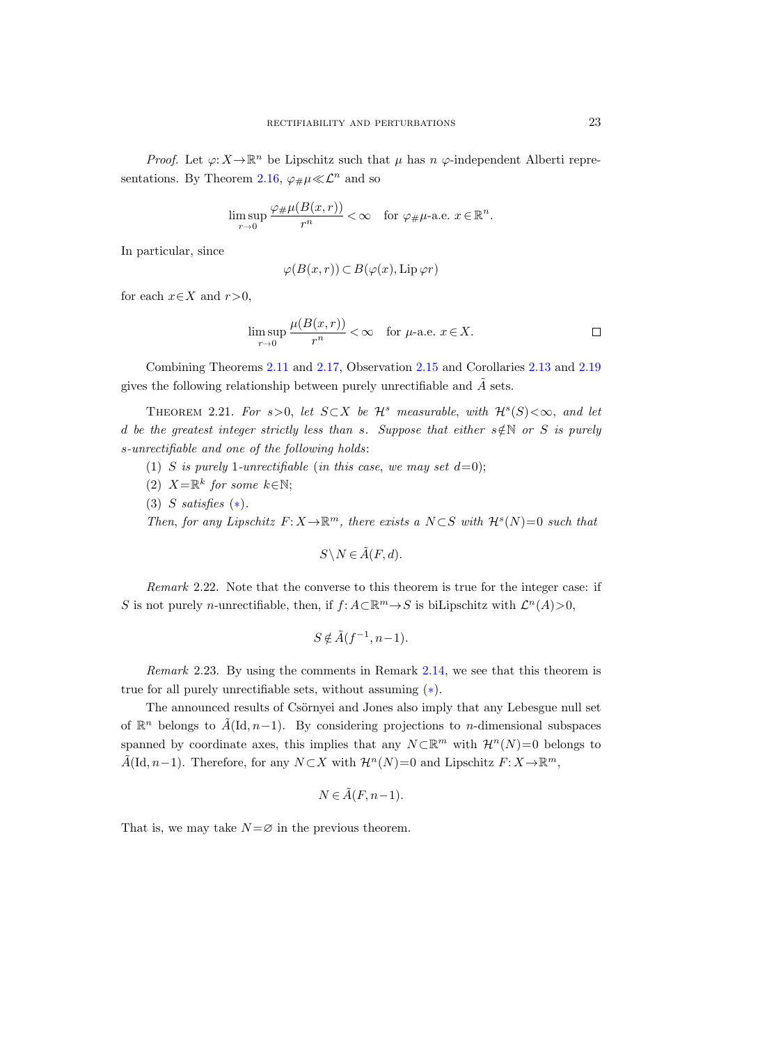*Proof.* Let $\varphi: X \to \mathbb{R}^n$ be Lipschitz such that $\mu$ has $n$ $\varphi$-independent Alberti representations. By Theorem 2.16, $\varphi_\# \mu \ll \mathcal{L}^n$ and so

$$\limsup_{r\to 0} \frac{\varphi_\#\mu(B(x,r))}{r^n} < \infty \quad \text{for } \varphi_\#\mu\text{-a.e. } x \in \mathbb{R}^n.$$

In particular, since

$$\varphi(B(x,r)) \subset B(\varphi(x), \operatorname{Lip}\varphi r)$$

for each $x \in X$ and $r > 0$,

$$\limsup_{r\to 0} \frac{\mu(B(x,r))}{r^n} < \infty \quad \text{for } \mu\text{-a.e. } x \in X. \qquad \square$$

Combining Theorems 2.11 and 2.17, Observation 2.15 and Corollaries 2.13 and 2.19 gives the following relationship between purely unrectifiable and $\tilde{A}$ sets.

THEOREM 2.21. *For $s > 0$, let $S \subset X$ be $\mathcal{H}^s$ measurable, with $\mathcal{H}^s(S) < \infty$, and let $d$ be the greatest integer strictly less than $s$. Suppose that either $s \notin \mathbb{N}$ or $S$ is purely $s$-unrectifiable and one of the following holds*:

(1) *$S$ is purely 1-unrectifiable (in this case, we may set $d = 0$);*

(2) *$X = \mathbb{R}^k$ for some $k \in \mathbb{N}$;*

(3) *$S$ satisfies $(*)$.*

*Then, for any Lipschitz $F: X \to \mathbb{R}^m$, there exists a $N \subset S$ with $\mathcal{H}^s(N) = 0$ such that*

$$S \setminus N \in \tilde{A}(F, d).$$

*Remark* 2.22. Note that the converse to this theorem is true for the integer case: if $S$ is not purely $n$-unrectifiable, then, if $f: A \subset \mathbb{R}^m \to S$ is biLipschitz with $\mathcal{L}^n(A) > 0$,

$$S \notin \tilde{A}(f^{-1}, n-1).$$

*Remark* 2.23. By using the comments in Remark 2.14, we see that this theorem is true for all purely unrectifiable sets, without assuming $(*)$.

The announced results of Csörnyei and Jones also imply that any Lebesgue null set of $\mathbb{R}^n$ belongs to $\tilde{A}(\mathrm{Id}, n-1)$. By considering projections to $n$-dimensional subspaces spanned by coordinate axes, this implies that any $N \subset \mathbb{R}^m$ with $\mathcal{H}^n(N) = 0$ belongs to $\tilde{A}(\mathrm{Id}, n-1)$. Therefore, for any $N \subset X$ with $\mathcal{H}^n(N) = 0$ and Lipschitz $F: X \to \mathbb{R}^m$,

$$N \in \tilde{A}(F, n-1).$$

That is, we may take $N = \varnothing$ in the previous theorem.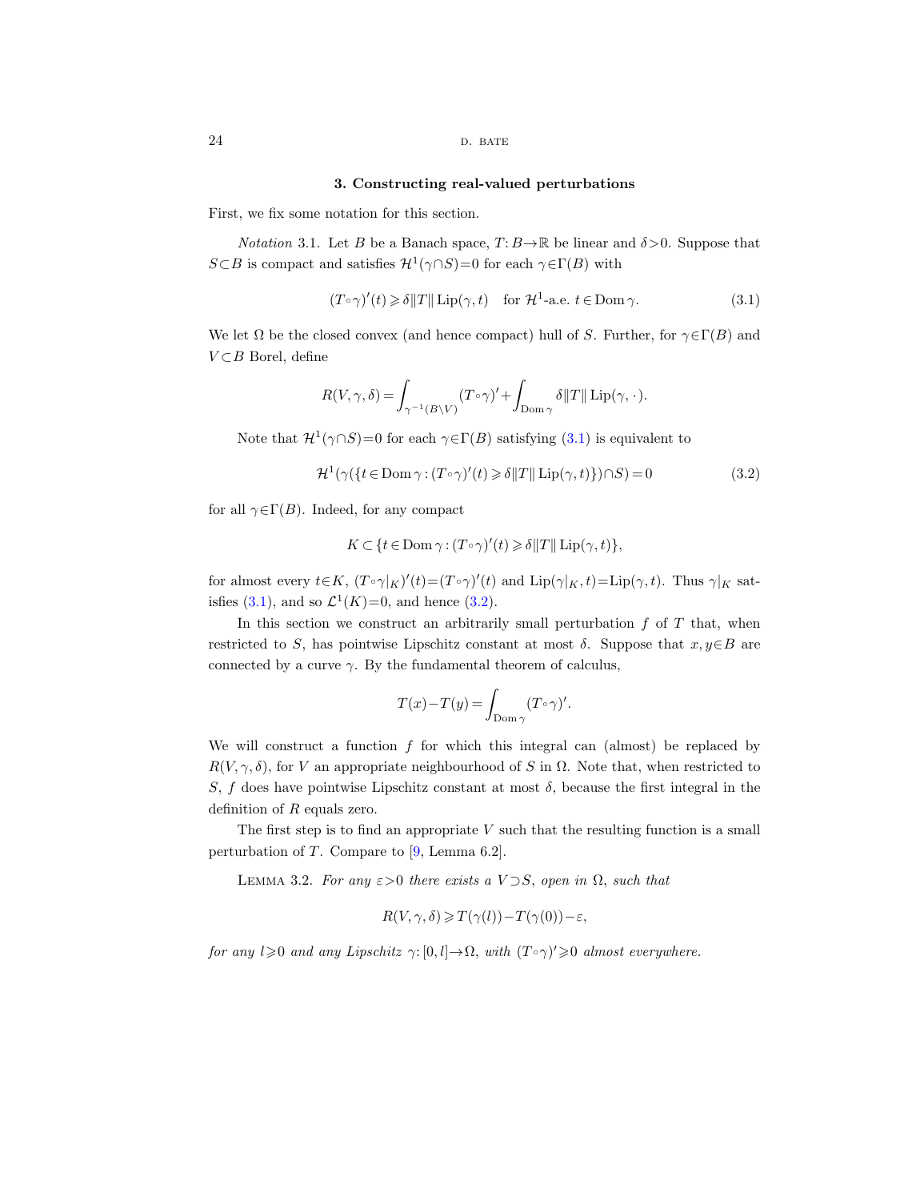## 3. Constructing real-valued perturbations

First, we fix some notation for this section.

*Notation* 3.1. Let $B$ be a Banach space, $T\colon B\to\mathbb{R}$ be linear and $\delta>0$. Suppose that $S\subset B$ is compact and satisfies $\mathcal{H}^1(\gamma\cap S)=0$ for each $\gamma\in\Gamma(B)$ with

$$(T\circ\gamma)'(t)\geqslant \delta\|T\|\operatorname{Lip}(\gamma,t)\quad\text{for } \mathcal{H}^1\text{-a.e. } t\in\operatorname{Dom}\gamma. \tag{3.1}$$

We let $\Omega$ be the closed convex (and hence compact) hull of $S$. Further, for $\gamma\in\Gamma(B)$ and $V\subset B$ Borel, define

$$R(V,\gamma,\delta)=\int_{\gamma^{-1}(B\setminus V)}(T\circ\gamma)'+\int_{\operatorname{Dom}\gamma}\delta\|T\|\operatorname{Lip}(\gamma,\cdot).$$

Note that $\mathcal{H}^1(\gamma\cap S)=0$ for each $\gamma\in\Gamma(B)$ satisfying (3.1) is equivalent to

$$\mathcal{H}^1(\gamma(\{t\in\operatorname{Dom}\gamma:(T\circ\gamma)'(t)\geqslant\delta\|T\|\operatorname{Lip}(\gamma,t)\})\cap S)=0 \tag{3.2}$$

for all $\gamma\in\Gamma(B)$. Indeed, for any compact

$$K\subset\{t\in\operatorname{Dom}\gamma:(T\circ\gamma)'(t)\geqslant\delta\|T\|\operatorname{Lip}(\gamma,t)\},$$

for almost every $t\in K$, $(T\circ\gamma|_K)'(t)=(T\circ\gamma)'(t)$ and $\operatorname{Lip}(\gamma|_K,t)=\operatorname{Lip}(\gamma,t)$. Thus $\gamma|_K$ satisfies (3.1), and so $\mathcal{L}^1(K)=0$, and hence (3.2).

In this section we construct an arbitrarily small perturbation $f$ of $T$ that, when restricted to $S$, has pointwise Lipschitz constant at most $\delta$. Suppose that $x,y\in B$ are connected by a curve $\gamma$. By the fundamental theorem of calculus,

$$T(x)-T(y)=\int_{\operatorname{Dom}\gamma}(T\circ\gamma)'.$$

We will construct a function $f$ for which this integral can (almost) be replaced by $R(V,\gamma,\delta)$, for $V$ an appropriate neighbourhood of $S$ in $\Omega$. Note that, when restricted to $S$, $f$ does have pointwise Lipschitz constant at most $\delta$, because the first integral in the definition of $R$ equals zero.

The first step is to find an appropriate $V$ such that the resulting function is a small perturbation of $T$. Compare to [9, Lemma 6.2].

LEMMA 3.2. *For any $\varepsilon>0$ there exists a $V\supset S$, open in $\Omega$, such that*

$$R(V,\gamma,\delta)\geqslant T(\gamma(l))-T(\gamma(0))-\varepsilon,$$

*for any $l\geqslant 0$ and any Lipschitz $\gamma\colon[0,l]\to\Omega$, with $(T\circ\gamma)'\geqslant 0$ almost everywhere.*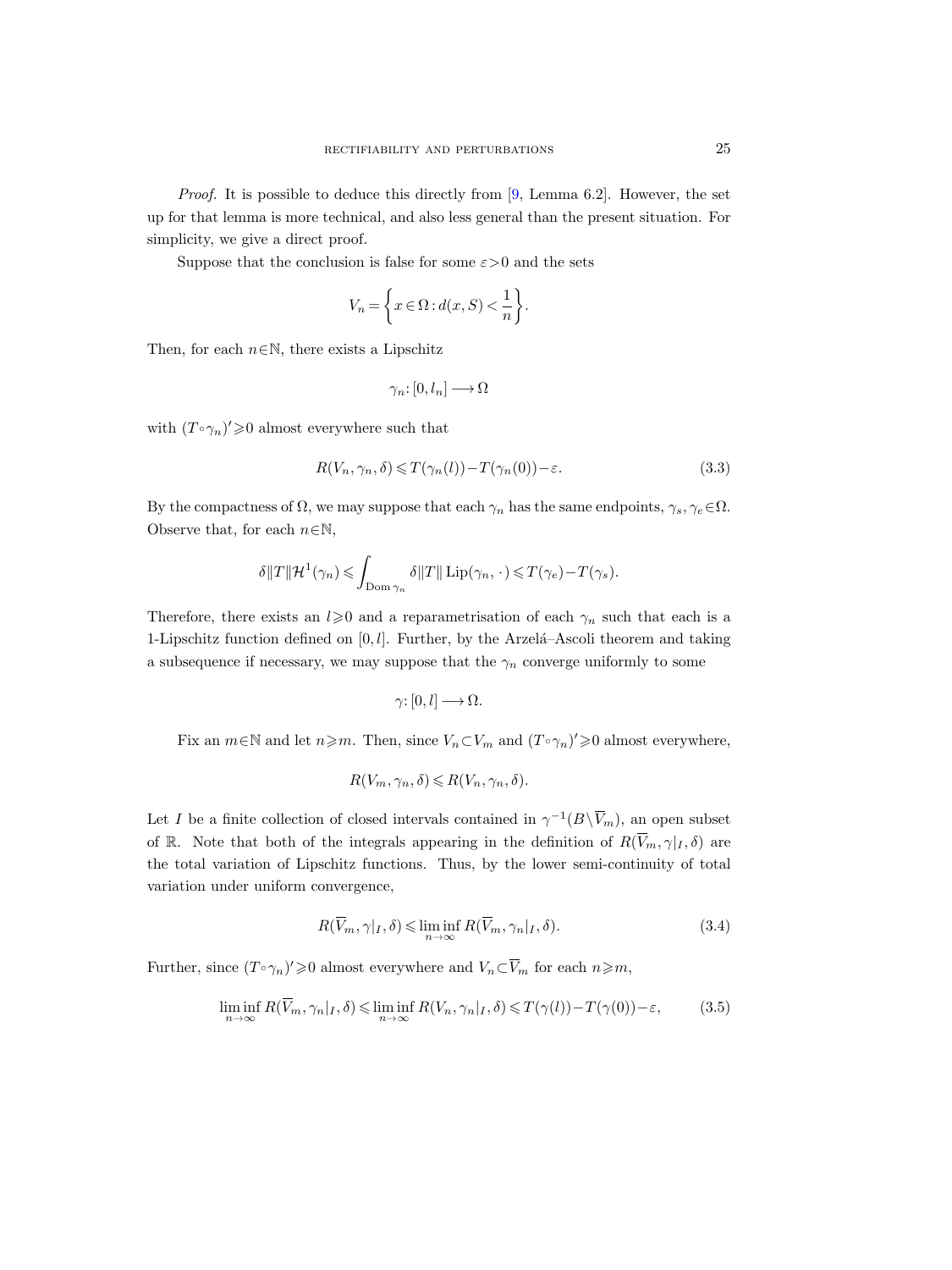*Proof.* It is possible to deduce this directly from [9, Lemma 6.2]. However, the set up for that lemma is more technical, and also less general than the present situation. For simplicity, we give a direct proof.

Suppose that the conclusion is false for some $\varepsilon>0$ and the sets

$$V_n=\left\{x\in\Omega: d(x,S)<\frac{1}{n}\right\}.$$

Then, for each $n\in\mathbb{N}$, there exists a Lipschitz

$$\gamma_n: [0,l_n]\longrightarrow \Omega$$

with $(T\circ\gamma_n)'\geqslant 0$ almost everywhere such that

$$R(V_n,\gamma_n,\delta)\leqslant T(\gamma_n(l))-T(\gamma_n(0))-\varepsilon. \tag{3.3}$$

By the compactness of $\Omega$, we may suppose that each $\gamma_n$ has the same endpoints, $\gamma_s,\gamma_e\in\Omega$. Observe that, for each $n\in\mathbb{N}$,

$$\delta\|T\|\mathcal{H}^1(\gamma_n)\leqslant\int_{\operatorname{Dom}\gamma_n}\delta\|T\|\operatorname{Lip}(\gamma_n,\cdot\,)\leqslant T(\gamma_e)-T(\gamma_s).$$

Therefore, there exists an $l\geqslant 0$ and a reparametrisation of each $\gamma_n$ such that each is a 1-Lipschitz function defined on $[0,l]$. Further, by the Arzelá–Ascoli theorem and taking a subsequence if necessary, we may suppose that the $\gamma_n$ converge uniformly to some

$$\gamma: [0,l]\longrightarrow\Omega.$$

Fix an $m\in\mathbb{N}$ and let $n\geqslant m$. Then, since $V_n\subset V_m$ and $(T\circ\gamma_n)'\geqslant 0$ almost everywhere,

$$R(V_m,\gamma_n,\delta)\leqslant R(V_n,\gamma_n,\delta).$$

Let $I$ be a finite collection of closed intervals contained in $\gamma^{-1}(B\setminus\overline{V}_m)$, an open subset of $\mathbb{R}$. Note that both of the integrals appearing in the definition of $R(\overline{V}_m,\gamma|_I,\delta)$ are the total variation of Lipschitz functions. Thus, by the lower semi-continuity of total variation under uniform convergence,

$$R(\overline{V}_m,\gamma|_I,\delta)\leqslant\liminf_{n\to\infty}R(\overline{V}_m,\gamma_n|_I,\delta). \tag{3.4}$$

Further, since $(T\circ\gamma_n)'\geqslant 0$ almost everywhere and $V_n\subset\overline{V}_m$ for each $n\geqslant m$,

$$\liminf_{n\to\infty}R(\overline{V}_m,\gamma_n|_I,\delta)\leqslant\liminf_{n\to\infty}R(V_n,\gamma_n|_I,\delta)\leqslant T(\gamma(l))-T(\gamma(0))-\varepsilon, \tag{3.5}$$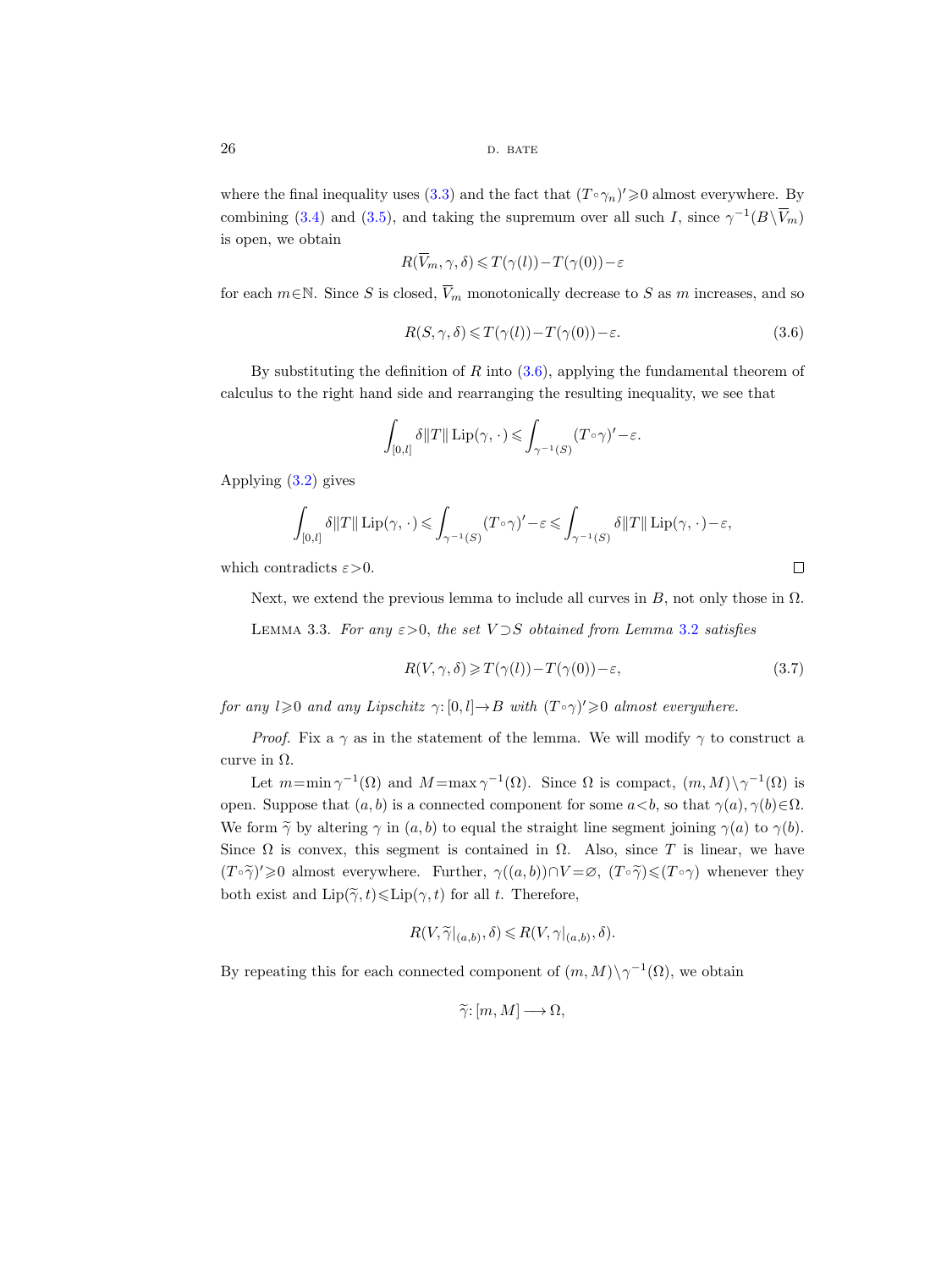where the final inequality uses (3.3) and the fact that $(T\circ\gamma_n)'\geqslant 0$ almost everywhere. By combining (3.4) and (3.5), and taking the supremum over all such $I$, since $\gamma^{-1}(B\setminus\overline{V}_m)$ is open, we obtain

$$R(\overline{V}_m,\gamma,\delta)\leqslant T(\gamma(l))-T(\gamma(0))-\varepsilon$$

for each $m\in\mathbb{N}$. Since $S$ is closed, $\overline{V}_m$ monotonically decrease to $S$ as $m$ increases, and so

$$R(S,\gamma,\delta)\leqslant T(\gamma(l))-T(\gamma(0))-\varepsilon. \tag{3.6}$$

By substituting the definition of $R$ into (3.6), applying the fundamental theorem of calculus to the right hand side and rearranging the resulting inequality, we see that

$$\int_{[0,l]}\delta\|T\|\operatorname{Lip}(\gamma,\cdot\,)\leqslant\int_{\gamma^{-1}(S)}(T\circ\gamma)'-\varepsilon.$$

Applying (3.2) gives

$$\int_{[0,l]}\delta\|T\|\operatorname{Lip}(\gamma,\cdot\,)\leqslant\int_{\gamma^{-1}(S)}(T\circ\gamma)'-\varepsilon\leqslant\int_{\gamma^{-1}(S)}\delta\|T\|\operatorname{Lip}(\gamma,\cdot\,)-\varepsilon,$$

which contradicts $\varepsilon>0$. $\square$

Next, we extend the previous lemma to include all curves in $B$, not only those in $\Omega$.

Lemma 3.3. *For any $\varepsilon>0$, the set $V\supset S$ obtained from Lemma 3.2 satisfies*

$$R(V,\gamma,\delta)\geqslant T(\gamma(l))-T(\gamma(0))-\varepsilon, \tag{3.7}$$

*for any $l\geqslant 0$ and any Lipschitz $\gamma\colon[0,l]\to B$ with $(T\circ\gamma)'\geqslant 0$ almost everywhere.*

*Proof.* Fix a $\gamma$ as in the statement of the lemma. We will modify $\gamma$ to construct a curve in $\Omega$.

Let $m=\min\gamma^{-1}(\Omega)$ and $M=\max\gamma^{-1}(\Omega)$. Since $\Omega$ is compact, $(m,M)\setminus\gamma^{-1}(\Omega)$ is open. Suppose that $(a,b)$ is a connected component for some $a<b$, so that $\gamma(a),\gamma(b)\in\Omega$. We form $\widetilde{\gamma}$ by altering $\gamma$ in $(a,b)$ to equal the straight line segment joining $\gamma(a)$ to $\gamma(b)$. Since $\Omega$ is convex, this segment is contained in $\Omega$. Also, since $T$ is linear, we have $(T\circ\widetilde{\gamma})'\geqslant 0$ almost everywhere. Further, $\gamma((a,b))\cap V=\varnothing$, $(T\circ\widetilde{\gamma})\leqslant(T\circ\gamma)$ whenever they both exist and $\operatorname{Lip}(\widetilde{\gamma},t)\leqslant\operatorname{Lip}(\gamma,t)$ for all $t$. Therefore,

$$R(V,\widetilde{\gamma}|_{(a,b)},\delta)\leqslant R(V,\gamma|_{(a,b)},\delta).$$

By repeating this for each connected component of $(m,M)\setminus\gamma^{-1}(\Omega)$, we obtain

$$\widetilde{\gamma}\colon[m,M]\longrightarrow\Omega,$$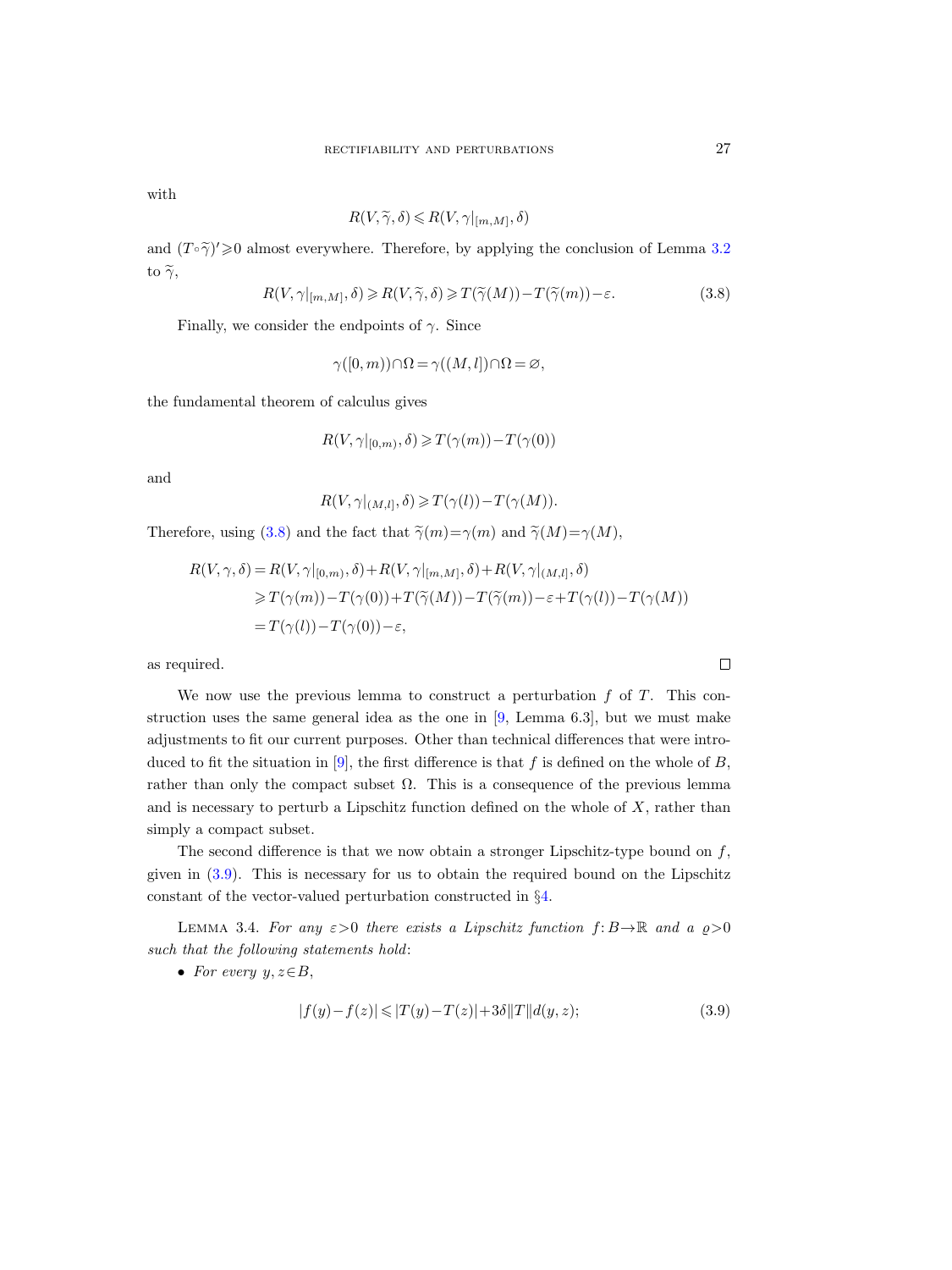with

$$R(V,\widetilde{\gamma},\delta)\leqslant R(V,\gamma|_{[m,M]},\delta)$$

and $(T\circ\widetilde{\gamma})'\geqslant 0$ almost everywhere. Therefore, by applying the conclusion of Lemma 3.2 to $\widetilde{\gamma}$,

$$R(V,\gamma|_{[m,M]},\delta)\geqslant R(V,\widetilde{\gamma},\delta)\geqslant T(\widetilde{\gamma}(M))-T(\widetilde{\gamma}(m))-\varepsilon. \tag{3.8}$$

Finally, we consider the endpoints of $\gamma$. Since

$$\gamma([0,m))\cap\Omega=\gamma((M,l])\cap\Omega=\varnothing,$$

the fundamental theorem of calculus gives

$$R(V,\gamma|_{[0,m)},\delta)\geqslant T(\gamma(m))-T(\gamma(0))$$

and

$$R(V,\gamma|_{(M,l]},\delta)\geqslant T(\gamma(l))-T(\gamma(M)).$$

Therefore, using (3.8) and the fact that $\widetilde{\gamma}(m)=\gamma(m)$ and $\widetilde{\gamma}(M)=\gamma(M)$,

$$\begin{aligned}
R(V,\gamma,\delta)&=R(V,\gamma|_{[0,m)},\delta)+R(V,\gamma|_{[m,M]},\delta)+R(V,\gamma|_{(M,l]},\delta)\\
&\geqslant T(\gamma(m))-T(\gamma(0))+T(\widetilde{\gamma}(M))-T(\widetilde{\gamma}(m))-\varepsilon+T(\gamma(l))-T(\gamma(M))\\
&=T(\gamma(l))-T(\gamma(0))-\varepsilon,
\end{aligned}$$

as required. □

We now use the previous lemma to construct a perturbation $f$ of $T$. This construction uses the same general idea as the one in [9, Lemma 6.3], but we must make adjustments to fit our current purposes. Other than technical differences that were introduced to fit the situation in [9], the first difference is that $f$ is defined on the whole of $B$, rather than only the compact subset $\Omega$. This is a consequence of the previous lemma and is necessary to perturb a Lipschitz function defined on the whole of $X$, rather than simply a compact subset.

The second difference is that we now obtain a stronger Lipschitz-type bound on $f$, given in (3.9). This is necessary for us to obtain the required bound on the Lipschitz constant of the vector-valued perturbation constructed in §4.

Lemma 3.4. *For any $\varepsilon>0$ there exists a Lipschitz function $f\colon B\to\mathbb{R}$ and a $\varrho>0$ such that the following statements hold*:

- *For every $y,z\in B$,*

$$|f(y)-f(z)|\leqslant|T(y)-T(z)|+3\delta\|T\|d(y,z); \tag{3.9}$$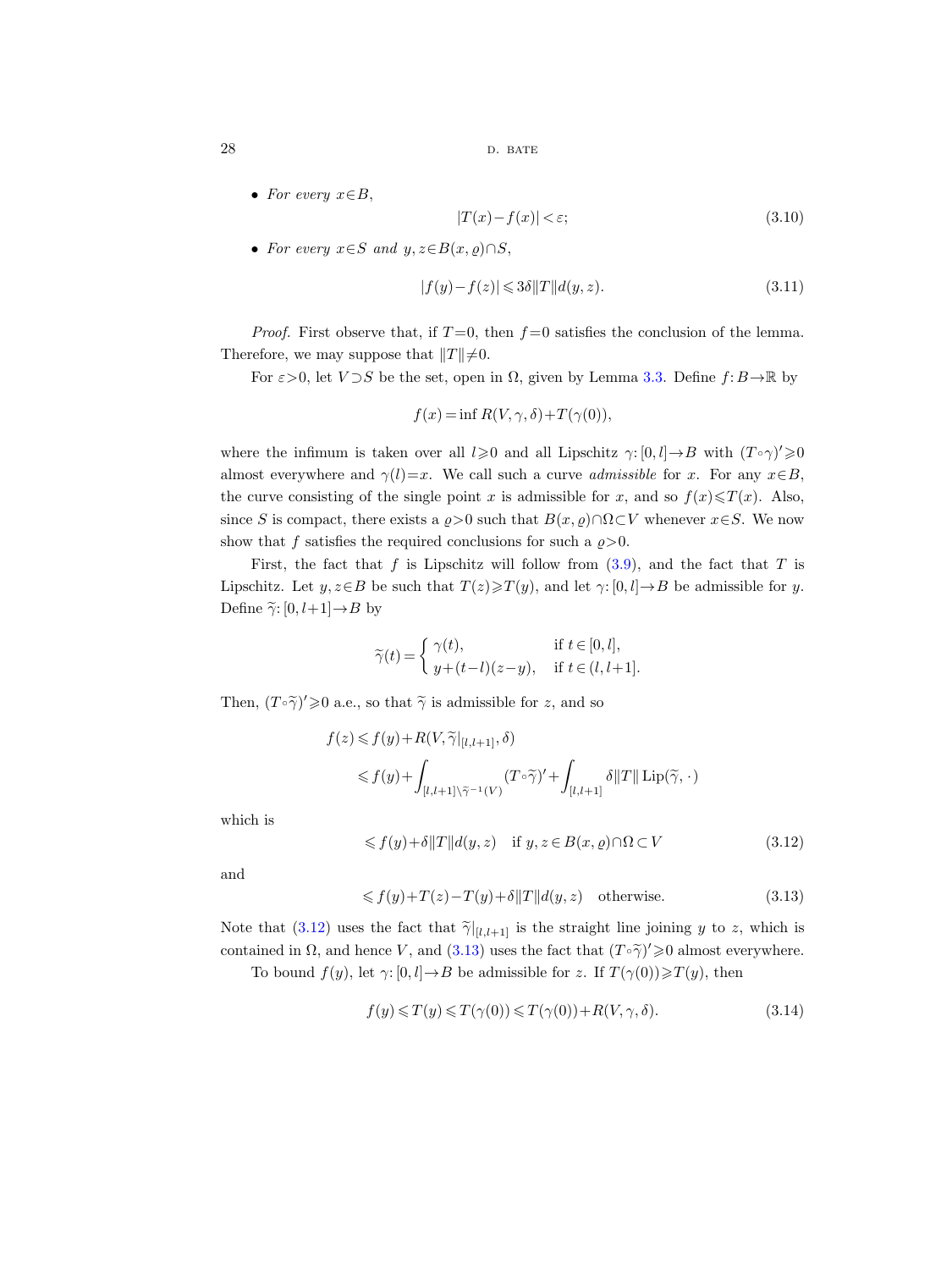- *For every* $x \in B$,

$$|T(x) - f(x)| < \varepsilon; \tag{3.10}$$

- *For every* $x \in S$ *and* $y, z \in B(x, \varrho) \cap S$,

$$|f(y) - f(z)| \leqslant 3\delta \|T\| d(y, z). \tag{3.11}$$

*Proof.* First observe that, if $T = 0$, then $f = 0$ satisfies the conclusion of the lemma. Therefore, we may suppose that $\|T\| \neq 0$.

For $\varepsilon > 0$, let $V \supset S$ be the set, open in $\Omega$, given by Lemma 3.3. Define $f: B \to \mathbb{R}$ by

$$f(x) = \inf R(V, \gamma, \delta) + T(\gamma(0)),$$

where the infimum is taken over all $l \geqslant 0$ and all Lipschitz $\gamma: [0, l] \to B$ with $(T \circ \gamma)' \geqslant 0$ almost everywhere and $\gamma(l) = x$. We call such a curve *admissible* for $x$. For any $x \in B$, the curve consisting of the single point $x$ is admissible for $x$, and so $f(x) \leqslant T(x)$. Also, since $S$ is compact, there exists a $\varrho > 0$ such that $B(x, \varrho) \cap \Omega \subset V$ whenever $x \in S$. We now show that $f$ satisfies the required conclusions for such a $\varrho > 0$.

First, the fact that $f$ is Lipschitz will follow from (3.9), and the fact that $T$ is Lipschitz. Let $y, z \in B$ be such that $T(z) \geqslant T(y)$, and let $\gamma: [0, l] \to B$ be admissible for $y$. Define $\widetilde{\gamma}: [0, l+1] \to B$ by

$$\widetilde{\gamma}(t) = \begin{cases} \gamma(t), & \text{if } t \in [0, l], \\ y + (t - l)(z - y), & \text{if } t \in (l, l+1]. \end{cases}$$

Then, $(T \circ \widetilde{\gamma})' \geqslant 0$ a.e., so that $\widetilde{\gamma}$ is admissible for $z$, and so

$$\begin{aligned} f(z) &\leqslant f(y) + R(V, \widetilde{\gamma}|_{[l, l+1]}, \delta) \\ &\leqslant f(y) + \int_{[l, l+1] \setminus \widetilde{\gamma}^{-1}(V)} (T \circ \widetilde{\gamma})' + \int_{[l, l+1]} \delta \|T\| \operatorname{Lip}(\widetilde{\gamma}, \cdot) \end{aligned}$$

which is

$$\leqslant f(y) + \delta \|T\| d(y, z) \quad \text{if } y, z \in B(x, \varrho) \cap \Omega \subset V \tag{3.12}$$

and

$$\leqslant f(y) + T(z) - T(y) + \delta \|T\| d(y, z) \quad \text{otherwise.} \tag{3.13}$$

Note that (3.12) uses the fact that $\widetilde{\gamma}|_{[l, l+1]}$ is the straight line joining $y$ to $z$, which is contained in $\Omega$, and hence $V$, and (3.13) uses the fact that $(T \circ \widetilde{\gamma})' \geqslant 0$ almost everywhere.

To bound $f(y)$, let $\gamma: [0, l] \to B$ be admissible for $z$. If $T(\gamma(0)) \geqslant T(y)$, then

$$f(y) \leqslant T(y) \leqslant T(\gamma(0)) \leqslant T(\gamma(0)) + R(V, \gamma, \delta). \tag{3.14}$$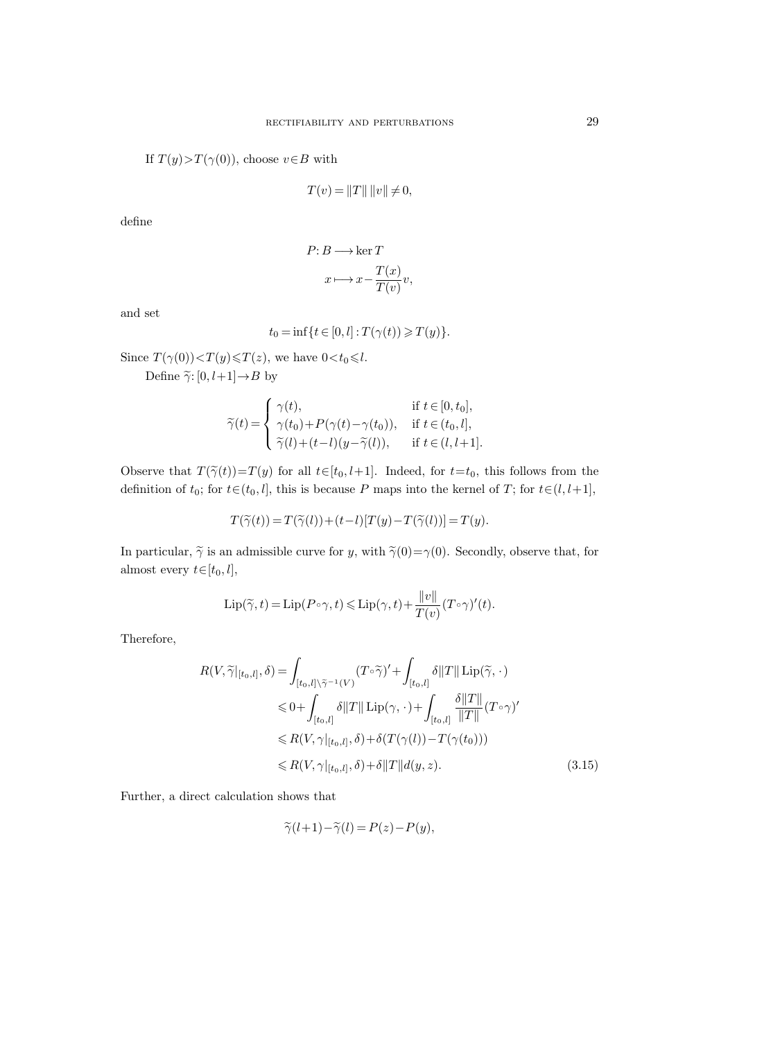If $T(y) > T(\gamma(0))$, choose $v \in B$ with

$$T(v) = \|T\| \, \|v\| \neq 0,$$

define

$$\begin{aligned} P\colon B &\longrightarrow \ker T \\ x &\longmapsto x - \frac{T(x)}{T(v)} v, \end{aligned}$$

and set

$$t_0 = \inf\{t \in [0,l] : T(\gamma(t)) \geqslant T(y)\}.$$

Since $T(\gamma(0)) < T(y) \leqslant T(z)$, we have $0 < t_0 \leqslant l$.

Define $\widetilde{\gamma}\colon [0, l+1] \to B$ by

$$\widetilde{\gamma}(t) = \begin{cases} \gamma(t), & \text{if } t \in [0, t_0], \\ \gamma(t_0) + P(\gamma(t) - \gamma(t_0)), & \text{if } t \in (t_0, l], \\ \widetilde{\gamma}(l) + (t-l)(y - \widetilde{\gamma}(l)), & \text{if } t \in (l, l+1]. \end{cases}$$

Observe that $T(\widetilde{\gamma}(t)) = T(y)$ for all $t \in [t_0, l+1]$. Indeed, for $t = t_0$, this follows from the definition of $t_0$; for $t \in (t_0, l]$, this is because $P$ maps into the kernel of $T$; for $t \in (l, l+1]$,

$$T(\widetilde{\gamma}(t)) = T(\widetilde{\gamma}(l)) + (t-l)[T(y) - T(\widetilde{\gamma}(l))] = T(y).$$

In particular, $\widetilde{\gamma}$ is an admissible curve for $y$, with $\widetilde{\gamma}(0) = \gamma(0)$. Secondly, observe that, for almost every $t \in [t_0, l]$,

$$\operatorname{Lip}(\widetilde{\gamma}, t) = \operatorname{Lip}(P \circ \gamma, t) \leqslant \operatorname{Lip}(\gamma, t) + \frac{\|v\|}{T(v)} (T \circ \gamma)'(t).$$

Therefore,

$$\begin{aligned} R(V, \widetilde{\gamma}|_{[t_0, l]}, \delta) &= \int_{[t_0, l] \setminus \widetilde{\gamma}^{-1}(V)} (T \circ \widetilde{\gamma})' + \int_{[t_0, l]} \delta \|T\| \operatorname{Lip}(\widetilde{\gamma}, \cdot\,) \\ &\leqslant 0 + \int_{[t_0, l]} \delta \|T\| \operatorname{Lip}(\gamma, \cdot\,) + \int_{[t_0, l]} \frac{\delta \|T\|}{\|T\|} (T \circ \gamma)' \\ &\leqslant R(V, \gamma|_{[t_0, l]}, \delta) + \delta (T(\gamma(l)) - T(\gamma(t_0))) \\ &\leqslant R(V, \gamma|_{[t_0, l]}, \delta) + \delta \|T\| d(y, z). \end{aligned} \tag{3.15}$$

Further, a direct calculation shows that

$$\widetilde{\gamma}(l+1) - \widetilde{\gamma}(l) = P(z) - P(y),$$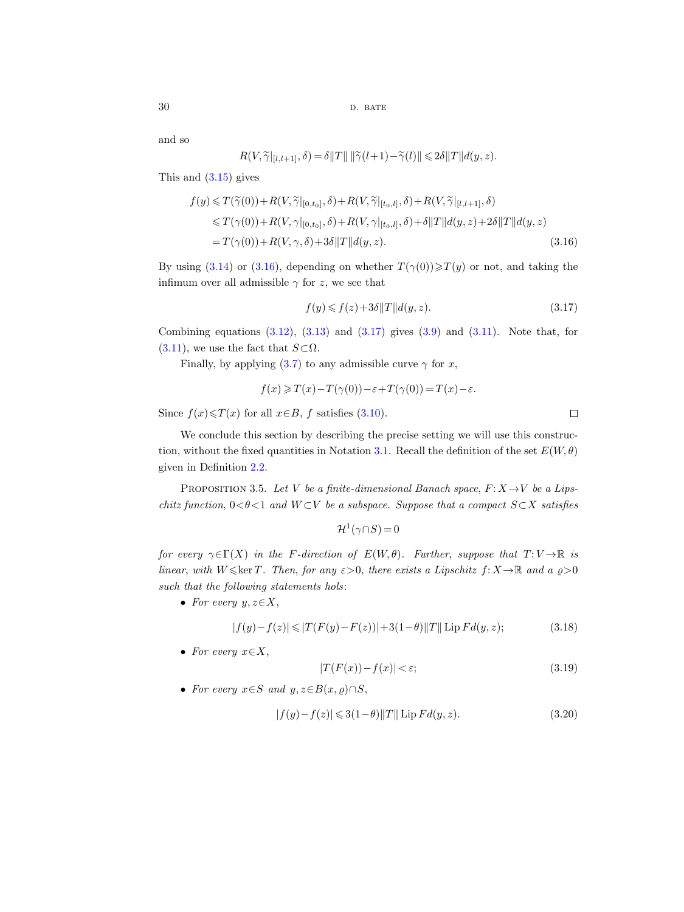and so

$$R(V,\widetilde{\gamma}|_{[l,l+1]},\delta)=\delta\|T\|\,\|\widetilde{\gamma}(l+1)-\widetilde{\gamma}(l)\|\leqslant 2\delta\|T\|d(y,z).$$

This and (3.15) gives

$$\begin{aligned}
f(y) &\leqslant T(\widetilde{\gamma}(0))+R(V,\widetilde{\gamma}|_{[0,t_0]},\delta)+R(V,\widetilde{\gamma}|_{[t_0,l]},\delta)+R(V,\widetilde{\gamma}|_{[l,l+1]},\delta)\\
&\leqslant T(\gamma(0))+R(V,\gamma|_{[0,t_0]},\delta)+R(V,\gamma|_{[t_0,l]},\delta)+\delta\|T\|d(y,z)+2\delta\|T\|d(y,z)\\
&=T(\gamma(0))+R(V,\gamma,\delta)+3\delta\|T\|d(y,z).
\end{aligned}\tag{3.16}$$

By using (3.14) or (3.16), depending on whether $T(\gamma(0))\geqslant T(y)$ or not, and taking the infimum over all admissible $\gamma$ for $z$, we see that

$$f(y)\leqslant f(z)+3\delta\|T\|d(y,z).\tag{3.17}$$

Combining equations (3.12), (3.13) and (3.17) gives (3.9) and (3.11). Note that, for (3.11), we use the fact that $S\subset\Omega$.

Finally, by applying (3.7) to any admissible curve $\gamma$ for $x$,

$$f(x)\geqslant T(x)-T(\gamma(0))-\varepsilon+T(\gamma(0))=T(x)-\varepsilon.$$

Since $f(x)\leqslant T(x)$ for all $x\in B$, $f$ satisfies (3.10). ∎

We conclude this section by describing the precise setting we will use this construction, without the fixed quantities in Notation 3.1. Recall the definition of the set $E(W,\theta)$ given in Definition 2.2.

Proposition 3.5. *Let $V$ be a finite-dimensional Banach space, $F\colon X\to V$ be a Lipschitz function, $0<\theta<1$ and $W\subset V$ be a subspace. Suppose that a compact $S\subset X$ satisfies*

$$\mathcal{H}^1(\gamma\cap S)=0$$

*for every $\gamma\in\Gamma(X)$ in the $F$-direction of $E(W,\theta)$. Further, suppose that $T\colon V\to\mathbb{R}$ is linear, with $W\leqslant\ker T$. Then, for any $\varepsilon>0$, there exists a Lipschitz $f\colon X\to\mathbb{R}$ and a $\varrho>0$ such that the following statements hols*:

- *For every $y,z\in X$,*

$$|f(y)-f(z)|\leqslant|T(F(y)-F(z))|+3(1-\theta)\|T\|\operatorname{Lip}F d(y,z);\tag{3.18}$$

- *For every $x\in X$,*

$$|T(F(x))-f(x)|<\varepsilon;\tag{3.19}$$

- *For every $x\in S$ and $y,z\in B(x,\varrho)\cap S$,*

$$|f(y)-f(z)|\leqslant 3(1-\theta)\|T\|\operatorname{Lip}F d(y,z).\tag{3.20}$$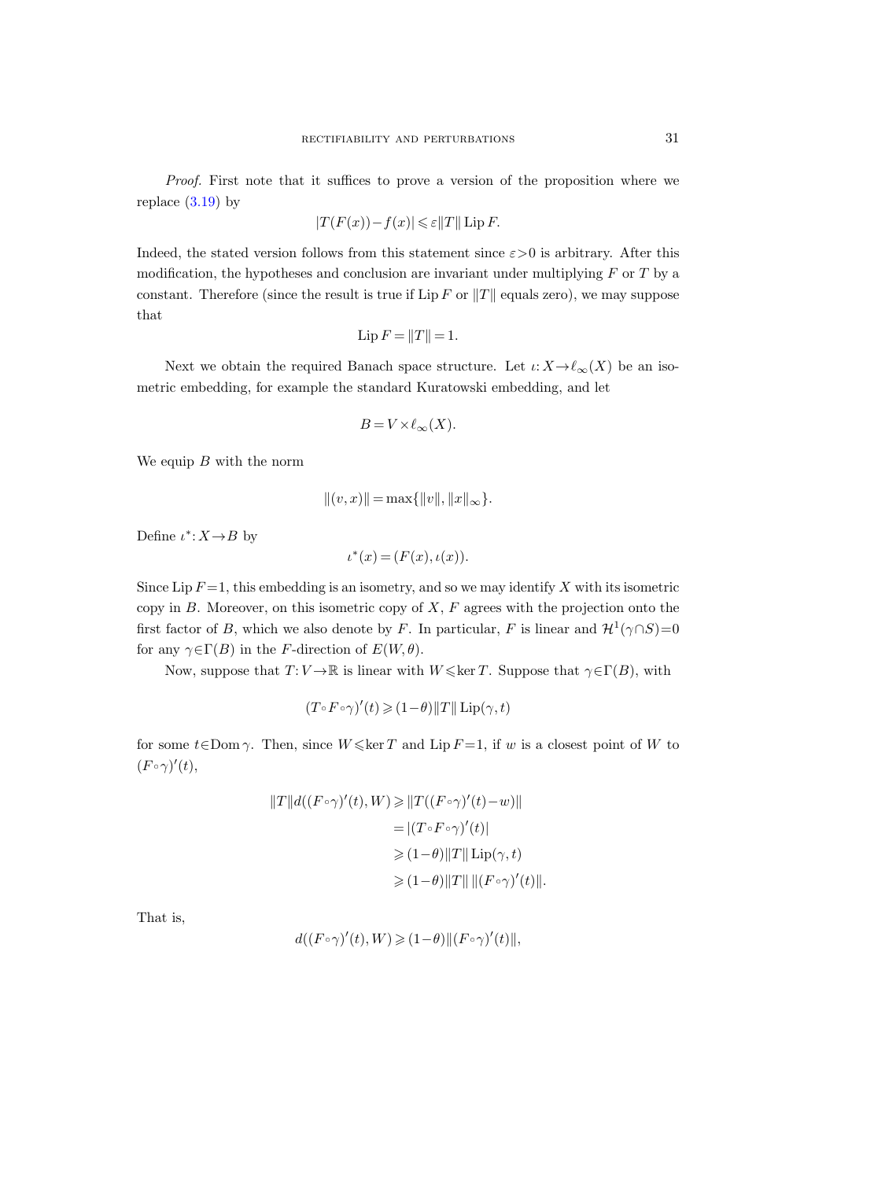*Proof.* First note that it suffices to prove a version of the proposition where we replace (3.19) by

$$|T(F(x))-f(x)| \leqslant \varepsilon \|T\| \operatorname{Lip} F.$$

Indeed, the stated version follows from this statement since $\varepsilon>0$ is arbitrary. After this modification, the hypotheses and conclusion are invariant under multiplying $F$ or $T$ by a constant. Therefore (since the result is true if $\operatorname{Lip} F$ or $\|T\|$ equals zero), we may suppose that

$$\operatorname{Lip} F = \|T\| = 1.$$

Next we obtain the required Banach space structure. Let $\iota: X \to \ell_\infty(X)$ be an isometric embedding, for example the standard Kuratowski embedding, and let

$$B = V \times \ell_\infty(X).$$

We equip $B$ with the norm

$$\|(v,x)\| = \max\{\|v\|, \|x\|_\infty\}.$$

Define $\iota^*: X \to B$ by

$$\iota^*(x) = (F(x), \iota(x)).$$

Since $\operatorname{Lip} F=1$, this embedding is an isometry, and so we may identify $X$ with its isometric copy in $B$. Moreover, on this isometric copy of $X$, $F$ agrees with the projection onto the first factor of $B$, which we also denote by $F$. In particular, $F$ is linear and $\mathcal{H}^1(\gamma \cap S)=0$ for any $\gamma \in \Gamma(B)$ in the $F$-direction of $E(W,\theta)$.

Now, suppose that $T: V \to \mathbb{R}$ is linear with $W \leqslant \ker T$. Suppose that $\gamma \in \Gamma(B)$, with

$$(T \circ F \circ \gamma)'(t) \geqslant (1-\theta)\|T\| \operatorname{Lip}(\gamma, t)$$

for some $t \in \operatorname{Dom} \gamma$. Then, since $W \leqslant \ker T$ and $\operatorname{Lip} F=1$, if $w$ is a closest point of $W$ to $(F \circ \gamma)'(t)$,

$$\begin{aligned}
\|T\| d((F \circ \gamma)'(t), W) &\geqslant \|T((F \circ \gamma)'(t) - w)\| \\
&= |(T \circ F \circ \gamma)'(t)| \\
&\geqslant (1-\theta)\|T\| \operatorname{Lip}(\gamma, t) \\
&\geqslant (1-\theta)\|T\| \, \|(F \circ \gamma)'(t)\|.
\end{aligned}$$

That is,

$$d((F \circ \gamma)'(t), W) \geqslant (1-\theta)\|(F \circ \gamma)'(t)\|,$$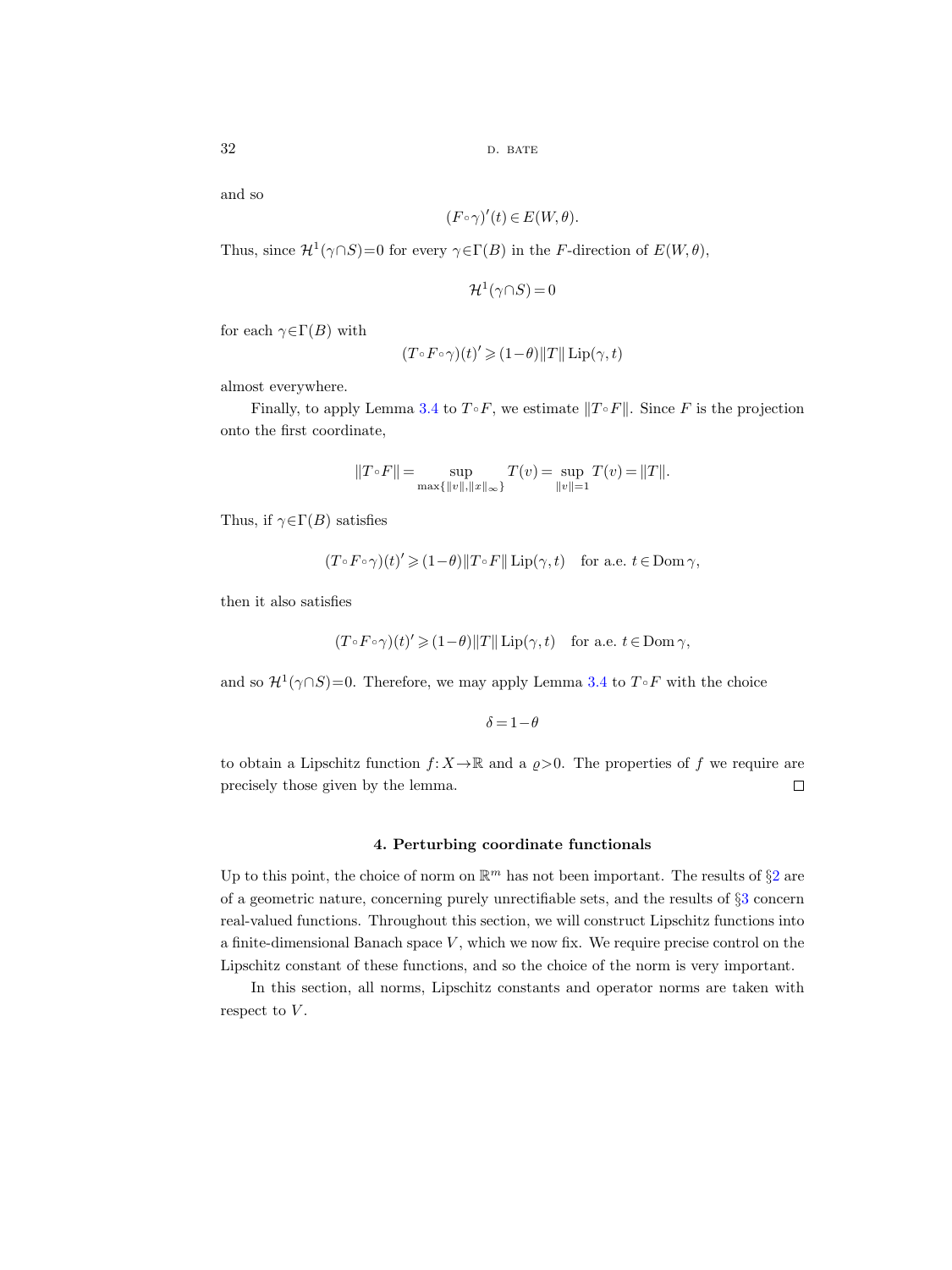and so

$$(F\circ\gamma)'(t)\in E(W,\theta).$$

Thus, since $\mathcal{H}^1(\gamma\cap S)=0$ for every $\gamma\in\Gamma(B)$ in the $F$-direction of $E(W,\theta)$,

$$\mathcal{H}^1(\gamma\cap S)=0$$

for each $\gamma\in\Gamma(B)$ with

$$(T\circ F\circ\gamma)(t)'\geqslant(1-\theta)\|T\|\operatorname{Lip}(\gamma,t)$$

almost everywhere.

Finally, to apply Lemma 3.4 to $T\circ F$, we estimate $\|T\circ F\|$. Since $F$ is the projection onto the first coordinate,

$$\|T\circ F\|=\sup_{\max\{\|v\|,\|x\|_\infty\}}T(v)=\sup_{\|v\|=1}T(v)=\|T\|.$$

Thus, if $\gamma\in\Gamma(B)$ satisfies

$$(T\circ F\circ\gamma)(t)'\geqslant(1-\theta)\|T\circ F\|\operatorname{Lip}(\gamma,t)\quad\text{for a.e. } t\in\operatorname{Dom}\gamma,$$

then it also satisfies

$$(T\circ F\circ\gamma)(t)'\geqslant(1-\theta)\|T\|\operatorname{Lip}(\gamma,t)\quad\text{for a.e. } t\in\operatorname{Dom}\gamma,$$

and so $\mathcal{H}^1(\gamma\cap S)=0$. Therefore, we may apply Lemma 3.4 to $T\circ F$ with the choice

$$\delta=1-\theta$$

to obtain a Lipschitz function $f\colon X\to\mathbb{R}$ and a $\varrho>0$. The properties of $f$ we require are precisely those given by the lemma. □

## 4. Perturbing coordinate functionals

Up to this point, the choice of norm on $\mathbb{R}^m$ has not been important. The results of §2 are of a geometric nature, concerning purely unrectifiable sets, and the results of §3 concern real-valued functions. Throughout this section, we will construct Lipschitz functions into a finite-dimensional Banach space $V$, which we now fix. We require precise control on the Lipschitz constant of these functions, and so the choice of the norm is very important.

In this section, all norms, Lipschitz constants and operator norms are taken with respect to $V$.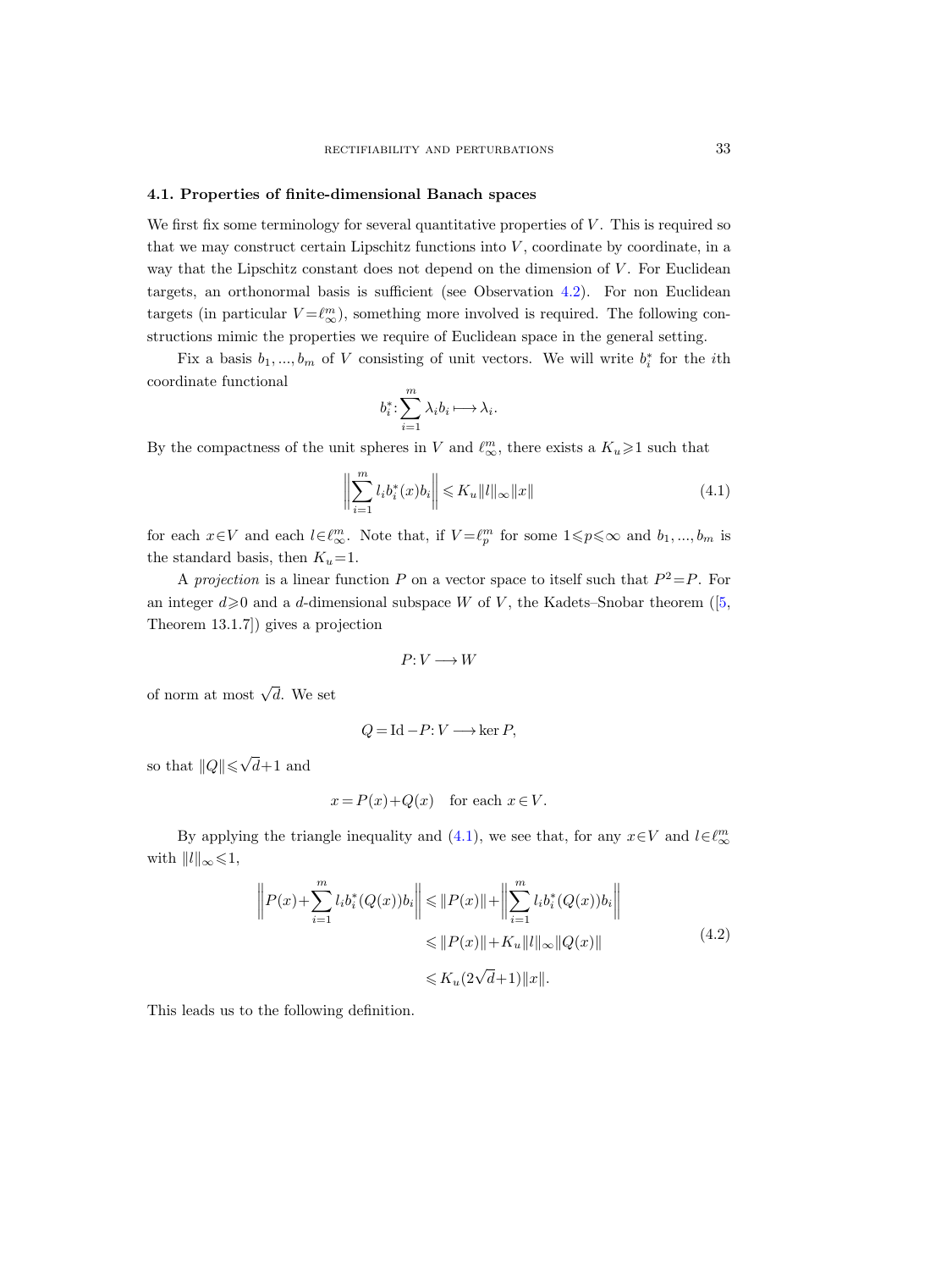### 4.1. Properties of finite-dimensional Banach spaces

We first fix some terminology for several quantitative properties of $V$. This is required so that we may construct certain Lipschitz functions into $V$, coordinate by coordinate, in a way that the Lipschitz constant does not depend on the dimension of $V$. For Euclidean targets, an orthonormal basis is sufficient (see Observation 4.2). For non Euclidean targets (in particular $V=\ell_\infty^m$), something more involved is required. The following constructions mimic the properties we require of Euclidean space in the general setting.

Fix a basis $b_1,...,b_m$ of $V$ consisting of unit vectors. We will write $b_i^*$ for the $i$th coordinate functional

$$b_i^*\colon \sum_{i=1}^m \lambda_i b_i \longmapsto \lambda_i.$$

By the compactness of the unit spheres in $V$ and $\ell_\infty^m$, there exists a $K_u\geqslant 1$ such that

$$\left\| \sum_{i=1}^m l_i b_i^*(x) b_i \right\| \leqslant K_u \|l\|_\infty \|x\| \tag{4.1}$$

for each $x\in V$ and each $l\in \ell_\infty^m$. Note that, if $V=\ell_p^m$ for some $1\leqslant p\leqslant\infty$ and $b_1,...,b_m$ is the standard basis, then $K_u=1$.

A *projection* is a linear function $P$ on a vector space to itself such that $P^2=P$. For an integer $d\geqslant 0$ and a $d$-dimensional subspace $W$ of $V$, the Kadets–Snobar theorem ([5, Theorem 13.1.7]) gives a projection

$$P\colon V\longrightarrow W$$

of norm at most $\sqrt{d}$. We set

$$Q=\mathrm{Id}-P\colon V\longrightarrow \ker P,$$

so that $\|Q\|\leqslant\sqrt{d}+1$ and

$$x=P(x)+Q(x) \quad \text{for each } x\in V.$$

By applying the triangle inequality and (4.1), we see that, for any $x\in V$ and $l\in\ell_\infty^m$ with $\|l\|_\infty\leqslant 1$,

$$\begin{aligned}
\left\| P(x)+\sum_{i=1}^m l_i b_i^*(Q(x)) b_i \right\| &\leqslant \|P(x)\| + \left\| \sum_{i=1}^m l_i b_i^*(Q(x)) b_i \right\| \\
&\leqslant \|P(x)\| + K_u \|l\|_\infty \|Q(x)\| \\
&\leqslant K_u(2\sqrt{d}+1)\|x\|.
\end{aligned} \tag{4.2}$$

This leads us to the following definition.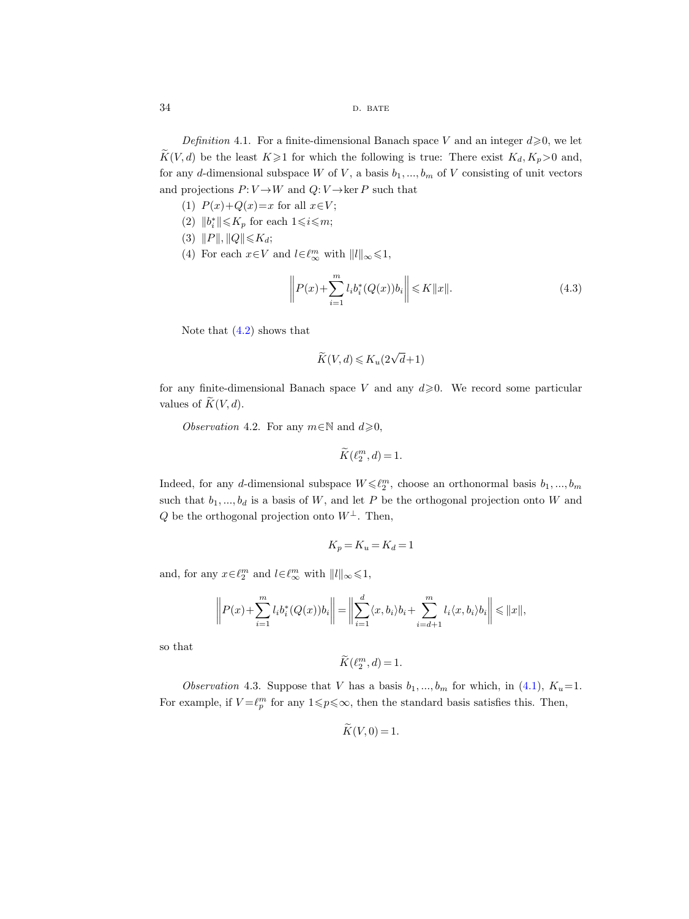*Definition* 4.1. For a finite-dimensional Banach space $V$ and an integer $d\geqslant 0$, we let $\widetilde{K}(V,d)$ be the least $K\geqslant 1$ for which the following is true: There exist $K_d, K_p>0$ and, for any $d$-dimensional subspace $W$ of $V$, a basis $b_1, ..., b_m$ of $V$ consisting of unit vectors and projections $P: V\to W$ and $Q: V\to \ker P$ such that

1. $P(x)+Q(x)=x$ for all $x\in V$;
2. $\|b_i^*\|\leqslant K_p$ for each $1\leqslant i\leqslant m$;
3. $\|P\|, \|Q\|\leqslant K_d$;
4. For each $x\in V$ and $l\in \ell_\infty^m$ with $\|l\|_\infty\leqslant 1$,

$$\left\| P(x)+\sum_{i=1}^m l_i b_i^*(Q(x))b_i\right\| \leqslant K\|x\|. \tag{4.3}$$

Note that (4.2) shows that

$$\widetilde{K}(V,d)\leqslant K_u(2\sqrt{d}+1)$$

for any finite-dimensional Banach space $V$ and any $d\geqslant 0$. We record some particular values of $\widetilde{K}(V,d)$.

*Observation* 4.2. For any $m\in\mathbb{N}$ and $d\geqslant 0$,

$$\widetilde{K}(\ell_2^m, d)=1.$$

Indeed, for any $d$-dimensional subspace $W\leqslant \ell_2^m$, choose an orthonormal basis $b_1, ..., b_m$ such that $b_1, ..., b_d$ is a basis of $W$, and let $P$ be the orthogonal projection onto $W$ and $Q$ be the orthogonal projection onto $W^\perp$. Then,

$$K_p=K_u=K_d=1$$

and, for any $x\in \ell_2^m$ and $l\in\ell_\infty^m$ with $\|l\|_\infty\leqslant 1$,

$$\left\| P(x)+\sum_{i=1}^m l_i b_i^*(Q(x))b_i\right\| = \left\| \sum_{i=1}^d \langle x, b_i\rangle b_i + \sum_{i=d+1}^m l_i\langle x, b_i\rangle b_i\right\| \leqslant \|x\|,$$

so that

$$\widetilde{K}(\ell_2^m, d)=1.$$

*Observation* 4.3. Suppose that $V$ has a basis $b_1, ..., b_m$ for which, in (4.1), $K_u=1$. For example, if $V=\ell_p^m$ for any $1\leqslant p\leqslant\infty$, then the standard basis satisfies this. Then,

$$\widetilde{K}(V,0)=1.$$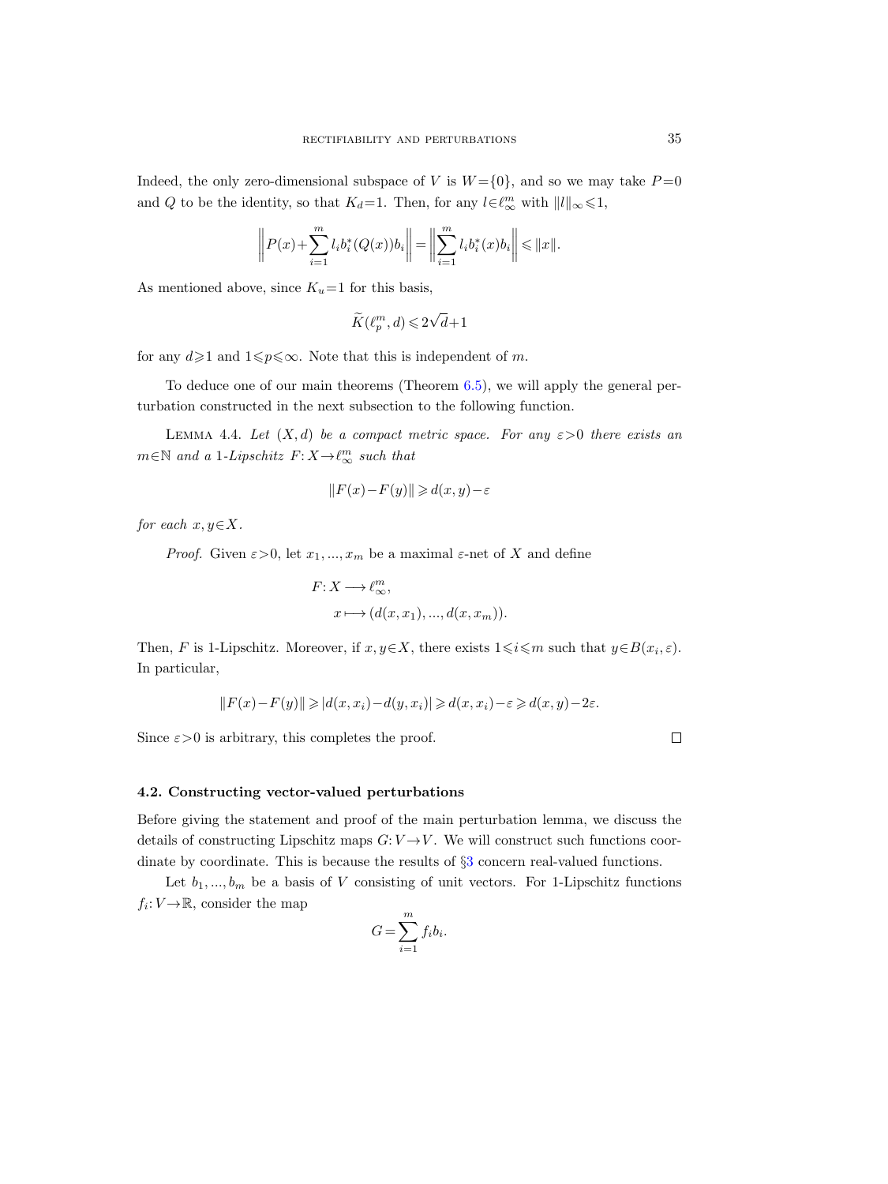Indeed, the only zero-dimensional subspace of $V$ is $W=\{0\}$, and so we may take $P=0$ and $Q$ to be the identity, so that $K_d=1$. Then, for any $l\in\ell_\infty^m$ with $\|l\|_\infty\leqslant 1$,

$$\left\|P(x)+\sum_{i=1}^m l_i b_i^*(Q(x))b_i\right\| = \left\|\sum_{i=1}^m l_i b_i^*(x)b_i\right\| \leqslant \|x\|.$$

As mentioned above, since $K_u=1$ for this basis,

$$\widetilde{K}(\ell_p^m, d)\leqslant 2\sqrt{d}+1$$

for any $d\geqslant 1$ and $1\leqslant p\leqslant\infty$. Note that this is independent of $m$.

To deduce one of our main theorems (Theorem 6.5), we will apply the general perturbation constructed in the next subsection to the following function.

Lemma 4.4. *Let $(X,d)$ be a compact metric space. For any $\varepsilon>0$ there exists an $m\in\mathbb{N}$ and a 1-Lipschitz $F\colon X\to\ell_\infty^m$ such that*

$$\|F(x)-F(y)\|\geqslant d(x,y)-\varepsilon$$

*for each $x,y\in X$.*

*Proof.* Given $\varepsilon>0$, let $x_1,...,x_m$ be a maximal $\varepsilon$-net of $X$ and define

$$\begin{aligned} F\colon X &\longrightarrow \ell_\infty^m,\\ x &\longmapsto (d(x,x_1),...,d(x,x_m)). \end{aligned}$$

Then, $F$ is 1-Lipschitz. Moreover, if $x,y\in X$, there exists $1\leqslant i\leqslant m$ such that $y\in B(x_i,\varepsilon)$. In particular,

$$\|F(x)-F(y)\|\geqslant |d(x,x_i)-d(y,x_i)|\geqslant d(x,x_i)-\varepsilon\geqslant d(x,y)-2\varepsilon.$$

Since $\varepsilon>0$ is arbitrary, this completes the proof. $\square$

### 4.2. Constructing vector-valued perturbations

Before giving the statement and proof of the main perturbation lemma, we discuss the details of constructing Lipschitz maps $G\colon V\to V$. We will construct such functions coordinate by coordinate. This is because the results of §3 concern real-valued functions.

Let $b_1,...,b_m$ be a basis of $V$ consisting of unit vectors. For 1-Lipschitz functions $f_i\colon V\to\mathbb{R}$, consider the map

$$G=\sum_{i=1}^m f_i b_i.$$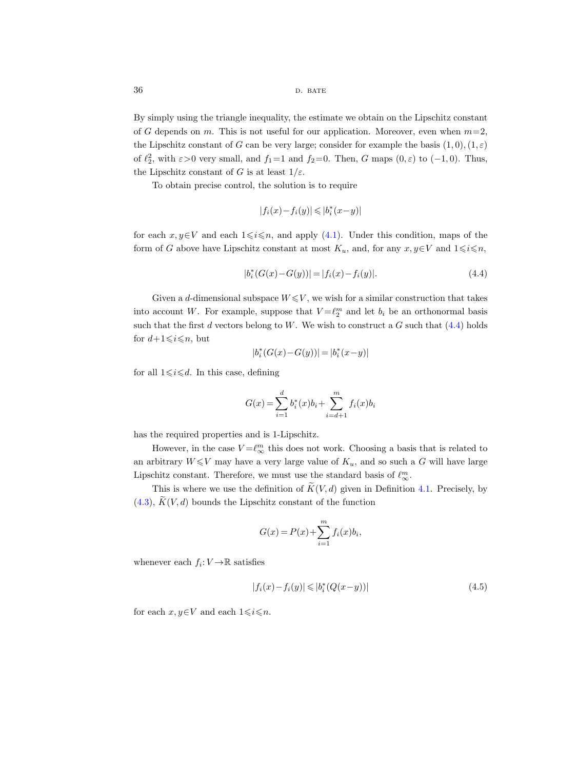By simply using the triangle inequality, the estimate we obtain on the Lipschitz constant of $G$ depends on $m$. This is not useful for our application. Moreover, even when $m=2$, the Lipschitz constant of $G$ can be very large; consider for example the basis $(1,0),(1,\varepsilon)$ of $\ell_2^2$, with $\varepsilon>0$ very small, and $f_1=1$ and $f_2=0$. Then, $G$ maps $(0,\varepsilon)$ to $(-1,0)$. Thus, the Lipschitz constant of $G$ is at least $1/\varepsilon$.

To obtain precise control, the solution is to require

$$|f_i(x)-f_i(y)| \leqslant |b_i^*(x-y)|$$

for each $x,y\in V$ and each $1\leqslant i\leqslant n$, and apply (4.1). Under this condition, maps of the form of $G$ above have Lipschitz constant at most $K_u$, and, for any $x,y\in V$ and $1\leqslant i\leqslant n$,

$$|b_i^*(G(x)-G(y))| = |f_i(x)-f_i(y)|. \tag{4.4}$$

Given a $d$-dimensional subspace $W\leqslant V$, we wish for a similar construction that takes into account $W$. For example, suppose that $V=\ell_2^m$ and let $b_i$ be an orthonormal basis such that the first $d$ vectors belong to $W$. We wish to construct a $G$ such that (4.4) holds for $d+1\leqslant i\leqslant n$, but

$$|b_i^*(G(x)-G(y))| = |b_i^*(x-y)|$$

for all $1\leqslant i\leqslant d$. In this case, defining

$$G(x) = \sum_{i=1}^{d} b_i^*(x)b_i + \sum_{i=d+1}^{m} f_i(x)b_i$$

has the required properties and is 1-Lipschitz.

However, in the case $V=\ell_\infty^m$ this does not work. Choosing a basis that is related to an arbitrary $W\leqslant V$ may have a very large value of $K_u$, and so such a $G$ will have large Lipschitz constant. Therefore, we must use the standard basis of $\ell_\infty^m$.

This is where we use the definition of $\widetilde{K}(V,d)$ given in Definition 4.1. Precisely, by (4.3), $\widetilde{K}(V,d)$ bounds the Lipschitz constant of the function

$$G(x) = P(x) + \sum_{i=1}^{m} f_i(x)b_i,$$

whenever each $f_i: V\to\mathbb{R}$ satisfies

$$|f_i(x)-f_i(y)| \leqslant |b_i^*(Q(x-y))| \tag{4.5}$$

for each $x,y\in V$ and each $1\leqslant i\leqslant n$.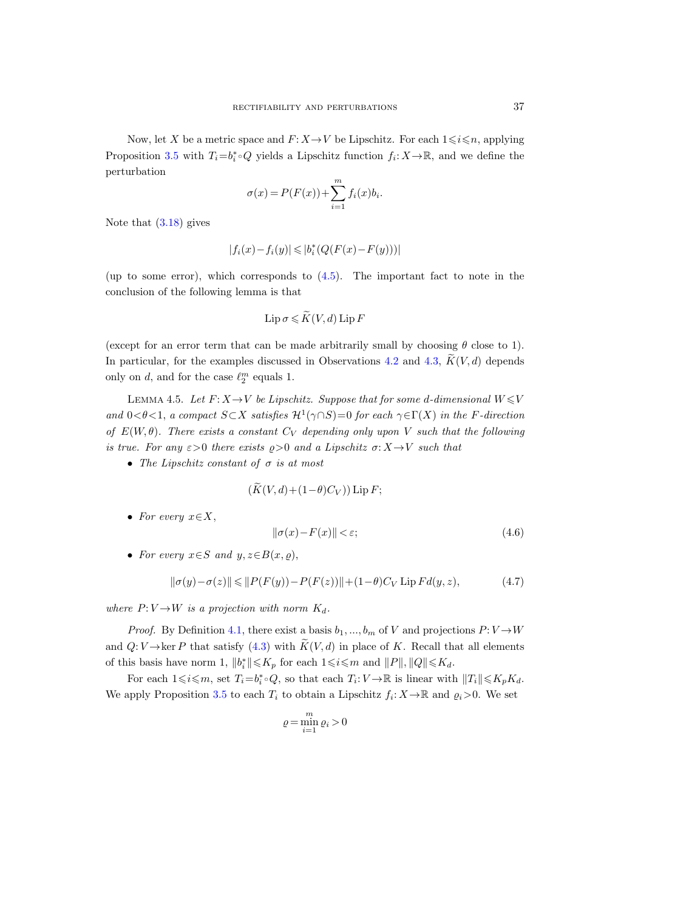Now, let $X$ be a metric space and $F\colon X\to V$ be Lipschitz. For each $1\leqslant i\leqslant n$, applying Proposition 3.5 with $T_i=b_i^*\circ Q$ yields a Lipschitz function $f_i\colon X\to\mathbb{R}$, and we define the perturbation

$$\sigma(x)=P(F(x))+\sum_{i=1}^{m} f_i(x)b_i.$$

Note that (3.18) gives

$$|f_i(x)-f_i(y)|\leqslant |b_i^*(Q(F(x)-F(y)))|$$

(up to some error), which corresponds to (4.5). The important fact to note in the conclusion of the following lemma is that

$$\operatorname{Lip}\sigma\leqslant \widetilde{K}(V,d)\operatorname{Lip}F$$

(except for an error term that can be made arbitrarily small by choosing $\theta$ close to 1). In particular, for the examples discussed in Observations 4.2 and 4.3, $\widetilde{K}(V,d)$ depends only on $d$, and for the case $\ell_2^m$ equals 1.

Lemma 4.5. *Let $F\colon X\to V$ be Lipschitz. Suppose that for some $d$-dimensional $W\leqslant V$ and $0<\theta<1$, a compact $S\subset X$ satisfies $\mathcal{H}^1(\gamma\cap S)=0$ for each $\gamma\in\Gamma(X)$ in the $F$-direction of $E(W,\theta)$. There exists a constant $C_V$ depending only upon $V$ such that the following is true. For any $\varepsilon>0$ there exists $\varrho>0$ and a Lipschitz $\sigma\colon X\to V$ such that*

- *The Lipschitz constant of $\sigma$ is at most*

$$(\widetilde{K}(V,d)+(1-\theta)C_V)\operatorname{Lip}F;$$

- *For every $x\in X$,*

$$\|\sigma(x)-F(x)\|<\varepsilon; \tag{4.6}$$

- *For every $x\in S$ and $y,z\in B(x,\varrho)$,*

$$\|\sigma(y)-\sigma(z)\|\leqslant \|P(F(y))-P(F(z))\|+(1-\theta)C_V\operatorname{Lip}F d(y,z), \tag{4.7}$$

*where $P\colon V\to W$ is a projection with norm $K_d$.*

*Proof.* By Definition 4.1, there exist a basis $b_1,\ldots,b_m$ of $V$ and projections $P\colon V\to W$ and $Q\colon V\to\ker P$ that satisfy (4.3) with $\widetilde{K}(V,d)$ in place of $K$. Recall that all elements of this basis have norm 1, $\|b_i^*\|\leqslant K_p$ for each $1\leqslant i\leqslant m$ and $\|P\|,\|Q\|\leqslant K_d$.

For each $1\leqslant i\leqslant m$, set $T_i=b_i^*\circ Q$, so that each $T_i\colon V\to\mathbb{R}$ is linear with $\|T_i\|\leqslant K_pK_d$. We apply Proposition 3.5 to each $T_i$ to obtain a Lipschitz $f_i\colon X\to\mathbb{R}$ and $\varrho_i>0$. We set

$$\varrho=\min_{i=1}^{m}\varrho_i>0$$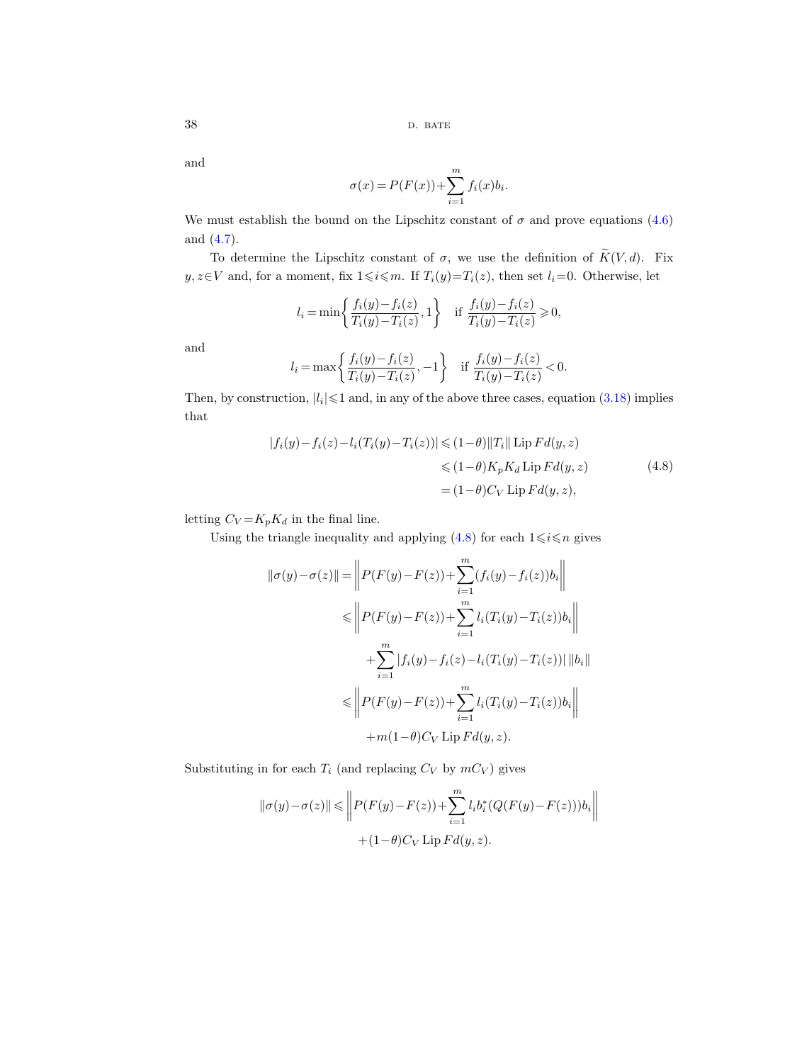and

$$\sigma(x) = P(F(x)) + \sum_{i=1}^{m} f_i(x) b_i.$$

We must establish the bound on the Lipschitz constant of $\sigma$ and prove equations (4.6) and (4.7).

To determine the Lipschitz constant of $\sigma$, we use the definition of $\widetilde{K}(V,d)$. Fix $y,z\in V$ and, for a moment, fix $1\leqslant i\leqslant m$. If $T_i(y)=T_i(z)$, then set $l_i=0$. Otherwise, let

$$l_i = \min\left\{\frac{f_i(y)-f_i(z)}{T_i(y)-T_i(z)}, 1\right\} \quad \text{if } \frac{f_i(y)-f_i(z)}{T_i(y)-T_i(z)} \geqslant 0,$$

and

$$l_i = \max\left\{\frac{f_i(y)-f_i(z)}{T_i(y)-T_i(z)}, -1\right\} \quad \text{if } \frac{f_i(y)-f_i(z)}{T_i(y)-T_i(z)} < 0.$$

Then, by construction, $|l_i|\leqslant 1$ and, in any of the above three cases, equation (3.18) implies that

$$\begin{aligned}
|f_i(y)-f_i(z)-l_i(T_i(y)-T_i(z))| &\leqslant (1-\theta)\|T_i\| \operatorname{Lip} F d(y,z) \\
&\leqslant (1-\theta) K_p K_d \operatorname{Lip} F d(y,z) \\
&= (1-\theta) C_V \operatorname{Lip} F d(y,z),
\end{aligned} \tag{4.8}$$

letting $C_V = K_p K_d$ in the final line.

Using the triangle inequality and applying (4.8) for each $1\leqslant i\leqslant n$ gives

$$\begin{aligned}
\|\sigma(y)-\sigma(z)\| &= \left\| P(F(y)-F(z)) + \sum_{i=1}^{m} (f_i(y)-f_i(z)) b_i \right\| \\
&\leqslant \left\| P(F(y)-F(z)) + \sum_{i=1}^{m} l_i (T_i(y)-T_i(z)) b_i \right\| \\
&\quad + \sum_{i=1}^{m} |f_i(y)-f_i(z)-l_i(T_i(y)-T_i(z))| \, \|b_i\| \\
&\leqslant \left\| P(F(y)-F(z)) + \sum_{i=1}^{m} l_i (T_i(y)-T_i(z)) b_i \right\| \\
&\quad + m(1-\theta) C_V \operatorname{Lip} F d(y,z).
\end{aligned}$$

Substituting in for each $T_i$ (and replacing $C_V$ by $mC_V$) gives

$$\begin{aligned}
\|\sigma(y)-\sigma(z)\| &\leqslant \left\| P(F(y)-F(z)) + \sum_{i=1}^{m} l_i b_i^*(Q(F(y)-F(z))) b_i \right\| \\
&\quad + (1-\theta) C_V \operatorname{Lip} F d(y,z).
\end{aligned}$$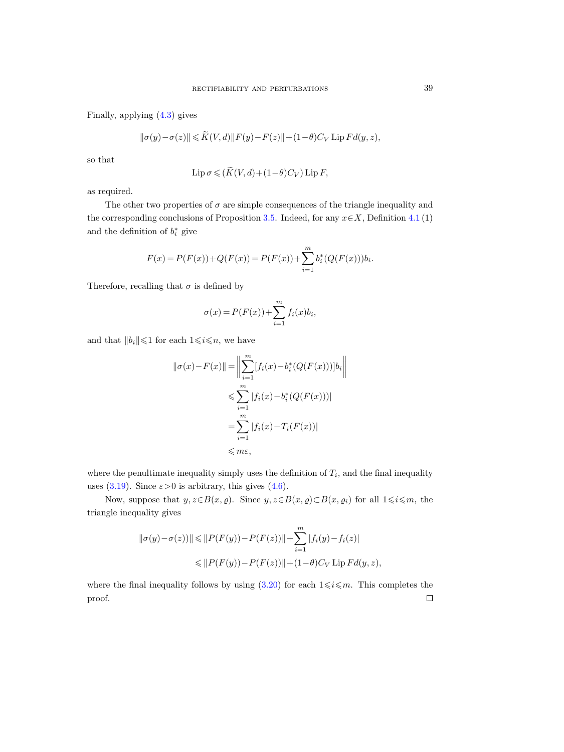Finally, applying (4.3) gives

$$\|\sigma(y)-\sigma(z)\| \leqslant \widetilde{K}(V,d)\|F(y)-F(z)\|+(1-\theta)C_V \operatorname{Lip} F d(y,z),$$

so that

$$\operatorname{Lip}\sigma \leqslant (\widetilde{K}(V,d)+(1-\theta)C_V)\operatorname{Lip} F,$$

as required.

The other two properties of $\sigma$ are simple consequences of the triangle inequality and the corresponding conclusions of Proposition 3.5. Indeed, for any $x\in X$, Definition 4.1 (1) and the definition of $b_i^*$ give

$$F(x)=P(F(x))+Q(F(x))=P(F(x))+\sum_{i=1}^{m} b_i^*(Q(F(x)))b_i.$$

Therefore, recalling that $\sigma$ is defined by

$$\sigma(x)=P(F(x))+\sum_{i=1}^{m} f_i(x)b_i,$$

and that $\|b_i\|\leqslant 1$ for each $1\leqslant i\leqslant n$, we have

$$\begin{aligned}
\|\sigma(x)-F(x)\| &= \left\|\sum_{i=1}^{m}[f_i(x)-b_i^*(Q(F(x)))]b_i\right\| \\
&\leqslant \sum_{i=1}^{m} |f_i(x)-b_i^*(Q(F(x)))| \\
&= \sum_{i=1}^{m} |f_i(x)-T_i(F(x))| \\
&\leqslant m\varepsilon,
\end{aligned}$$

where the penultimate inequality simply uses the definition of $T_i$, and the final inequality uses (3.19). Since $\varepsilon>0$ is arbitrary, this gives (4.6).

Now, suppose that $y,z\in B(x,\varrho)$. Since $y,z\in B(x,\varrho)\subset B(x,\varrho_i)$ for all $1\leqslant i\leqslant m$, the triangle inequality gives

$$\begin{aligned}
\|\sigma(y)-\sigma(z))\| &\leqslant \|P(F(y))-P(F(z))\|+\sum_{i=1}^{m}|f_i(y)-f_i(z)| \\
&\leqslant \|P(F(y))-P(F(z))\|+(1-\theta)C_V \operatorname{Lip} F d(y,z),
\end{aligned}$$

where the final inequality follows by using (3.20) for each $1\leqslant i\leqslant m$. This completes the proof. $\square$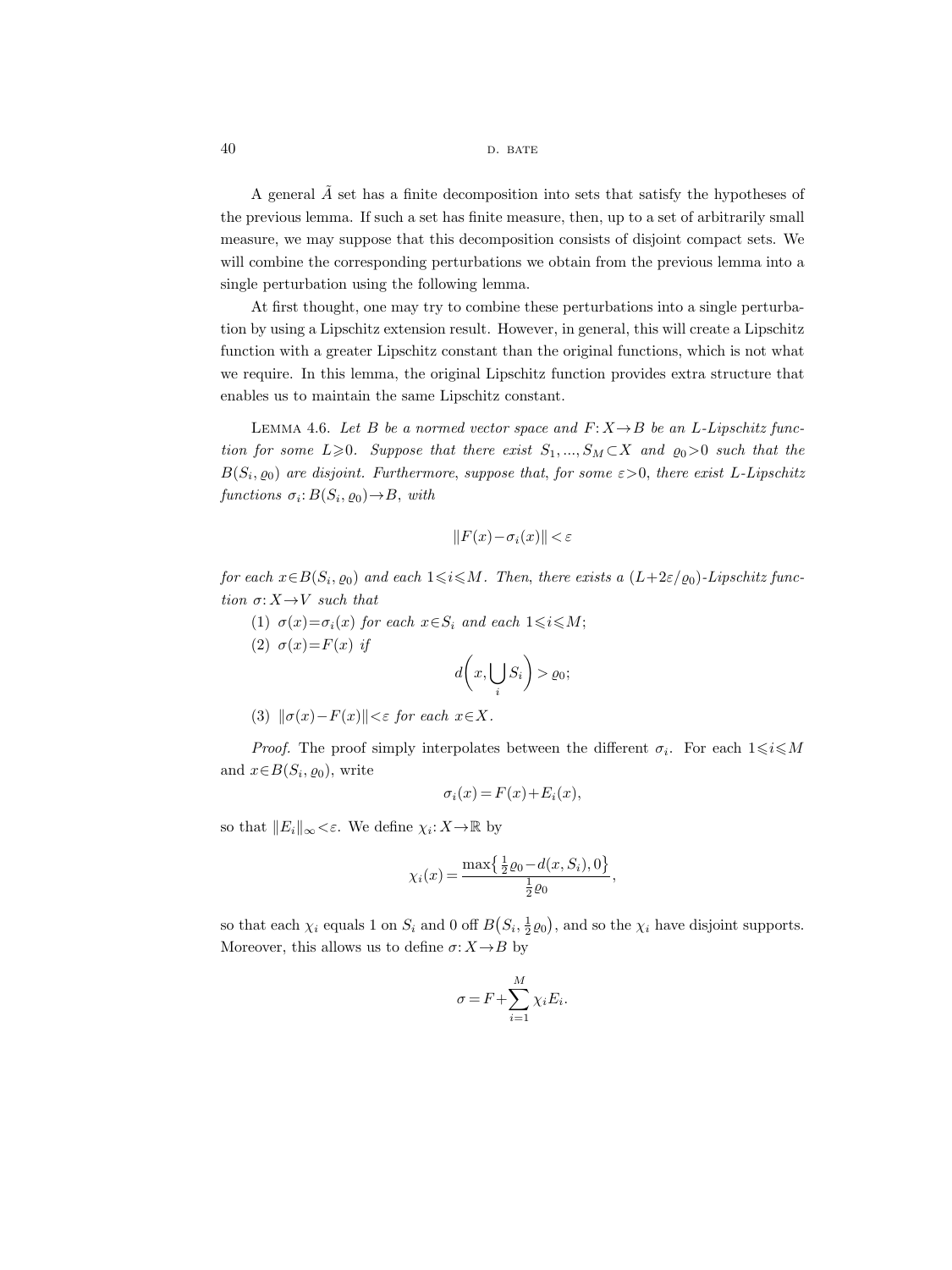A general $\tilde{A}$ set has a finite decomposition into sets that satisfy the hypotheses of the previous lemma. If such a set has finite measure, then, up to a set of arbitrarily small measure, we may suppose that this decomposition consists of disjoint compact sets. We will combine the corresponding perturbations we obtain from the previous lemma into a single perturbation using the following lemma.

At first thought, one may try to combine these perturbations into a single perturbation by using a Lipschitz extension result. However, in general, this will create a Lipschitz function with a greater Lipschitz constant than the original functions, which is not what we require. In this lemma, the original Lipschitz function provides extra structure that enables us to maintain the same Lipschitz constant.

LEMMA 4.6. *Let $B$ be a normed vector space and $F: X \to B$ be an $L$-Lipschitz function for some $L \geqslant 0$. Suppose that there exist $S_1, ..., S_M \subset X$ and $\varrho_0 > 0$ such that the $B(S_i, \varrho_0)$ are disjoint. Furthermore, suppose that, for some $\varepsilon > 0$, there exist $L$-Lipschitz functions $\sigma_i: B(S_i, \varrho_0) \to B$, with*

$$\|F(x) - \sigma_i(x)\| < \varepsilon$$

*for each $x \in B(S_i, \varrho_0)$ and each $1 \leqslant i \leqslant M$. Then, there exists a $(L + 2\varepsilon/\varrho_0)$-Lipschitz function $\sigma: X \to V$ such that*

(1) *$\sigma(x) = \sigma_i(x)$ for each $x \in S_i$ and each $1 \leqslant i \leqslant M$;*

(2) *$\sigma(x) = F(x)$ if*

$$d\left(x, \bigcup_i S_i\right) > \varrho_0;$$

(3) *$\|\sigma(x) - F(x)\| < \varepsilon$ for each $x \in X$.*

*Proof.* The proof simply interpolates between the different $\sigma_i$. For each $1 \leqslant i \leqslant M$ and $x \in B(S_i, \varrho_0)$, write

$$\sigma_i(x) = F(x) + E_i(x),$$

so that $\|E_i\|_\infty < \varepsilon$. We define $\chi_i: X \to \mathbb{R}$ by

$$\chi_i(x) = \frac{\max\left\{\frac{1}{2}\varrho_0 - d(x, S_i), 0\right\}}{\frac{1}{2}\varrho_0},$$

so that each $\chi_i$ equals 1 on $S_i$ and 0 off $B\left(S_i, \frac{1}{2}\varrho_0\right)$, and so the $\chi_i$ have disjoint supports. Moreover, this allows us to define $\sigma: X \to B$ by

$$\sigma = F + \sum_{i=1}^{M} \chi_i E_i.$$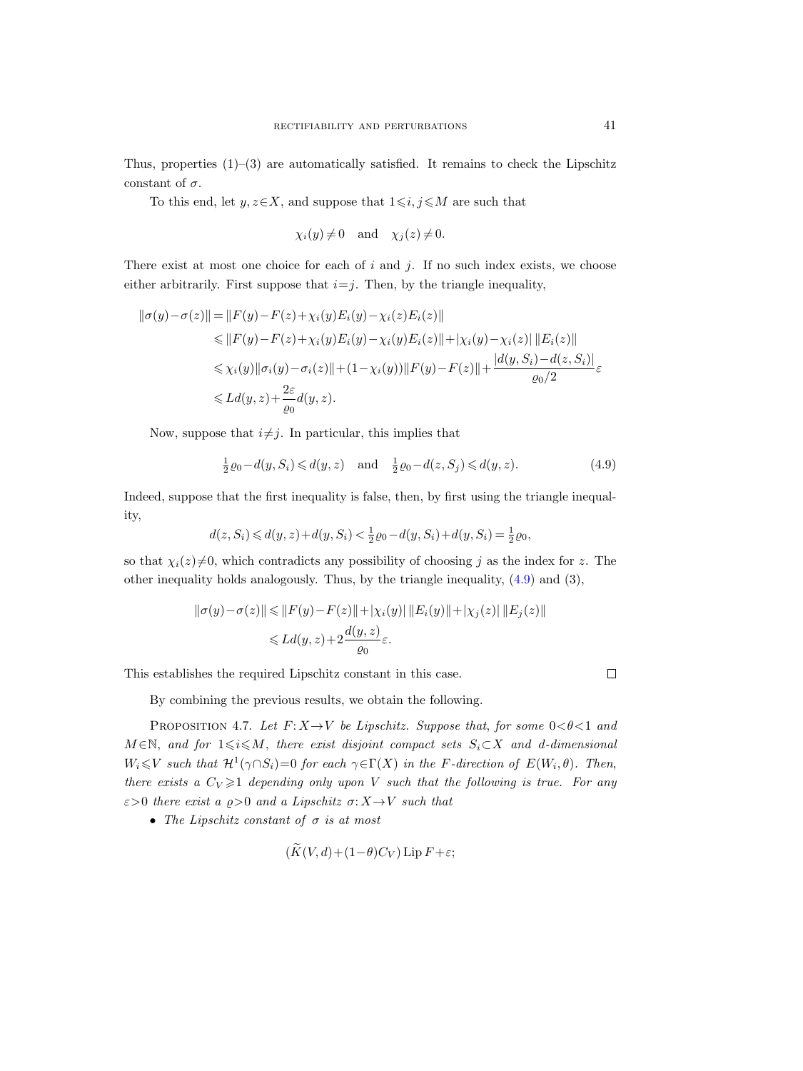Thus, properties (1)–(3) are automatically satisfied. It remains to check the Lipschitz constant of $\sigma$.

To this end, let $y,z\in X$, and suppose that $1\leqslant i,j\leqslant M$ are such that

$$\chi_i(y)\neq 0 \quad \text{and} \quad \chi_j(z)\neq 0.$$

There exist at most one choice for each of $i$ and $j$. If no such index exists, we choose either arbitrarily. First suppose that $i=j$. Then, by the triangle inequality,

$$\begin{aligned}
\|\sigma(y)-\sigma(z)\| &= \|F(y)-F(z)+\chi_i(y)E_i(y)-\chi_i(z)E_i(z)\| \\
&\leqslant \|F(y)-F(z)+\chi_i(y)E_i(y)-\chi_i(y)E_i(z)\|+|\chi_i(y)-\chi_i(z)|\,\|E_i(z)\| \\
&\leqslant \chi_i(y)\|\sigma_i(y)-\sigma_i(z)\|+(1-\chi_i(y))\|F(y)-F(z)\|+\frac{|d(y,S_i)-d(z,S_i)|}{\varrho_0/2}\varepsilon \\
&\leqslant Ld(y,z)+\frac{2\varepsilon}{\varrho_0}d(y,z).
\end{aligned}$$

Now, suppose that $i\neq j$. In particular, this implies that

$$\tfrac{1}{2}\varrho_0-d(y,S_i)\leqslant d(y,z) \quad \text{and} \quad \tfrac{1}{2}\varrho_0-d(z,S_j)\leqslant d(y,z). \tag{4.9}$$

Indeed, suppose that the first inequality is false, then, by first using the triangle inequality,

$$d(z,S_i)\leqslant d(y,z)+d(y,S_i)<\tfrac{1}{2}\varrho_0-d(y,S_i)+d(y,S_i)=\tfrac{1}{2}\varrho_0,$$

so that $\chi_i(z)\neq 0$, which contradicts any possibility of choosing $j$ as the index for $z$. The other inequality holds analogously. Thus, by the triangle inequality, (4.9) and (3),

$$\begin{aligned}
\|\sigma(y)-\sigma(z)\| &\leqslant \|F(y)-F(z)\|+|\chi_i(y)|\,\|E_i(y)\|+|\chi_j(z)|\,\|E_j(z)\| \\
&\leqslant Ld(y,z)+2\frac{d(y,z)}{\varrho_0}\varepsilon.
\end{aligned}$$

This establishes the required Lipschitz constant in this case. ∎

By combining the previous results, we obtain the following.

**Proposition 4.7.** *Let $F\colon X\to V$ be Lipschitz. Suppose that, for some $0<\theta<1$ and $M\in\mathbb{N}$, and for $1\leqslant i\leqslant M$, there exist disjoint compact sets $S_i\subset X$ and $d$-dimensional $W_i\leqslant V$ such that $\mathcal{H}^1(\gamma\cap S_i)=0$ for each $\gamma\in\Gamma(X)$ in the $F$-direction of $E(W_i,\theta)$. Then, there exists a $C_V\geqslant 1$ depending only upon $V$ such that the following is true. For any $\varepsilon>0$ there exist a $\varrho>0$ and a Lipschitz $\sigma\colon X\to V$ such that*

- *The Lipschitz constant of $\sigma$ is at most*

$$(\widetilde{K}(V,d)+(1-\theta)C_V)\operatorname{Lip}F+\varepsilon;$$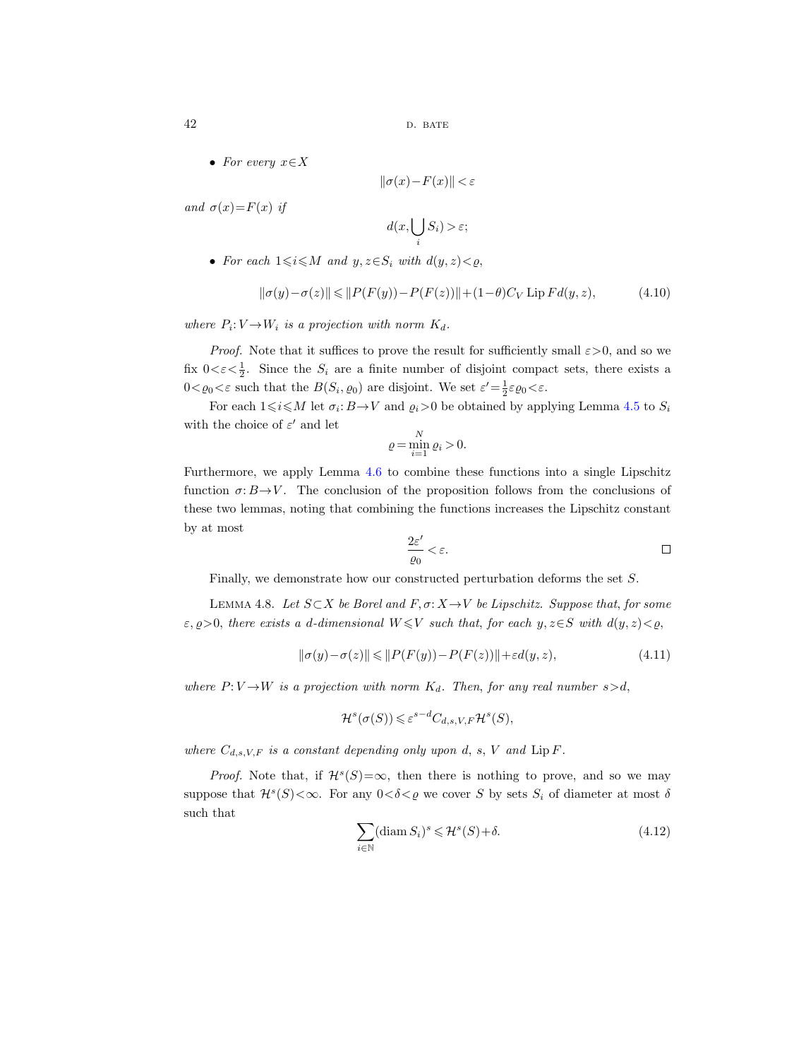- *For every* $x \in X$

$$\|\sigma(x) - F(x)\| < \varepsilon$$

*and* $\sigma(x) = F(x)$ *if*

$$d(x, \bigcup_i S_i) > \varepsilon;$$

- *For each* $1 \leqslant i \leqslant M$ *and* $y, z \in S_i$ *with* $d(y,z) < \varrho$,

$$\|\sigma(y) - \sigma(z)\| \leqslant \|P(F(y)) - P(F(z))\| + (1-\theta) C_V \operatorname{Lip} F d(y,z), \tag{4.10}$$

*where* $P_i: V \to W_i$ *is a projection with norm* $K_d$.

*Proof.* Note that it suffices to prove the result for sufficiently small $\varepsilon > 0$, and so we fix $0 < \varepsilon < \frac{1}{2}$. Since the $S_i$ are a finite number of disjoint compact sets, there exists a $0 < \varrho_0 < \varepsilon$ such that the $B(S_i, \varrho_0)$ are disjoint. We set $\varepsilon' = \frac{1}{2} \varepsilon \varrho_0 < \varepsilon$.

For each $1 \leqslant i \leqslant M$ let $\sigma_i: B \to V$ and $\varrho_i > 0$ be obtained by applying Lemma 4.5 to $S_i$ with the choice of $\varepsilon'$ and let

$$\varrho = \min_{i=1}^{N} \varrho_i > 0.$$

Furthermore, we apply Lemma 4.6 to combine these functions into a single Lipschitz function $\sigma: B \to V$. The conclusion of the proposition follows from the conclusions of these two lemmas, noting that combining the functions increases the Lipschitz constant by at most

$$\frac{2\varepsilon'}{\varrho_0} < \varepsilon. \qquad \square$$

Finally, we demonstrate how our constructed perturbation deforms the set $S$.

Lemma 4.8. *Let* $S \subset X$ *be Borel and* $F, \sigma: X \to V$ *be Lipschitz. Suppose that, for some* $\varepsilon, \varrho > 0$, *there exists a* $d$*-dimensional* $W \leqslant V$ *such that, for each* $y, z \in S$ *with* $d(y,z) < \varrho$,

$$\|\sigma(y) - \sigma(z)\| \leqslant \|P(F(y)) - P(F(z))\| + \varepsilon d(y,z), \tag{4.11}$$

*where* $P: V \to W$ *is a projection with norm* $K_d$. *Then, for any real number* $s > d$,

$$\mathcal{H}^s(\sigma(S)) \leqslant \varepsilon^{s-d} C_{d,s,V,F} \mathcal{H}^s(S),$$

*where* $C_{d,s,V,F}$ *is a constant depending only upon* $d$, $s$, $V$ *and* $\operatorname{Lip} F$.

*Proof.* Note that, if $\mathcal{H}^s(S) = \infty$, then there is nothing to prove, and so we may suppose that $\mathcal{H}^s(S) < \infty$. For any $0 < \delta < \varrho$ we cover $S$ by sets $S_i$ of diameter at most $\delta$ such that

$$\sum_{i \in \mathbb{N}} (\operatorname{diam} S_i)^s \leqslant \mathcal{H}^s(S) + \delta. \tag{4.12}$$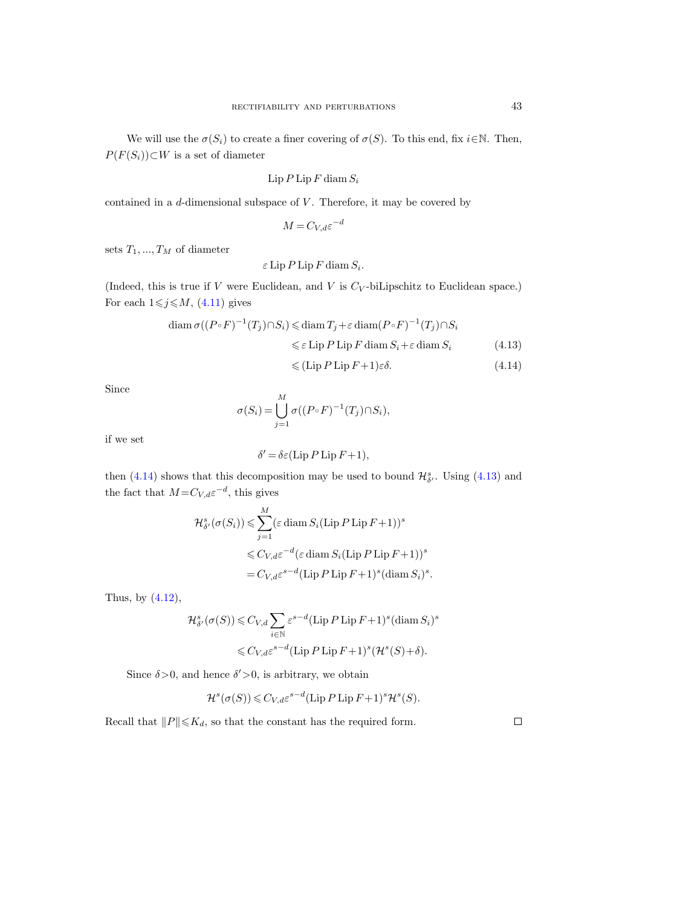We will use the $\sigma(S_i)$ to create a finer covering of $\sigma(S)$. To this end, fix $i\in\mathbb{N}$. Then, $P(F(S_i))\subset W$ is a set of diameter

$$\operatorname{Lip} P \operatorname{Lip} F \operatorname{diam} S_i$$

contained in a $d$-dimensional subspace of $V$. Therefore, it may be covered by

$$M = C_{V,d}\varepsilon^{-d}$$

sets $T_1, ..., T_M$ of diameter

$$\varepsilon \operatorname{Lip} P \operatorname{Lip} F \operatorname{diam} S_i.$$

(Indeed, this is true if $V$ were Euclidean, and $V$ is $C_V$-biLipschitz to Euclidean space.) For each $1\leqslant j\leqslant M$, (4.11) gives

$$\begin{aligned}
\operatorname{diam} \sigma((P\circ F)^{-1}(T_j)\cap S_i) &\leqslant \operatorname{diam} T_j + \varepsilon \operatorname{diam} (P\circ F)^{-1}(T_j)\cap S_i \\
&\leqslant \varepsilon \operatorname{Lip} P \operatorname{Lip} F \operatorname{diam} S_i + \varepsilon \operatorname{diam} S_i \qquad (4.13)\\
&\leqslant (\operatorname{Lip} P \operatorname{Lip} F + 1)\varepsilon\delta. \qquad (4.14)
\end{aligned}$$

Since

$$\sigma(S_i) = \bigcup_{j=1}^{M} \sigma((P\circ F)^{-1}(T_j)\cap S_i),$$

if we set

$$\delta' = \delta\varepsilon(\operatorname{Lip} P \operatorname{Lip} F + 1),$$

then (4.14) shows that this decomposition may be used to bound $\mathcal{H}^s_{\delta'}$. Using (4.13) and the fact that $M = C_{V,d}\varepsilon^{-d}$, this gives

$$\begin{aligned}
\mathcal{H}^s_{\delta'}(\sigma(S_i)) &\leqslant \sum_{j=1}^{M} (\varepsilon \operatorname{diam} S_i (\operatorname{Lip} P \operatorname{Lip} F + 1))^s \\
&\leqslant C_{V,d}\varepsilon^{-d} (\varepsilon \operatorname{diam} S_i (\operatorname{Lip} P \operatorname{Lip} F + 1))^s \\
&= C_{V,d}\varepsilon^{s-d} (\operatorname{Lip} P \operatorname{Lip} F + 1)^s (\operatorname{diam} S_i)^s.
\end{aligned}$$

Thus, by (4.12),

$$\begin{aligned}
\mathcal{H}^s_{\delta'}(\sigma(S)) &\leqslant C_{V,d} \sum_{i\in\mathbb{N}} \varepsilon^{s-d} (\operatorname{Lip} P \operatorname{Lip} F + 1)^s (\operatorname{diam} S_i)^s \\
&\leqslant C_{V,d}\varepsilon^{s-d} (\operatorname{Lip} P \operatorname{Lip} F + 1)^s (\mathcal{H}^s(S) + \delta).
\end{aligned}$$

Since $\delta>0$, and hence $\delta'>0$, is arbitrary, we obtain

$$\mathcal{H}^s(\sigma(S)) \leqslant C_{V,d}\varepsilon^{s-d} (\operatorname{Lip} P \operatorname{Lip} F + 1)^s \mathcal{H}^s(S).$$

Recall that $\|P\|\leqslant K_d$, so that the constant has the required form. □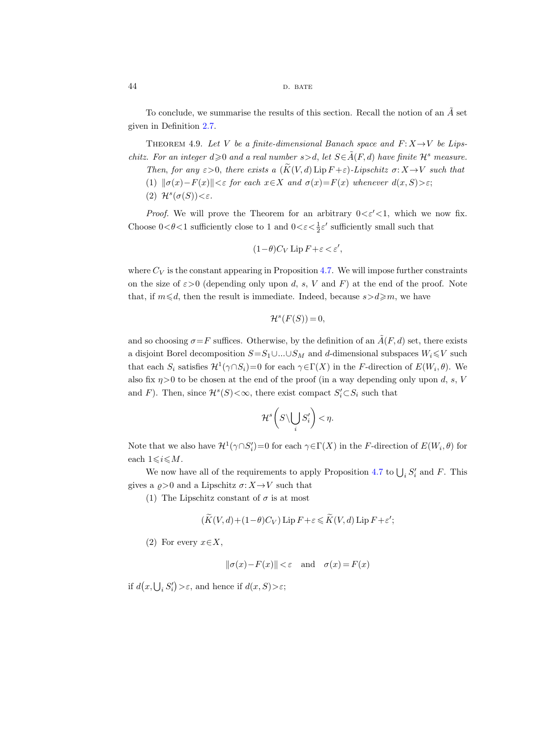To conclude, we summarise the results of this section. Recall the notion of an $\tilde{A}$ set given in Definition 2.7.

Theorem 4.9. *Let $V$ be a finite-dimensional Banach space and $F\colon X\to V$ be Lipschitz. For an integer $d\geqslant 0$ and a real number $s>d$, let $S\in\tilde{A}(F,d)$ have finite $\mathcal{H}^s$ measure. Then, for any $\varepsilon>0$, there exists a $(\widetilde{K}(V,d)\operatorname{Lip}F+\varepsilon)$-Lipschitz $\sigma\colon X\to V$ such that*

(1) *$\|\sigma(x)-F(x)\|<\varepsilon$ for each $x\in X$ and $\sigma(x)=F(x)$ whenever $d(x,S)>\varepsilon$;*

(2) *$\mathcal{H}^s(\sigma(S))<\varepsilon$.*

*Proof.* We will prove the Theorem for an arbitrary $0<\varepsilon'<1$, which we now fix. Choose $0<\theta<1$ sufficiently close to 1 and $0<\varepsilon<\frac{1}{2}\varepsilon'$ sufficiently small such that

$$(1-\theta)C_V\operatorname{Lip}F+\varepsilon<\varepsilon',$$

where $C_V$ is the constant appearing in Proposition 4.7. We will impose further constraints on the size of $\varepsilon>0$ (depending only upon $d$, $s$, $V$ and $F$) at the end of the proof. Note that, if $m\leqslant d$, then the result is immediate. Indeed, because $s>d\geqslant m$, we have

$$\mathcal{H}^s(F(S))=0,$$

and so choosing $\sigma=F$ suffices. Otherwise, by the definition of an $\tilde{A}(F,d)$ set, there exists a disjoint Borel decomposition $S=S_1\cup\ldots\cup S_M$ and $d$-dimensional subspaces $W_i\leqslant V$ such that each $S_i$ satisfies $\mathcal{H}^1(\gamma\cap S_i)=0$ for each $\gamma\in\Gamma(X)$ in the $F$-direction of $E(W_i,\theta)$. We also fix $\eta>0$ to be chosen at the end of the proof (in a way depending only upon $d$, $s$, $V$ and $F$). Then, since $\mathcal{H}^s(S)<\infty$, there exist compact $S_i'\subset S_i$ such that

$$\mathcal{H}^s\biggl(S\setminus\bigcup_i S_i'\biggr)<\eta.$$

Note that we also have $\mathcal{H}^1(\gamma\cap S_i')=0$ for each $\gamma\in\Gamma(X)$ in the $F$-direction of $E(W_i,\theta)$ for each $1\leqslant i\leqslant M$.

We now have all of the requirements to apply Proposition 4.7 to $\bigcup_i S_i'$ and $F$. This gives a $\varrho>0$ and a Lipschitz $\sigma\colon X\to V$ such that

(1) The Lipschitz constant of $\sigma$ is at most

$$(\widetilde{K}(V,d)+(1-\theta)C_V)\operatorname{Lip}F+\varepsilon\leqslant\widetilde{K}(V,d)\operatorname{Lip}F+\varepsilon';$$

(2) For every $x\in X$,

$$\|\sigma(x)-F(x)\|<\varepsilon\quad\text{and}\quad\sigma(x)=F(x)$$

if $d\bigl(x,\bigcup_i S_i'\bigr)>\varepsilon$, and hence if $d(x,S)>\varepsilon$;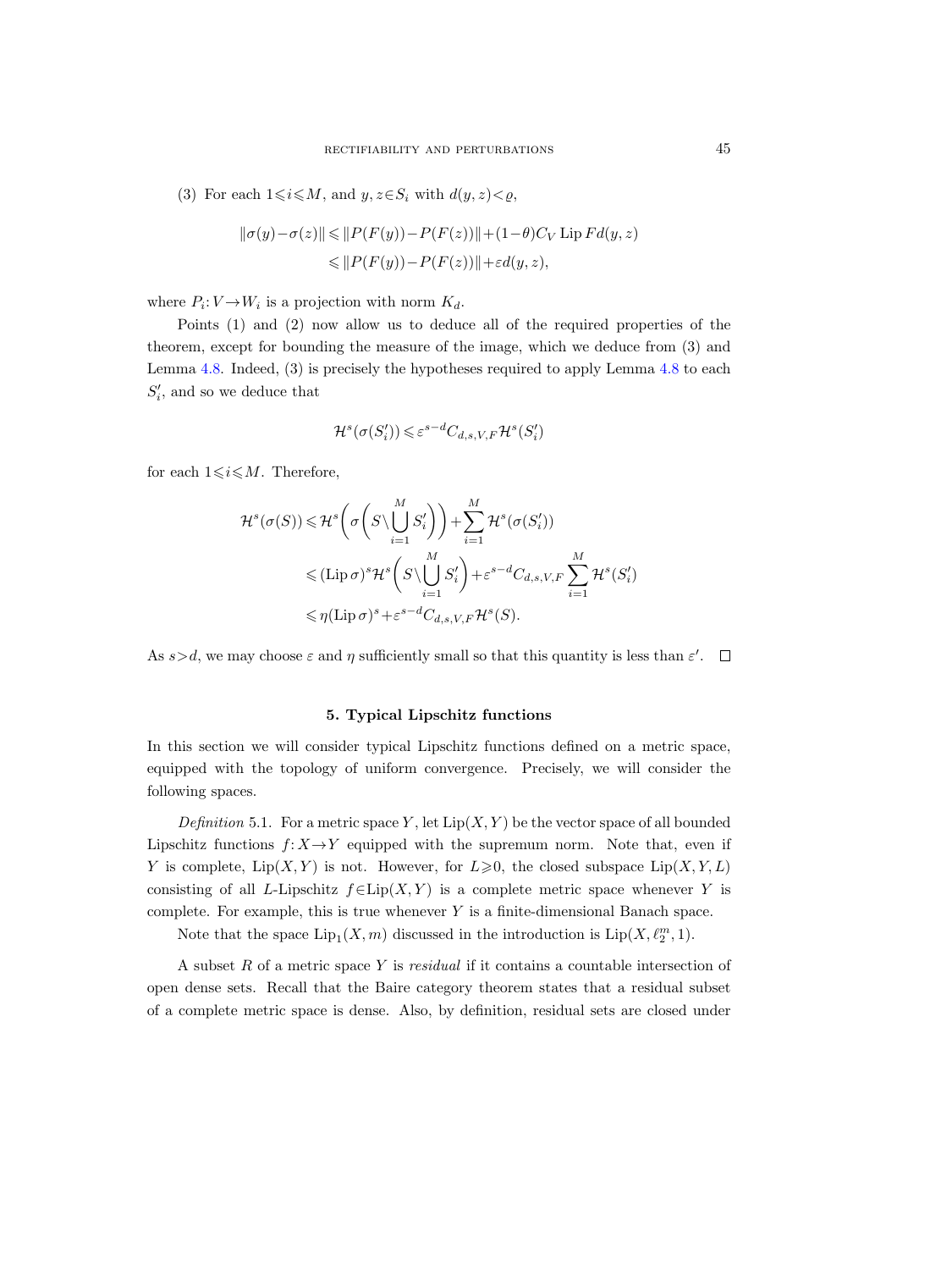(3) For each $1 \leqslant i \leqslant M$, and $y, z \in S_i$ with $d(y,z) < \varrho$,

$$\begin{aligned}\|\sigma(y)-\sigma(z)\| &\leqslant \|P(F(y))-P(F(z))\| + (1-\theta) C_V \operatorname{Lip} F d(y,z)\\ &\leqslant \|P(F(y))-P(F(z))\| + \varepsilon d(y,z),\end{aligned}$$

where $P_i: V \to W_i$ is a projection with norm $K_d$.

Points (1) and (2) now allow us to deduce all of the required properties of the theorem, except for bounding the measure of the image, which we deduce from (3) and Lemma 4.8. Indeed, (3) is precisely the hypotheses required to apply Lemma 4.8 to each $S_i'$, and so we deduce that

$$\mathcal{H}^s(\sigma(S_i')) \leqslant \varepsilon^{s-d} C_{d,s,V,F} \mathcal{H}^s(S_i')$$

for each $1 \leqslant i \leqslant M$. Therefore,

$$\begin{aligned}\mathcal{H}^s(\sigma(S)) &\leqslant \mathcal{H}^s\biggl(\sigma\biggl(S \setminus \bigcup_{i=1}^M S_i'\biggr)\biggr) + \sum_{i=1}^M \mathcal{H}^s(\sigma(S_i'))\\ &\leqslant (\operatorname{Lip}\sigma)^s \mathcal{H}^s\biggl(S \setminus \bigcup_{i=1}^M S_i'\biggr) + \varepsilon^{s-d} C_{d,s,V,F} \sum_{i=1}^M \mathcal{H}^s(S_i')\\ &\leqslant \eta (\operatorname{Lip}\sigma)^s + \varepsilon^{s-d} C_{d,s,V,F} \mathcal{H}^s(S).\end{aligned}$$

As $s > d$, we may choose $\varepsilon$ and $\eta$ sufficiently small so that this quantity is less than $\varepsilon'$. □

## 5. Typical Lipschitz functions

In this section we will consider typical Lipschitz functions defined on a metric space, equipped with the topology of uniform convergence. Precisely, we will consider the following spaces.

*Definition* 5.1. For a metric space $Y$, let $\operatorname{Lip}(X,Y)$ be the vector space of all bounded Lipschitz functions $f: X \to Y$ equipped with the supremum norm. Note that, even if $Y$ is complete, $\operatorname{Lip}(X,Y)$ is not. However, for $L \geqslant 0$, the closed subspace $\operatorname{Lip}(X,Y,L)$ consisting of all $L$-Lipschitz $f \in \operatorname{Lip}(X,Y)$ is a complete metric space whenever $Y$ is complete. For example, this is true whenever $Y$ is a finite-dimensional Banach space.

Note that the space $\operatorname{Lip}_1(X,m)$ discussed in the introduction is $\operatorname{Lip}(X, \ell_2^m, 1)$.

A subset $R$ of a metric space $Y$ is *residual* if it contains a countable intersection of open dense sets. Recall that the Baire category theorem states that a residual subset of a complete metric space is dense. Also, by definition, residual sets are closed under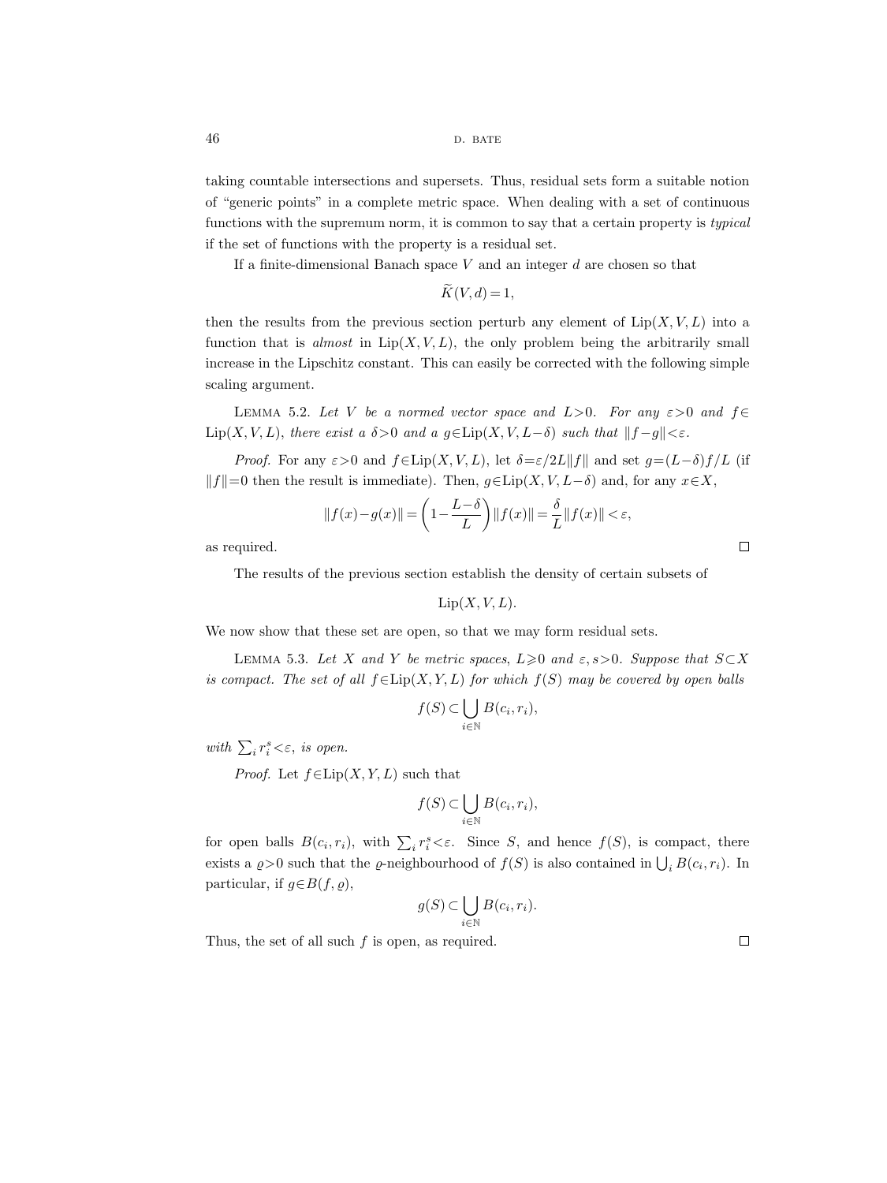taking countable intersections and supersets. Thus, residual sets form a suitable notion of "generic points" in a complete metric space. When dealing with a set of continuous functions with the supremum norm, it is common to say that a certain property is *typical* if the set of functions with the property is a residual set.

If a finite-dimensional Banach space $V$ and an integer $d$ are chosen so that

$$\widetilde{K}(V,d)=1,$$

then the results from the previous section perturb any element of $\mathrm{Lip}(X,V,L)$ into a function that is *almost* in $\mathrm{Lip}(X,V,L)$, the only problem being the arbitrarily small increase in the Lipschitz constant. This can easily be corrected with the following simple scaling argument.

Lemma 5.2. *Let $V$ be a normed vector space and $L>0$. For any $\varepsilon>0$ and $f\in \mathrm{Lip}(X,V,L)$, there exist a $\delta>0$ and a $g\in\mathrm{Lip}(X,V,L-\delta)$ such that $\|f-g\|<\varepsilon$.*

*Proof.* For any $\varepsilon>0$ and $f\in\mathrm{Lip}(X,V,L)$, let $\delta=\varepsilon/2L\|f\|$ and set $g=(L-\delta)f/L$ (if $\|f\|=0$ then the result is immediate). Then, $g\in\mathrm{Lip}(X,V,L-\delta)$ and, for any $x\in X$,

$$\|f(x)-g(x)\|=\left(1-\frac{L-\delta}{L}\right)\|f(x)\|=\frac{\delta}{L}\|f(x)\|<\varepsilon,$$

as required. $\square$

The results of the previous section establish the density of certain subsets of

$$\mathrm{Lip}(X,V,L).$$

We now show that these set are open, so that we may form residual sets.

Lemma 5.3. *Let $X$ and $Y$ be metric spaces, $L\geqslant 0$ and $\varepsilon,s>0$. Suppose that $S\subset X$ is compact. The set of all $f\in\mathrm{Lip}(X,Y,L)$ for which $f(S)$ may be covered by open balls*

$$f(S)\subset\bigcup_{i\in\mathbb{N}}B(c_i,r_i),$$

*with $\sum_i r_i^s<\varepsilon$, is open.*

*Proof.* Let $f\in\mathrm{Lip}(X,Y,L)$ such that

$$f(S)\subset\bigcup_{i\in\mathbb{N}}B(c_i,r_i),$$

for open balls $B(c_i,r_i)$, with $\sum_i r_i^s<\varepsilon$. Since $S$, and hence $f(S)$, is compact, there exists a $\varrho>0$ such that the $\varrho$-neighbourhood of $f(S)$ is also contained in $\bigcup_i B(c_i,r_i)$. In particular, if $g\in B(f,\varrho)$,

$$g(S)\subset\bigcup_{i\in\mathbb{N}}B(c_i,r_i).$$

Thus, the set of all such $f$ is open, as required. $\square$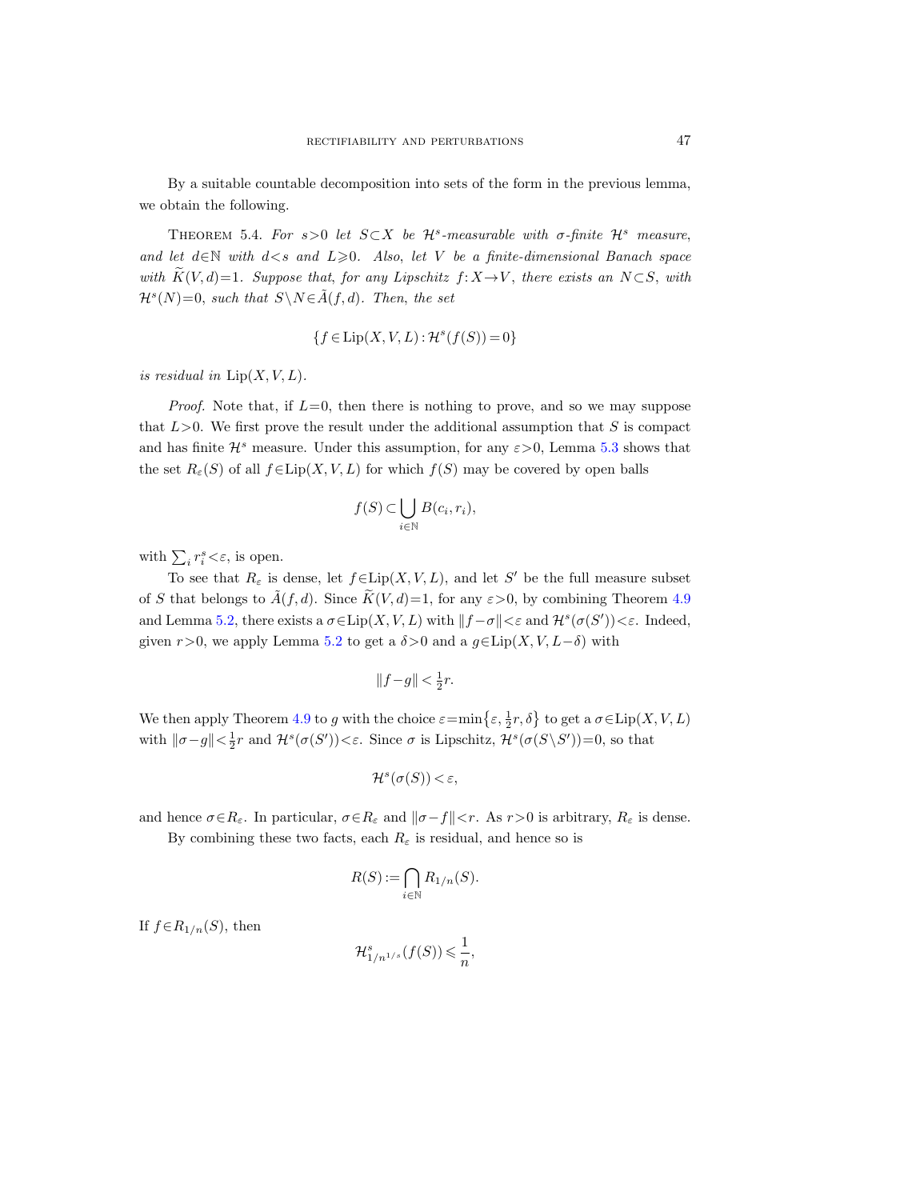By a suitable countable decomposition into sets of the form in the previous lemma, we obtain the following.

THEOREM 5.4. *For $s>0$ let $S\subset X$ be $\mathcal{H}^s$-measurable with $\sigma$-finite $\mathcal{H}^s$ measure, and let $d\in\mathbb{N}$ with $d<s$ and $L\geqslant 0$. Also, let $V$ be a finite-dimensional Banach space with $\widetilde{K}(V,d)=1$. Suppose that, for any Lipschitz $f\colon X\to V$, there exists an $N\subset S$, with $\mathcal{H}^s(N)=0$, such that $S\setminus N\in\tilde{A}(f,d)$. Then, the set*

$$\{f\in \operatorname{Lip}(X,V,L):\mathcal{H}^s(f(S))=0\}$$

*is residual in* $\operatorname{Lip}(X,V,L)$.

*Proof.* Note that, if $L=0$, then there is nothing to prove, and so we may suppose that $L>0$. We first prove the result under the additional assumption that $S$ is compact and has finite $\mathcal{H}^s$ measure. Under this assumption, for any $\varepsilon>0$, Lemma 5.3 shows that the set $R_\varepsilon(S)$ of all $f\in\operatorname{Lip}(X,V,L)$ for which $f(S)$ may be covered by open balls

$$f(S)\subset\bigcup_{i\in\mathbb{N}}B(c_i,r_i),$$

with $\sum_i r_i^s<\varepsilon$, is open.

To see that $R_\varepsilon$ is dense, let $f\in\operatorname{Lip}(X,V,L)$, and let $S'$ be the full measure subset of $S$ that belongs to $\tilde{A}(f,d)$. Since $\widetilde{K}(V,d)=1$, for any $\varepsilon>0$, by combining Theorem 4.9 and Lemma 5.2, there exists a $\sigma\in\operatorname{Lip}(X,V,L)$ with $\|f-\sigma\|<\varepsilon$ and $\mathcal{H}^s(\sigma(S'))<\varepsilon$. Indeed, given $r>0$, we apply Lemma 5.2 to get a $\delta>0$ and a $g\in\operatorname{Lip}(X,V,L-\delta)$ with

$$\|f-g\|<\tfrac{1}{2}r.$$

We then apply Theorem 4.9 to $g$ with the choice $\varepsilon=\min\{\varepsilon,\frac{1}{2}r,\delta\}$ to get a $\sigma\in\operatorname{Lip}(X,V,L)$ with $\|\sigma-g\|<\frac{1}{2}r$ and $\mathcal{H}^s(\sigma(S'))<\varepsilon$. Since $\sigma$ is Lipschitz, $\mathcal{H}^s(\sigma(S\setminus S'))=0$, so that

$$\mathcal{H}^s(\sigma(S))<\varepsilon,$$

and hence $\sigma\in R_\varepsilon$. In particular, $\sigma\in R_\varepsilon$ and $\|\sigma-f\|<r$. As $r>0$ is arbitrary, $R_\varepsilon$ is dense.

By combining these two facts, each $R_\varepsilon$ is residual, and hence so is

$$R(S):=\bigcap_{i\in\mathbb{N}}R_{1/n}(S).$$

If $f\in R_{1/n}(S)$, then

$$\mathcal{H}^s_{1/n^{1/s}}(f(S))\leqslant\frac{1}{n},$$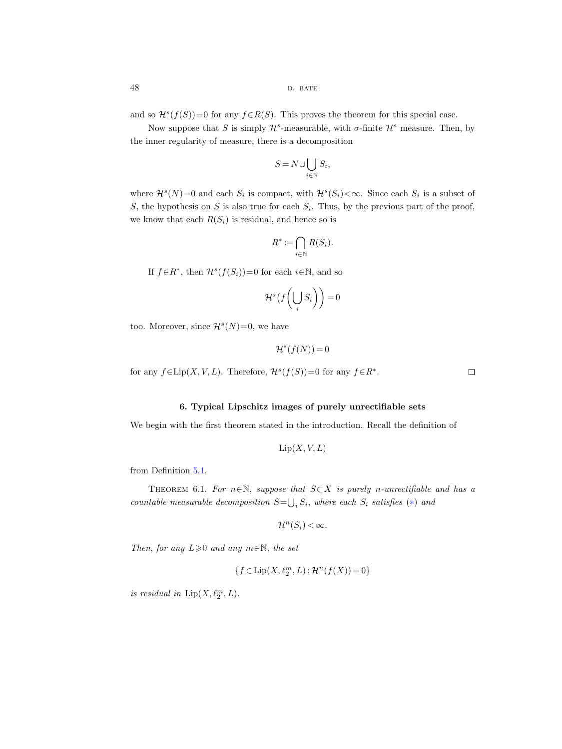and so $\mathcal{H}^s(f(S))=0$ for any $f\in R(S)$. This proves the theorem for this special case.

Now suppose that $S$ is simply $\mathcal{H}^s$-measurable, with $\sigma$-finite $\mathcal{H}^s$ measure. Then, by the inner regularity of measure, there is a decomposition

$$S = N \cup \bigcup_{i\in\mathbb{N}} S_i,$$

where $\mathcal{H}^s(N)=0$ and each $S_i$ is compact, with $\mathcal{H}^s(S_i)<\infty$. Since each $S_i$ is a subset of $S$, the hypothesis on $S$ is also true for each $S_i$. Thus, by the previous part of the proof, we know that each $R(S_i)$ is residual, and hence so is

$$R^* := \bigcap_{i\in\mathbb{N}} R(S_i).$$

If $f\in R^*$, then $\mathcal{H}^s(f(S_i))=0$ for each $i\in\mathbb{N}$, and so

$$\mathcal{H}^s\Big(f\Big(\bigcup_i S_i\Big)\Big) = 0$$

too. Moreover, since $\mathcal{H}^s(N)=0$, we have

$$\mathcal{H}^s(f(N)) = 0$$

for any $f\in \operatorname{Lip}(X,V,L)$. Therefore, $\mathcal{H}^s(f(S))=0$ for any $f\in R^*$. $\square$

## 6. Typical Lipschitz images of purely unrectifiable sets

We begin with the first theorem stated in the introduction. Recall the definition of

$$\operatorname{Lip}(X,V,L)$$

from Definition 5.1.

Theorem 6.1. *For $n\in\mathbb{N}$, suppose that $S\subset X$ is purely $n$-unrectifiable and has a countable measurable decomposition $S=\bigcup_i S_i$, where each $S_i$ satisfies* (*) *and*

$$\mathcal{H}^n(S_i) < \infty.$$

*Then, for any $L\geqslant 0$ and any $m\in\mathbb{N}$, the set*

$$\{f\in \operatorname{Lip}(X,\ell_2^m,L) : \mathcal{H}^n(f(X))=0\}$$

*is residual in $\operatorname{Lip}(X,\ell_2^m,L)$.*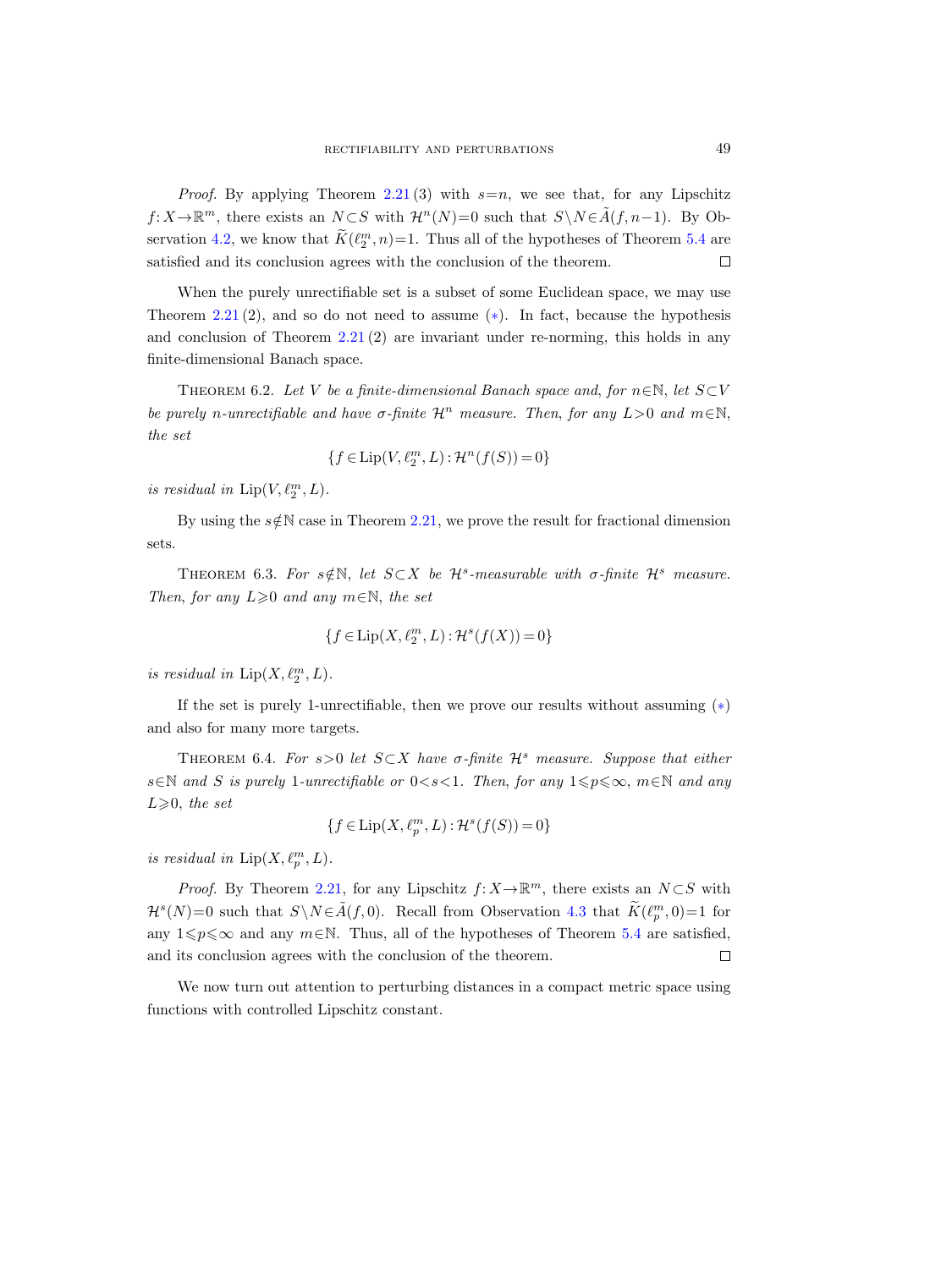*Proof.* By applying Theorem 2.21 (3) with $s=n$, we see that, for any Lipschitz $f\colon X\to\mathbb{R}^m$, there exists an $N\subset S$ with $\mathcal{H}^n(N)=0$ such that $S\setminus N\in\tilde{A}(f,n-1)$. By Observation 4.2, we know that $\widetilde{K}(\ell_2^m,n)=1$. Thus all of the hypotheses of Theorem 5.4 are satisfied and its conclusion agrees with the conclusion of the theorem. $\square$

When the purely unrectifiable set is a subset of some Euclidean space, we may use Theorem 2.21 (2), and so do not need to assume (∗). In fact, because the hypothesis and conclusion of Theorem 2.21 (2) are invariant under re-norming, this holds in any finite-dimensional Banach space.

Theorem 6.2. *Let $V$ be a finite-dimensional Banach space and, for $n\in\mathbb{N}$, let $S\subset V$ be purely $n$-unrectifiable and have $\sigma$-finite $\mathcal{H}^n$ measure. Then, for any $L>0$ and $m\in\mathbb{N}$, the set*

$$\{f\in \operatorname{Lip}(V,\ell_2^m,L):\mathcal{H}^n(f(S))=0\}$$

*is residual in* $\operatorname{Lip}(V,\ell_2^m,L)$.

By using the $s\notin\mathbb{N}$ case in Theorem 2.21, we prove the result for fractional dimension sets.

Theorem 6.3. *For $s\notin\mathbb{N}$, let $S\subset X$ be $\mathcal{H}^s$-measurable with $\sigma$-finite $\mathcal{H}^s$ measure. Then, for any $L\geqslant 0$ and any $m\in\mathbb{N}$, the set*

$$\{f\in \operatorname{Lip}(X,\ell_2^m,L):\mathcal{H}^s(f(X))=0\}$$

*is residual in* $\operatorname{Lip}(X,\ell_2^m,L)$.

If the set is purely 1-unrectifiable, then we prove our results without assuming (∗) and also for many more targets.

Theorem 6.4. *For $s>0$ let $S\subset X$ have $\sigma$-finite $\mathcal{H}^s$ measure. Suppose that either $s\in\mathbb{N}$ and $S$ is purely 1-unrectifiable or $0<s<1$. Then, for any $1\leqslant p\leqslant\infty$, $m\in\mathbb{N}$ and any $L\geqslant 0$, the set*

$$\{f\in \operatorname{Lip}(X,\ell_p^m,L):\mathcal{H}^s(f(S))=0\}$$

*is residual in* $\operatorname{Lip}(X,\ell_p^m,L)$.

*Proof.* By Theorem 2.21, for any Lipschitz $f\colon X\to\mathbb{R}^m$, there exists an $N\subset S$ with $\mathcal{H}^s(N)=0$ such that $S\setminus N\in\tilde{A}(f,0)$. Recall from Observation 4.3 that $\widetilde{K}(\ell_p^m,0)=1$ for any $1\leqslant p\leqslant\infty$ and any $m\in\mathbb{N}$. Thus, all of the hypotheses of Theorem 5.4 are satisfied, and its conclusion agrees with the conclusion of the theorem. $\square$

We now turn out attention to perturbing distances in a compact metric space using functions with controlled Lipschitz constant.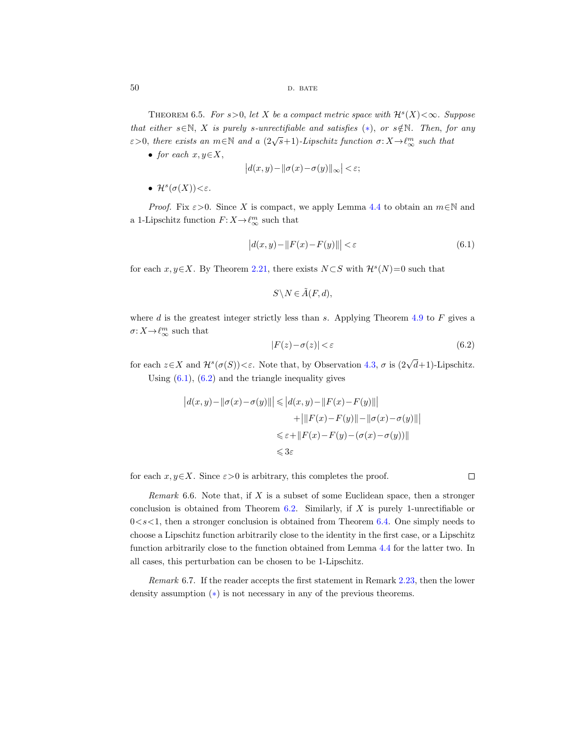Theorem 6.5. *For $s>0$, let $X$ be a compact metric space with $\mathcal{H}^s(X)<\infty$. Suppose that either $s\in\mathbb{N}$, $X$ is purely $s$-unrectifiable and satisfies* (∗)*, or $s\notin\mathbb{N}$. Then, for any $\varepsilon>0$, there exists an $m\in\mathbb{N}$ and a $(2\sqrt{s}+1)$-Lipschitz function $\sigma\colon X\to\ell_\infty^m$ such that*

- *for each $x,y\in X$,*
$$\left|d(x,y)-\|\sigma(x)-\sigma(y)\|_\infty\right|<\varepsilon;$$
- *$\mathcal{H}^s(\sigma(X))<\varepsilon$.*

*Proof.* Fix $\varepsilon>0$. Since $X$ is compact, we apply Lemma 4.4 to obtain an $m\in\mathbb{N}$ and a 1-Lipschitz function $F\colon X\to\ell_\infty^m$ such that

$$\left|d(x,y)-\|F(x)-F(y)\|\right|<\varepsilon \tag{6.1}$$

for each $x,y\in X$. By Theorem 2.21, there exists $N\subset S$ with $\mathcal{H}^s(N)=0$ such that

$$S\setminus N\in\tilde{A}(F,d),$$

where $d$ is the greatest integer strictly less than $s$. Applying Theorem 4.9 to $F$ gives a $\sigma\colon X\to\ell_\infty^m$ such that

$$|F(z)-\sigma(z)|<\varepsilon \tag{6.2}$$

for each $z\in X$ and $\mathcal{H}^s(\sigma(S))<\varepsilon$. Note that, by Observation 4.3, $\sigma$ is $(2\sqrt{d}+1)$-Lipschitz.

Using (6.1), (6.2) and the triangle inequality gives

$$\begin{aligned}
\left|d(x,y)-\|\sigma(x)-\sigma(y)\|\right| &\leqslant \left|d(x,y)-\|F(x)-F(y)\|\right| \\
&\quad+\left|\|F(x)-F(y)\|-\|\sigma(x)-\sigma(y)\|\right| \\
&\leqslant \varepsilon+\|F(x)-F(y)-(\sigma(x)-\sigma(y))\| \\
&\leqslant 3\varepsilon
\end{aligned}$$

for each $x,y\in X$. Since $\varepsilon>0$ is arbitrary, this completes the proof. □

*Remark* 6.6. Note that, if $X$ is a subset of some Euclidean space, then a stronger conclusion is obtained from Theorem 6.2. Similarly, if $X$ is purely 1-unrectifiable or $0<s<1$, then a stronger conclusion is obtained from Theorem 6.4. One simply needs to choose a Lipschitz function arbitrarily close to the identity in the first case, or a Lipschitz function arbitrarily close to the function obtained from Lemma 4.4 for the latter two. In all cases, this perturbation can be chosen to be 1-Lipschitz.

*Remark* 6.7. If the reader accepts the first statement in Remark 2.23, then the lower density assumption (∗) is not necessary in any of the previous theorems.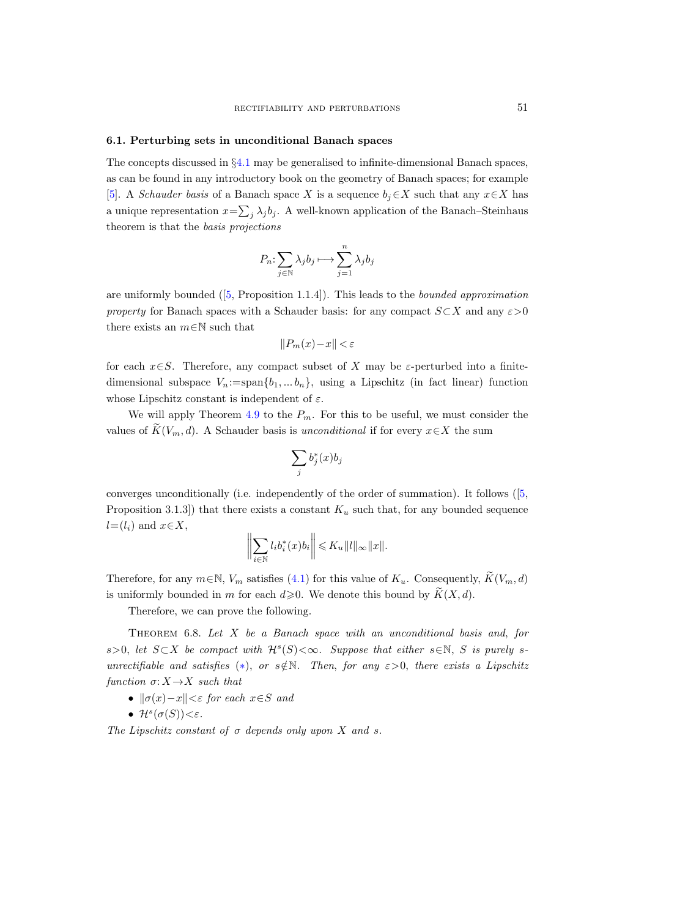### 6.1. Perturbing sets in unconditional Banach spaces

The concepts discussed in §4.1 may be generalised to infinite-dimensional Banach spaces, as can be found in any introductory book on the geometry of Banach spaces; for example [5]. A *Schauder basis* of a Banach space $X$ is a sequence $b_j \in X$ such that any $x \in X$ has a unique representation $x = \sum_j \lambda_j b_j$. A well-known application of the Banach–Steinhaus theorem is that the *basis projections*

$$P_n : \sum_{j \in \mathbb{N}} \lambda_j b_j \longmapsto \sum_{j=1}^{n} \lambda_j b_j$$

are uniformly bounded ([5, Proposition 1.1.4]). This leads to the *bounded approximation property* for Banach spaces with a Schauder basis: for any compact $S \subset X$ and any $\varepsilon > 0$ there exists an $m \in \mathbb{N}$ such that

$$\|P_m(x) - x\| < \varepsilon$$

for each $x \in S$. Therefore, any compact subset of $X$ may be $\varepsilon$-perturbed into a finite-dimensional subspace $V_n := \operatorname{span}\{b_1, \dots b_n\}$, using a Lipschitz (in fact linear) function whose Lipschitz constant is independent of $\varepsilon$.

We will apply Theorem 4.9 to the $P_m$. For this to be useful, we must consider the values of $\widetilde{K}(V_m, d)$. A Schauder basis is *unconditional* if for every $x \in X$ the sum

$$\sum_j b_j^*(x) b_j$$

converges unconditionally (i.e. independently of the order of summation). It follows ([5, Proposition 3.1.3]) that there exists a constant $K_u$ such that, for any bounded sequence $l = (l_i)$ and $x \in X$,

$$\left\| \sum_{i \in \mathbb{N}} l_i b_i^*(x) b_i \right\| \leqslant K_u \|l\|_\infty \|x\|.$$

Therefore, for any $m \in \mathbb{N}$, $V_m$ satisfies (4.1) for this value of $K_u$. Consequently, $\widetilde{K}(V_m, d)$ is uniformly bounded in $m$ for each $d \geqslant 0$. We denote this bound by $\widetilde{K}(X, d)$.

Therefore, we can prove the following.

THEOREM 6.8. *Let $X$ be a Banach space with an unconditional basis and, for $s > 0$, let $S \subset X$ be compact with $\mathcal{H}^s(S) < \infty$. Suppose that either $s \in \mathbb{N}$, $S$ is purely $s$-unrectifiable and satisfies (*), or $s \notin \mathbb{N}$. Then, for any $\varepsilon > 0$, there exists a Lipschitz function $\sigma: X \to X$ such that*

- *$\|\sigma(x) - x\| < \varepsilon$ for each $x \in S$ and*
- *$\mathcal{H}^s(\sigma(S)) < \varepsilon$.*

*The Lipschitz constant of $\sigma$ depends only upon $X$ and $s$.*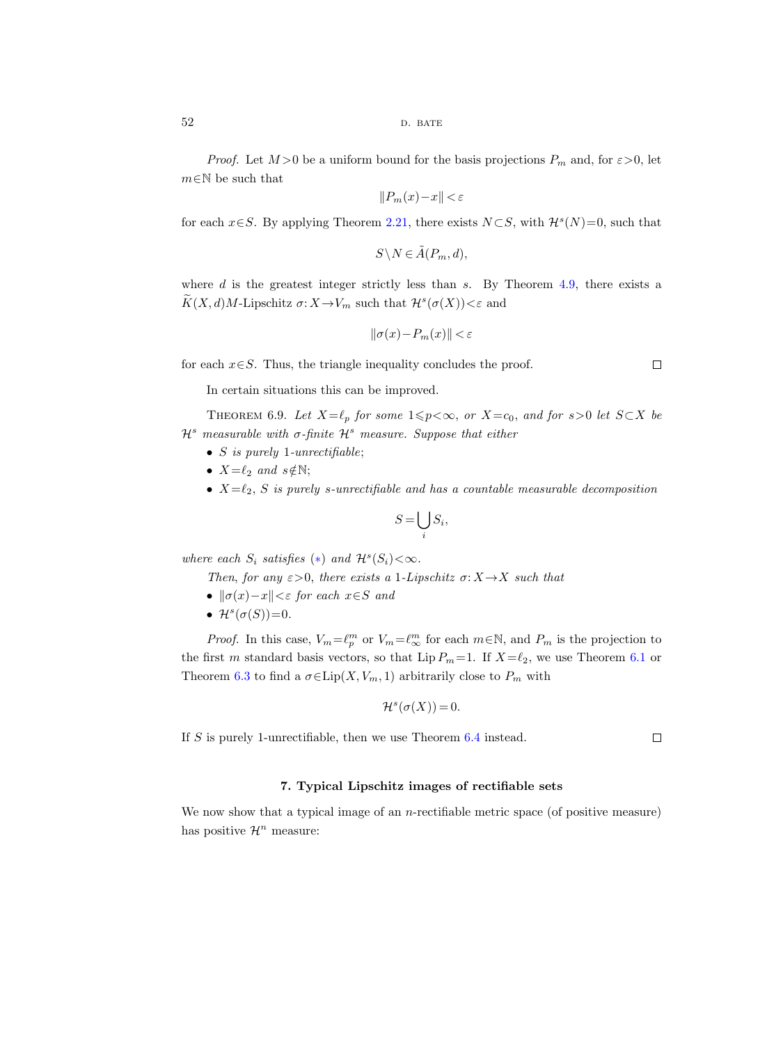*Proof.* Let $M>0$ be a uniform bound for the basis projections $P_m$ and, for $\varepsilon>0$, let $m\in\mathbb{N}$ be such that

$$\|P_m(x)-x\|<\varepsilon$$

for each $x\in S$. By applying Theorem 2.21, there exists $N\subset S$, with $\mathcal{H}^s(N)=0$, such that

$$S\setminus N\in\tilde{A}(P_m,d),$$

where $d$ is the greatest integer strictly less than $s$. By Theorem 4.9, there exists a $\widetilde{K}(X,d)M$-Lipschitz $\sigma\colon X\to V_m$ such that $\mathcal{H}^s(\sigma(X))<\varepsilon$ and

$$\|\sigma(x)-P_m(x)\|<\varepsilon$$

for each $x\in S$. Thus, the triangle inequality concludes the proof. □

In certain situations this can be improved.

Theorem 6.9. *Let $X=\ell_p$ for some $1\leqslant p<\infty$, or $X=c_0$, and for $s>0$ let $S\subset X$ be $\mathcal{H}^s$ measurable with $\sigma$-finite $\mathcal{H}^s$ measure. Suppose that either*

- *$S$ is purely 1-unrectifiable;*
- *$X=\ell_2$ and $s\notin\mathbb{N}$;*
- *$X=\ell_2$, $S$ is purely $s$-unrectifiable and has a countable measurable decomposition*

$$S=\bigcup_i S_i,$$

*where each $S_i$ satisfies (*) and $\mathcal{H}^s(S_i)<\infty$.*

*Then, for any $\varepsilon>0$, there exists a 1-Lipschitz $\sigma\colon X\to X$ such that*

- *$\|\sigma(x)-x\|<\varepsilon$ for each $x\in S$ and*
- *$\mathcal{H}^s(\sigma(S))=0$.*

*Proof.* In this case, $V_m=\ell_p^m$ or $V_m=\ell_\infty^m$ for each $m\in\mathbb{N}$, and $P_m$ is the projection to the first $m$ standard basis vectors, so that $\operatorname{Lip} P_m=1$. If $X=\ell_2$, we use Theorem 6.1 or Theorem 6.3 to find a $\sigma\in\operatorname{Lip}(X,V_m,1)$ arbitrarily close to $P_m$ with

$$\mathcal{H}^s(\sigma(X))=0.$$

If $S$ is purely 1-unrectifiable, then we use Theorem 6.4 instead. □

## 7. Typical Lipschitz images of rectifiable sets

We now show that a typical image of an $n$-rectifiable metric space (of positive measure) has positive $\mathcal{H}^n$ measure: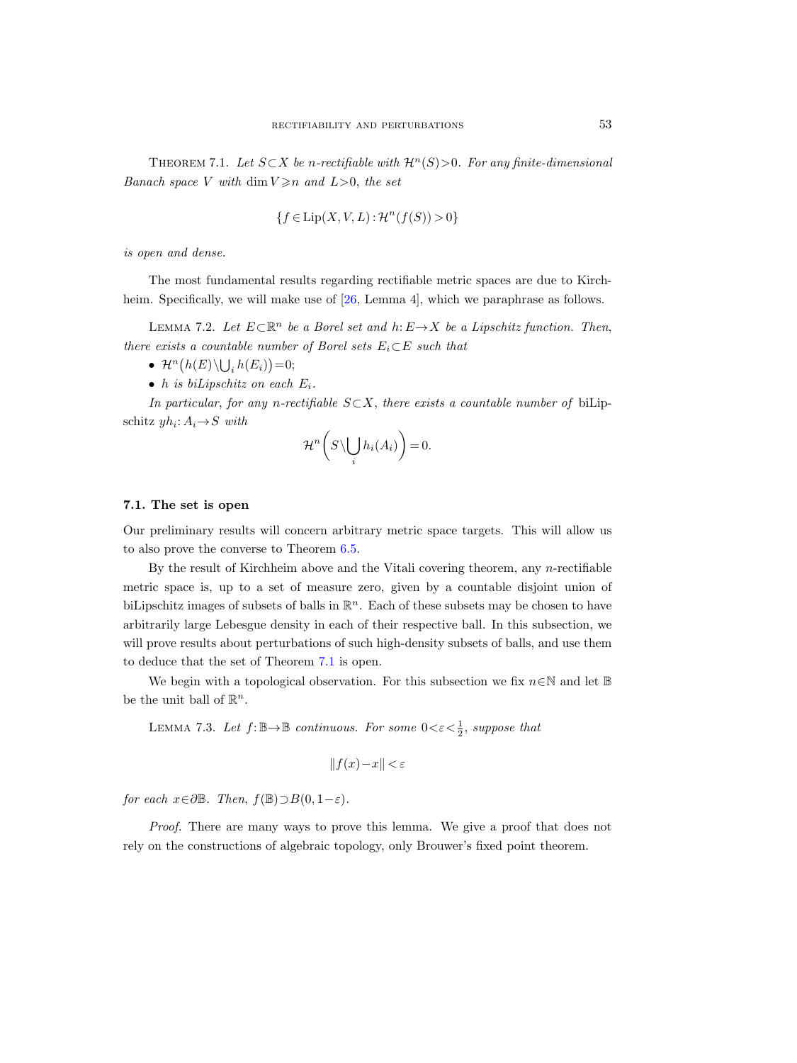Theorem 7.1. *Let $S\subset X$ be $n$-rectifiable with $\mathcal{H}^n(S)>0$. For any finite-dimensional Banach space $V$ with $\dim V \geqslant n$ and $L>0$, the set*

$$\{f\in \mathrm{Lip}(X,V,L):\mathcal{H}^n(f(S))>0\}$$

*is open and dense.*

The most fundamental results regarding rectifiable metric spaces are due to Kirchheim. Specifically, we will make use of [26, Lemma 4], which we paraphrase as follows.

Lemma 7.2. *Let $E\subset\mathbb{R}^n$ be a Borel set and $h: E\to X$ be a Lipschitz function. Then, there exists a countable number of Borel sets $E_i\subset E$ such that*

- *$\mathcal{H}^n\big(h(E)\setminus\bigcup_i h(E_i)\big)=0$;*
- *$h$ is biLipschitz on each $E_i$.*

*In particular, for any $n$-rectifiable $S\subset X$, there exists a countable number of* biLipschitz *$yh_i: A_i\to S$ with*

$$\mathcal{H}^n\bigg(S\setminus\bigcup_i h_i(A_i)\bigg)=0.$$

### 7.1. The set is open

Our preliminary results will concern arbitrary metric space targets. This will allow us to also prove the converse to Theorem 6.5.

By the result of Kirchheim above and the Vitali covering theorem, any $n$-rectifiable metric space is, up to a set of measure zero, given by a countable disjoint union of biLipschitz images of subsets of balls in $\mathbb{R}^n$. Each of these subsets may be chosen to have arbitrarily large Lebesgue density in each of their respective ball. In this subsection, we will prove results about perturbations of such high-density subsets of balls, and use them to deduce that the set of Theorem 7.1 is open.

We begin with a topological observation. For this subsection we fix $n\in\mathbb{N}$ and let $\mathbb{B}$ be the unit ball of $\mathbb{R}^n$.

Lemma 7.3. *Let $f:\mathbb{B}\to\mathbb{B}$ continuous. For some $0<\varepsilon<\frac{1}{2}$, suppose that*

$$\|f(x)-x\|<\varepsilon$$

*for each $x\in\partial\mathbb{B}$. Then, $f(\mathbb{B})\supset B(0,1-\varepsilon)$.*

*Proof.* There are many ways to prove this lemma. We give a proof that does not rely on the constructions of algebraic topology, only Brouwer's fixed point theorem.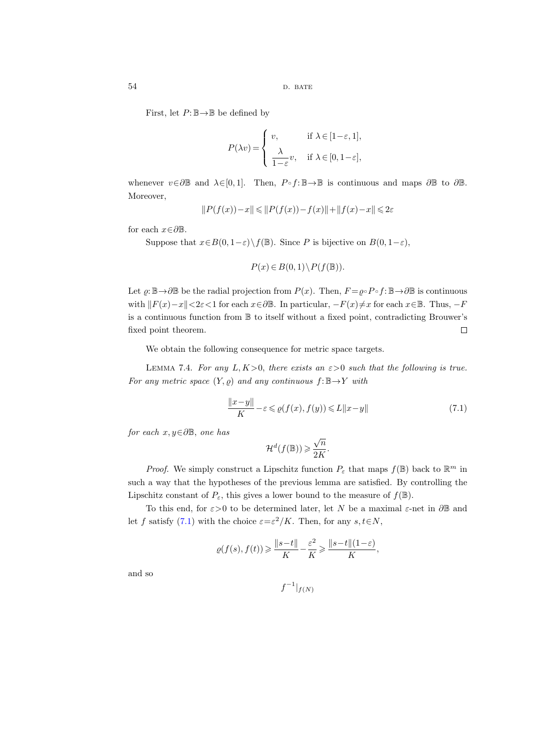First, let $P: \mathbb{B} \to \mathbb{B}$ be defined by

$$P(\lambda v) = \begin{cases} v, & \text{if } \lambda \in [1-\varepsilon, 1], \\ \dfrac{\lambda}{1-\varepsilon} v, & \text{if } \lambda \in [0, 1-\varepsilon], \end{cases}$$

whenever $v \in \partial\mathbb{B}$ and $\lambda \in [0,1]$. Then, $P \circ f: \mathbb{B} \to \mathbb{B}$ is continuous and maps $\partial\mathbb{B}$ to $\partial\mathbb{B}$. Moreover,

$$\|P(f(x)) - x\| \leqslant \|P(f(x)) - f(x)\| + \|f(x) - x\| \leqslant 2\varepsilon$$

for each $x \in \partial\mathbb{B}$.

Suppose that $x \in B(0, 1-\varepsilon) \setminus f(\mathbb{B})$. Since $P$ is bijective on $B(0, 1-\varepsilon)$,

$$P(x) \in B(0,1) \setminus P(f(\mathbb{B})).$$

Let $\varrho: \mathbb{B} \to \partial\mathbb{B}$ be the radial projection from $P(x)$. Then, $F = \varrho \circ P \circ f: \mathbb{B} \to \partial\mathbb{B}$ is continuous with $\|F(x) - x\| < 2\varepsilon < 1$ for each $x \in \partial\mathbb{B}$. In particular, $-F(x) \neq x$ for each $x \in \mathbb{B}$. Thus, $-F$ is a continuous function from $\mathbb{B}$ to itself without a fixed point, contradicting Brouwer's fixed point theorem. $\square$

We obtain the following consequence for metric space targets.

LEMMA 7.4. *For any $L, K > 0$, there exists an $\varepsilon > 0$ such that the following is true. For any metric space $(Y, \varrho)$ and any continuous $f: \mathbb{B} \to Y$ with*

$$\frac{\|x-y\|}{K} - \varepsilon \leqslant \varrho(f(x), f(y)) \leqslant L\|x-y\| \tag{7.1}$$

*for each $x, y \in \partial\mathbb{B}$, one has*

$$\mathcal{H}^d(f(\mathbb{B})) \geqslant \frac{\sqrt{n}}{2K}.$$

*Proof.* We simply construct a Lipschitz function $P_\varepsilon$ that maps $f(\mathbb{B})$ back to $\mathbb{R}^m$ in such a way that the hypotheses of the previous lemma are satisfied. By controlling the Lipschitz constant of $P_\varepsilon$, this gives a lower bound to the measure of $f(\mathbb{B})$.

To this end, for $\varepsilon > 0$ to be determined later, let $N$ be a maximal $\varepsilon$-net in $\partial\mathbb{B}$ and let $f$ satisfy (7.1) with the choice $\varepsilon = \varepsilon^2/K$. Then, for any $s, t \in N$,

$$\varrho(f(s), f(t)) \geqslant \frac{\|s-t\|}{K} - \frac{\varepsilon^2}{K} \geqslant \frac{\|s-t\|(1-\varepsilon)}{K},$$

and so

$$f^{-1}|_{f(N)}$$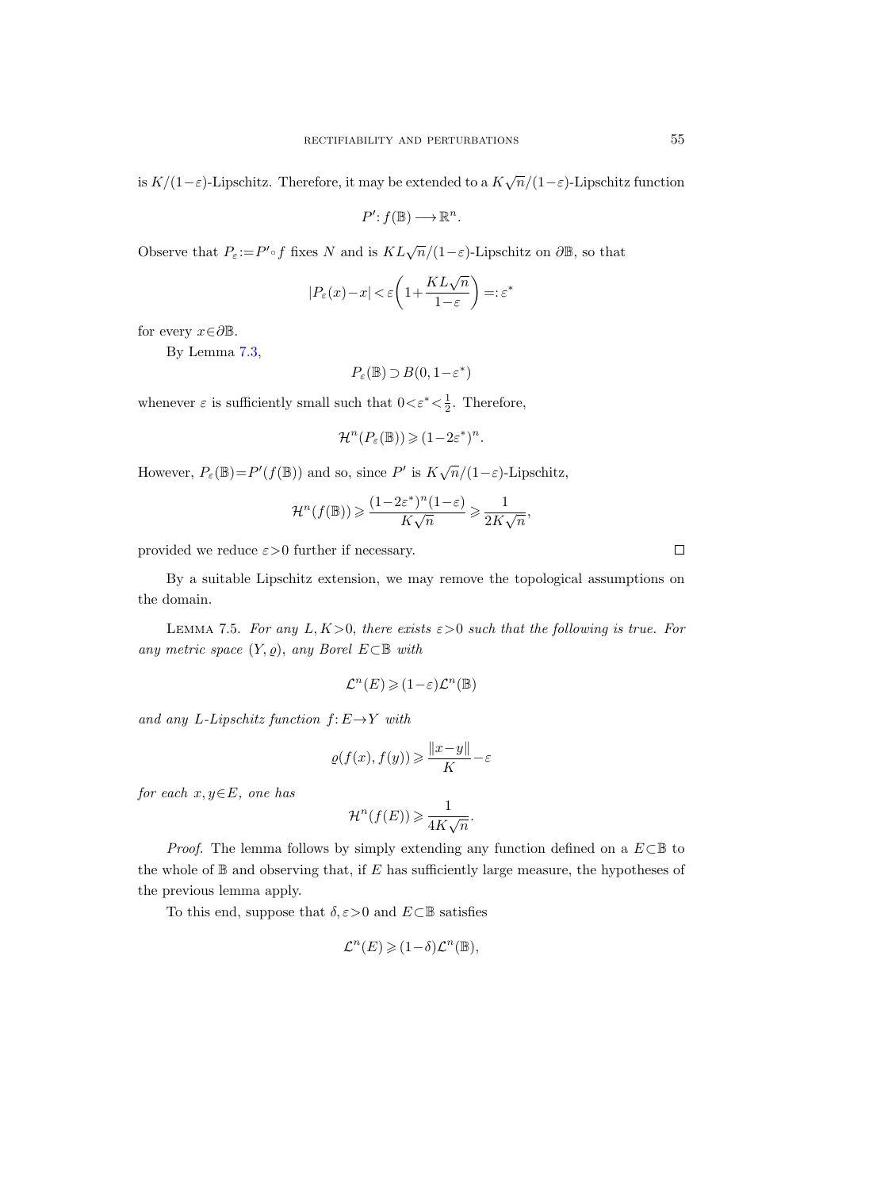is $K/(1-\varepsilon)$-Lipschitz. Therefore, it may be extended to a $K\sqrt{n}/(1-\varepsilon)$-Lipschitz function

$$P'\colon f(\mathbb{B}) \longrightarrow \mathbb{R}^n.$$

Observe that $P_\varepsilon := P' \circ f$ fixes $N$ and is $KL\sqrt{n}/(1-\varepsilon)$-Lipschitz on $\partial\mathbb{B}$, so that

$$|P_\varepsilon(x) - x| < \varepsilon\left(1 + \frac{KL\sqrt{n}}{1-\varepsilon}\right) =: \varepsilon^*$$

for every $x \in \partial\mathbb{B}$.

By Lemma 7.3,

$$P_\varepsilon(\mathbb{B}) \supset B(0, 1-\varepsilon^*)$$

whenever $\varepsilon$ is sufficiently small such that $0 < \varepsilon^* < \frac{1}{2}$. Therefore,

$$\mathcal{H}^n(P_\varepsilon(\mathbb{B})) \geqslant (1-2\varepsilon^*)^n.$$

However, $P_\varepsilon(\mathbb{B}) = P'(f(\mathbb{B}))$ and so, since $P'$ is $K\sqrt{n}/(1-\varepsilon)$-Lipschitz,

$$\mathcal{H}^n(f(\mathbb{B})) \geqslant \frac{(1-2\varepsilon^*)^n(1-\varepsilon)}{K\sqrt{n}} \geqslant \frac{1}{2K\sqrt{n}},$$

provided we reduce $\varepsilon > 0$ further if necessary. $\square$

By a suitable Lipschitz extension, we may remove the topological assumptions on the domain.

Lemma 7.5. *For any $L, K > 0$, there exists $\varepsilon > 0$ such that the following is true. For any metric space $(Y, \varrho)$, any Borel $E \subset \mathbb{B}$ with*

$$\mathcal{L}^n(E) \geqslant (1-\varepsilon)\mathcal{L}^n(\mathbb{B})$$

*and any $L$-Lipschitz function $f\colon E \to Y$ with*

$$\varrho(f(x), f(y)) \geqslant \frac{\|x-y\|}{K} - \varepsilon$$

*for each $x, y \in E$, one has*

$$\mathcal{H}^n(f(E)) \geqslant \frac{1}{4K\sqrt{n}}.$$

*Proof.* The lemma follows by simply extending any function defined on a $E \subset \mathbb{B}$ to the whole of $\mathbb{B}$ and observing that, if $E$ has sufficiently large measure, the hypotheses of the previous lemma apply.

To this end, suppose that $\delta, \varepsilon > 0$ and $E \subset \mathbb{B}$ satisfies

$$\mathcal{L}^n(E) \geqslant (1-\delta)\mathcal{L}^n(\mathbb{B}),$$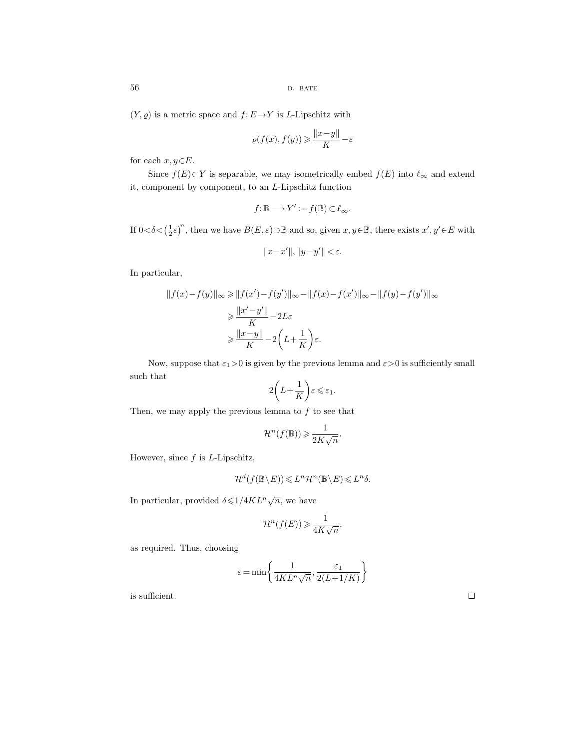$(Y, \varrho)$ is a metric space and $f: E \to Y$ is $L$-Lipschitz with

$$\varrho(f(x), f(y)) \geqslant \frac{\|x-y\|}{K} - \varepsilon$$

for each $x, y \in E$.

Since $f(E) \subset Y$ is separable, we may isometrically embed $f(E)$ into $\ell_\infty$ and extend it, component by component, to an $L$-Lipschitz function

$$f: \mathbb{B} \longrightarrow Y' := f(\mathbb{B}) \subset \ell_\infty.$$

If $0 < \delta < \left(\frac{1}{2}\varepsilon\right)^n$, then we have $B(E, \varepsilon) \supset \mathbb{B}$ and so, given $x, y \in \mathbb{B}$, there exists $x', y' \in E$ with

$$\|x - x'\|, \|y - y'\| < \varepsilon.$$

In particular,

$$\begin{aligned}
\|f(x) - f(y)\|_\infty &\geqslant \|f(x') - f(y')\|_\infty - \|f(x) - f(x')\|_\infty - \|f(y) - f(y')\|_\infty \\
&\geqslant \frac{\|x' - y'\|}{K} - 2L\varepsilon \\
&\geqslant \frac{\|x - y\|}{K} - 2\left(L + \frac{1}{K}\right)\varepsilon.
\end{aligned}$$

Now, suppose that $\varepsilon_1 > 0$ is given by the previous lemma and $\varepsilon > 0$ is sufficiently small such that

$$2\left(L + \frac{1}{K}\right)\varepsilon \leqslant \varepsilon_1.$$

Then, we may apply the previous lemma to $f$ to see that

$$\mathcal{H}^n(f(\mathbb{B})) \geqslant \frac{1}{2K\sqrt{n}}.$$

However, since $f$ is $L$-Lipschitz,

$$\mathcal{H}^d(f(\mathbb{B} \setminus E)) \leqslant L^n \mathcal{H}^n(\mathbb{B} \setminus E) \leqslant L^n \delta.$$

In particular, provided $\delta \leqslant 1/4KL^n\sqrt{n}$, we have

$$\mathcal{H}^n(f(E)) \geqslant \frac{1}{4K\sqrt{n}},$$

as required. Thus, choosing

$$\varepsilon = \min\left\{\frac{1}{4KL^n\sqrt{n}}, \frac{\varepsilon_1}{2(L+1/K)}\right\}$$

is sufficient. $\square$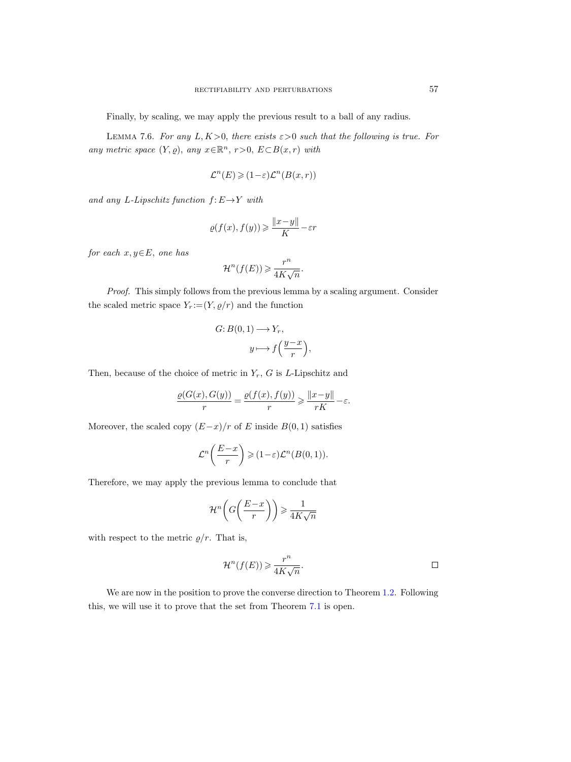Finally, by scaling, we may apply the previous result to a ball of any radius.

LEMMA 7.6. *For any $L, K>0$, there exists $\varepsilon>0$ such that the following is true. For any metric space $(Y, \varrho)$, any $x\in\mathbb{R}^n$, $r>0$, $E\subset B(x,r)$ with*

$$\mathcal{L}^n(E) \geqslant (1-\varepsilon)\mathcal{L}^n(B(x,r))$$

*and any $L$-Lipschitz function $f: E\to Y$ with*

$$\varrho(f(x), f(y)) \geqslant \frac{\|x-y\|}{K} - \varepsilon r$$

*for each $x, y\in E$, one has*

$$\mathcal{H}^n(f(E)) \geqslant \frac{r^n}{4K\sqrt{n}}.$$

*Proof.* This simply follows from the previous lemma by a scaling argument. Consider the scaled metric space $Y_r := (Y, \varrho/r)$ and the function

$$\begin{aligned} G: B(0,1) &\longrightarrow Y_r, \\ y &\longmapsto f\Big(\frac{y-x}{r}\Big), \end{aligned}$$

Then, because of the choice of metric in $Y_r$, $G$ is $L$-Lipschitz and

$$\frac{\varrho(G(x), G(y))}{r} = \frac{\varrho(f(x), f(y))}{r} \geqslant \frac{\|x-y\|}{rK} - \varepsilon.$$

Moreover, the scaled copy $(E-x)/r$ of $E$ inside $B(0,1)$ satisfies

$$\mathcal{L}^n\Big(\frac{E-x}{r}\Big) \geqslant (1-\varepsilon)\mathcal{L}^n(B(0,1)).$$

Therefore, we may apply the previous lemma to conclude that

$$\mathcal{H}^n\Big(G\Big(\frac{E-x}{r}\Big)\Big) \geqslant \frac{1}{4K\sqrt{n}}$$

with respect to the metric $\varrho/r$. That is,

$$\mathcal{H}^n(f(E)) \geqslant \frac{r^n}{4K\sqrt{n}}.$$

□

We are now in the position to prove the converse direction to Theorem 1.2. Following this, we will use it to prove that the set from Theorem 7.1 is open.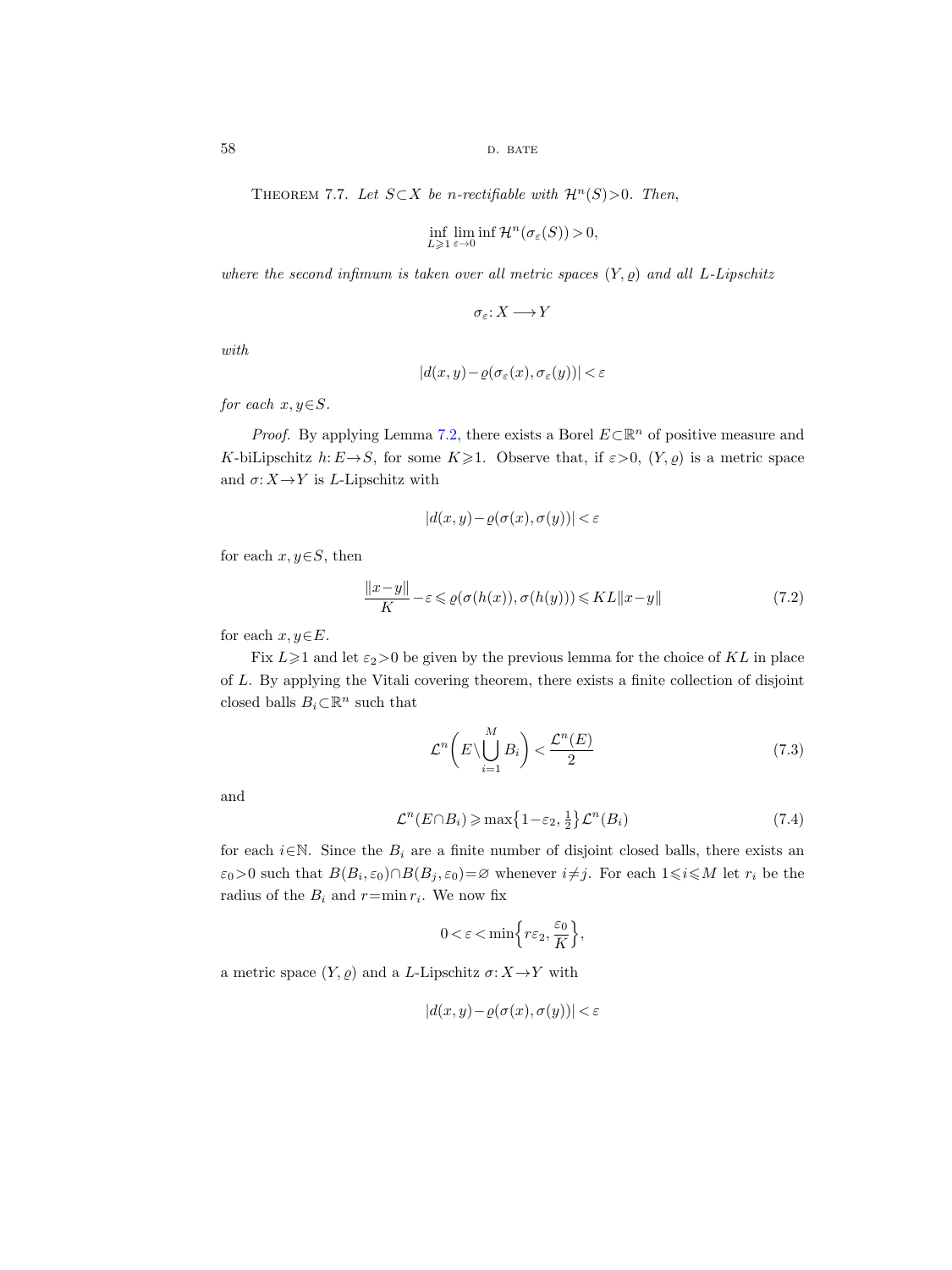Theorem 7.7. *Let $S \subset X$ be $n$-rectifiable with $\mathcal{H}^n(S)>0$. Then,*

$$\inf_{L \geqslant 1} \lim_{\varepsilon \to 0} \inf \mathcal{H}^n(\sigma_\varepsilon(S)) > 0,$$

*where the second infimum is taken over all metric spaces $(Y, \varrho)$ and all $L$-Lipschitz*

$$\sigma_\varepsilon : X \longrightarrow Y$$

*with*

$$|d(x,y) - \varrho(\sigma_\varepsilon(x), \sigma_\varepsilon(y))| < \varepsilon$$

*for each $x, y \in S$.*

*Proof.* By applying Lemma 7.2, there exists a Borel $E \subset \mathbb{R}^n$ of positive measure and $K$-biLipschitz $h: E \to S$, for some $K \geqslant 1$. Observe that, if $\varepsilon > 0$, $(Y, \varrho)$ is a metric space and $\sigma: X \to Y$ is $L$-Lipschitz with

$$|d(x,y) - \varrho(\sigma(x), \sigma(y))| < \varepsilon$$

for each $x, y \in S$, then

$$\frac{\|x-y\|}{K} - \varepsilon \leqslant \varrho(\sigma(h(x)), \sigma(h(y))) \leqslant KL\|x-y\| \tag{7.2}$$

for each $x, y \in E$.

Fix $L \geqslant 1$ and let $\varepsilon_2 > 0$ be given by the previous lemma for the choice of $KL$ in place of $L$. By applying the Vitali covering theorem, there exists a finite collection of disjoint closed balls $B_i \subset \mathbb{R}^n$ such that

$$\mathcal{L}^n\left(E \setminus \bigcup_{i=1}^{M} B_i\right) < \frac{\mathcal{L}^n(E)}{2} \tag{7.3}$$

and

$$\mathcal{L}^n(E \cap B_i) \geqslant \max\left\{1 - \varepsilon_2, \tfrac{1}{2}\right\} \mathcal{L}^n(B_i) \tag{7.4}$$

for each $i \in \mathbb{N}$. Since the $B_i$ are a finite number of disjoint closed balls, there exists an $\varepsilon_0 > 0$ such that $B(B_i, \varepsilon_0) \cap B(B_j, \varepsilon_0) = \varnothing$ whenever $i \neq j$. For each $1 \leqslant i \leqslant M$ let $r_i$ be the radius of the $B_i$ and $r = \min r_i$. We now fix

$$0 < \varepsilon < \min\left\{r\varepsilon_2, \frac{\varepsilon_0}{K}\right\},$$

a metric space $(Y, \varrho)$ and a $L$-Lipschitz $\sigma: X \to Y$ with

$$|d(x,y) - \varrho(\sigma(x), \sigma(y))| < \varepsilon$$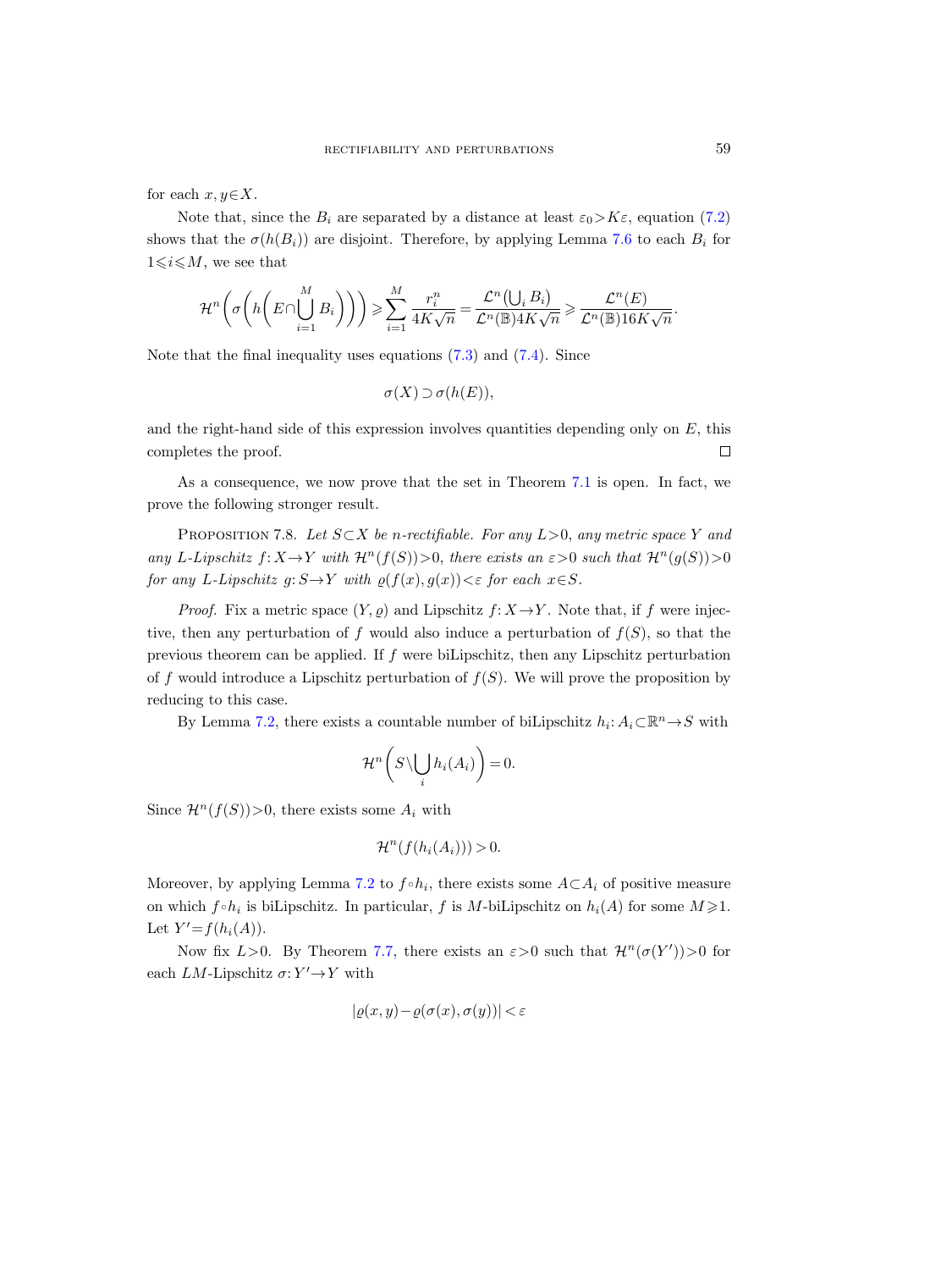for each $x, y \in X$.

Note that, since the $B_i$ are separated by a distance at least $\varepsilon_0 > K\varepsilon$, equation (7.2) shows that the $\sigma(h(B_i))$ are disjoint. Therefore, by applying Lemma 7.6 to each $B_i$ for $1 \leqslant i \leqslant M$, we see that

$$\mathcal{H}^n\left(\sigma\left(h\left(E \cap \bigcup_{i=1}^{M} B_i\right)\right)\right) \geqslant \sum_{i=1}^{M} \frac{r_i^n}{4K\sqrt{n}} = \frac{\mathcal{L}^n\left(\bigcup_i B_i\right)}{\mathcal{L}^n(\mathbb{B})4K\sqrt{n}} \geqslant \frac{\mathcal{L}^n(E)}{\mathcal{L}^n(\mathbb{B})16K\sqrt{n}}.$$

Note that the final inequality uses equations (7.3) and (7.4). Since

$$\sigma(X) \supset \sigma(h(E)),$$

and the right-hand side of this expression involves quantities depending only on $E$, this completes the proof. $\square$

As a consequence, we now prove that the set in Theorem 7.1 is open. In fact, we prove the following stronger result.

Proposition 7.8. *Let $S \subset X$ be $n$-rectifiable. For any $L > 0$, any metric space $Y$ and any $L$-Lipschitz $f: X \to Y$ with $\mathcal{H}^n(f(S)) > 0$, there exists an $\varepsilon > 0$ such that $\mathcal{H}^n(g(S)) > 0$ for any $L$-Lipschitz $g: S \to Y$ with $\varrho(f(x), g(x)) < \varepsilon$ for each $x \in S$.*

*Proof.* Fix a metric space $(Y, \varrho)$ and Lipschitz $f: X \to Y$. Note that, if $f$ were injective, then any perturbation of $f$ would also induce a perturbation of $f(S)$, so that the previous theorem can be applied. If $f$ were biLipschitz, then any Lipschitz perturbation of $f$ would introduce a Lipschitz perturbation of $f(S)$. We will prove the proposition by reducing to this case.

By Lemma 7.2, there exists a countable number of biLipschitz $h_i: A_i \subset \mathbb{R}^n \to S$ with

$$\mathcal{H}^n\left(S \setminus \bigcup_i h_i(A_i)\right) = 0.$$

Since $\mathcal{H}^n(f(S)) > 0$, there exists some $A_i$ with

$$\mathcal{H}^n(f(h_i(A_i))) > 0.$$

Moreover, by applying Lemma 7.2 to $f \circ h_i$, there exists some $A \subset A_i$ of positive measure on which $f \circ h_i$ is biLipschitz. In particular, $f$ is $M$-biLipschitz on $h_i(A)$ for some $M \geqslant 1$. Let $Y' = f(h_i(A))$.

Now fix $L > 0$. By Theorem 7.7, there exists an $\varepsilon > 0$ such that $\mathcal{H}^n(\sigma(Y')) > 0$ for each $LM$-Lipschitz $\sigma: Y' \to Y$ with

$$|\varrho(x, y) - \varrho(\sigma(x), \sigma(y))| < \varepsilon$$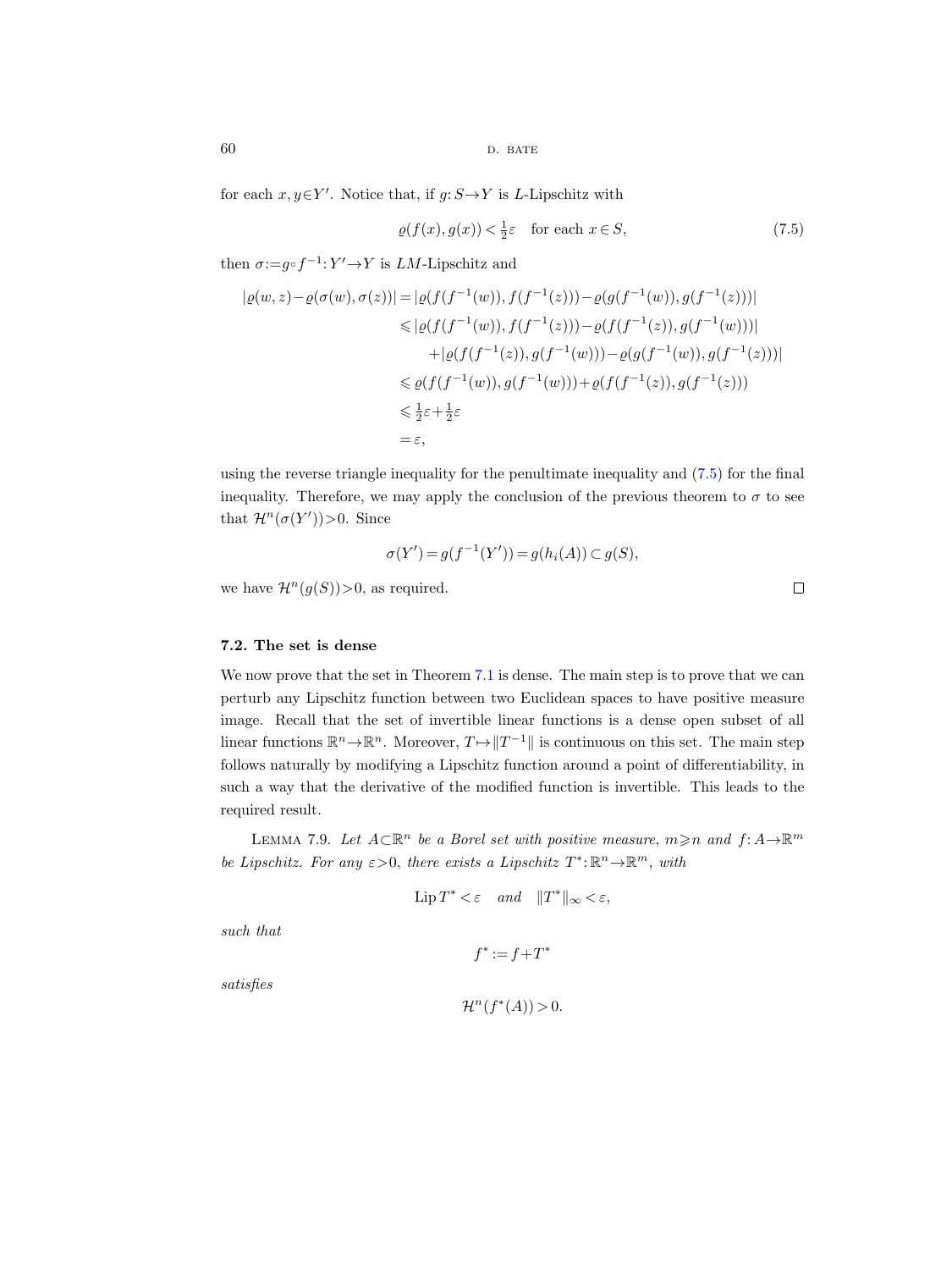for each $x, y \in Y'$. Notice that, if $g: S \to Y$ is $L$-Lipschitz with

$$\varrho(f(x), g(x)) < \tfrac{1}{2}\varepsilon \quad \text{for each } x \in S, \tag{7.5}$$

then $\sigma := g \circ f^{-1}: Y' \to Y$ is $LM$-Lipschitz and

$$\begin{aligned}
|\varrho(w,z) - \varrho(\sigma(w), \sigma(z))| &= |\varrho(f(f^{-1}(w)), f(f^{-1}(z))) - \varrho(g(f^{-1}(w)), g(f^{-1}(z)))| \\
&\leqslant |\varrho(f(f^{-1}(w)), f(f^{-1}(z))) - \varrho(f(f^{-1}(z)), g(f^{-1}(w)))| \\
&\qquad + |\varrho(f(f^{-1}(z)), g(f^{-1}(w))) - \varrho(g(f^{-1}(w)), g(f^{-1}(z)))| \\
&\leqslant \varrho(f(f^{-1}(w)), g(f^{-1}(w))) + \varrho(f(f^{-1}(z)), g(f^{-1}(z))) \\
&\leqslant \tfrac{1}{2}\varepsilon + \tfrac{1}{2}\varepsilon \\
&= \varepsilon,
\end{aligned}$$

using the reverse triangle inequality for the penultimate inequality and (7.5) for the final inequality. Therefore, we may apply the conclusion of the previous theorem to $\sigma$ to see that $\mathcal{H}^n(\sigma(Y')) > 0$. Since

$$\sigma(Y') = g(f^{-1}(Y')) = g(h_i(A)) \subset g(S),$$

we have $\mathcal{H}^n(g(S)) > 0$, as required. □

### 7.2. The set is dense

We now prove that the set in Theorem 7.1 is dense. The main step is to prove that we can perturb any Lipschitz function between two Euclidean spaces to have positive measure image. Recall that the set of invertible linear functions is a dense open subset of all linear functions $\mathbb{R}^n \to \mathbb{R}^n$. Moreover, $T \mapsto \|T^{-1}\|$ is continuous on this set. The main step follows naturally by modifying a Lipschitz function around a point of differentiability, in such a way that the derivative of the modified function is invertible. This leads to the required result.

Lemma 7.9. *Let $A \subset \mathbb{R}^n$ be a Borel set with positive measure, $m \geqslant n$ and $f: A \to \mathbb{R}^m$ be Lipschitz. For any $\varepsilon > 0$, there exists a Lipschitz $T^*: \mathbb{R}^n \to \mathbb{R}^m$, with*

$$\operatorname{Lip} T^* < \varepsilon \quad \text{and} \quad \|T^*\|_\infty < \varepsilon,$$

*such that*

$$f^* := f + T^*$$

*satisfies*

$$\mathcal{H}^n(f^*(A)) > 0.$$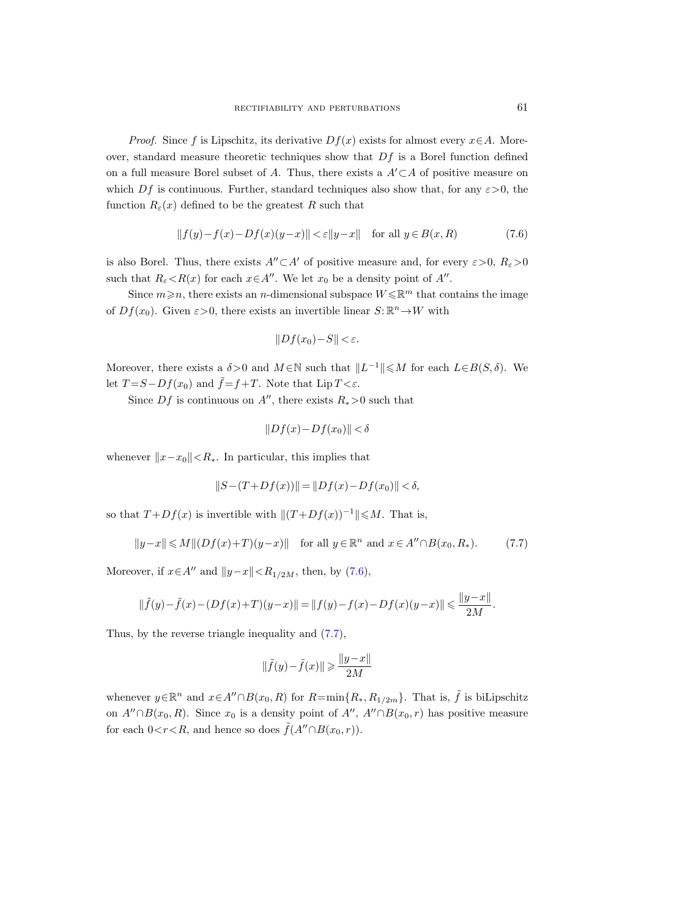*Proof.* Since $f$ is Lipschitz, its derivative $Df(x)$ exists for almost every $x \in A$. Moreover, standard measure theoretic techniques show that $Df$ is a Borel function defined on a full measure Borel subset of $A$. Thus, there exists a $A' \subset A$ of positive measure on which $Df$ is continuous. Further, standard techniques also show that, for any $\varepsilon > 0$, the function $R_\varepsilon(x)$ defined to be the greatest $R$ such that

$$\|f(y) - f(x) - Df(x)(y-x)\| < \varepsilon \|y-x\| \quad \text{for all } y \in B(x,R) \tag{7.6}$$

is also Borel. Thus, there exists $A'' \subset A'$ of positive measure and, for every $\varepsilon > 0$, $R_\varepsilon > 0$ such that $R_\varepsilon < R(x)$ for each $x \in A''$. We let $x_0$ be a density point of $A''$.

Since $m \geqslant n$, there exists an $n$-dimensional subspace $W \leqslant \mathbb{R}^m$ that contains the image of $Df(x_0)$. Given $\varepsilon > 0$, there exists an invertible linear $S: \mathbb{R}^n \to W$ with

$$\|Df(x_0) - S\| < \varepsilon.$$

Moreover, there exists a $\delta > 0$ and $M \in \mathbb{N}$ such that $\|L^{-1}\| \leqslant M$ for each $L \in B(S, \delta)$. We let $T = S - Df(x_0)$ and $\tilde{f} = f + T$. Note that $\operatorname{Lip} T < \varepsilon$.

Since $Df$ is continuous on $A''$, there exists $R_* > 0$ such that

$$\|Df(x) - Df(x_0)\| < \delta$$

whenever $\|x - x_0\| < R_*$. In particular, this implies that

$$\|S - (T + Df(x))\| = \|Df(x) - Df(x_0)\| < \delta,$$

so that $T + Df(x)$ is invertible with $\|(T + Df(x))^{-1}\| \leqslant M$. That is,

$$\|y - x\| \leqslant M \|(Df(x) + T)(y - x)\| \quad \text{for all } y \in \mathbb{R}^n \text{ and } x \in A'' \cap B(x_0, R_*). \tag{7.7}$$

Moreover, if $x \in A''$ and $\|y - x\| < R_{1/2M}$, then, by (7.6),

$$\|\tilde{f}(y) - \tilde{f}(x) - (Df(x) + T)(y - x)\| = \|f(y) - f(x) - Df(x)(y - x)\| \leqslant \frac{\|y - x\|}{2M}.$$

Thus, by the reverse triangle inequality and (7.7),

$$\|\tilde{f}(y) - \tilde{f}(x)\| \geqslant \frac{\|y - x\|}{2M}$$

whenever $y \in \mathbb{R}^n$ and $x \in A'' \cap B(x_0, R)$ for $R = \min\{R_*, R_{1/2m}\}$. That is, $\tilde{f}$ is biLipschitz on $A'' \cap B(x_0, R)$. Since $x_0$ is a density point of $A''$, $A'' \cap B(x_0, r)$ has positive measure for each $0 < r < R$, and hence so does $\tilde{f}(A'' \cap B(x_0, r))$.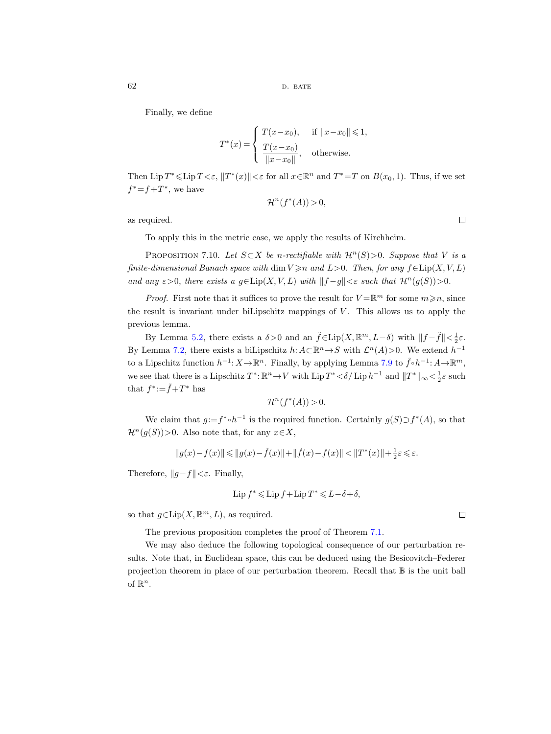Finally, we define

$$T^*(x) = \begin{cases} T(x-x_0), & \text{if } \|x-x_0\| \leqslant 1, \\ \dfrac{T(x-x_0)}{\|x-x_0\|}, & \text{otherwise.} \end{cases}$$

Then $\operatorname{Lip} T^* \leqslant \operatorname{Lip} T < \varepsilon$, $\|T^*(x)\| < \varepsilon$ for all $x \in \mathbb{R}^n$ and $T^* = T$ on $B(x_0, 1)$. Thus, if we set $f^* = f + T^*$, we have

$$\mathcal{H}^n(f^*(A)) > 0,$$

as required. □

To apply this in the metric case, we apply the results of Kirchheim.

PROPOSITION 7.10. *Let $S \subset X$ be $n$-rectifiable with $\mathcal{H}^n(S) > 0$. Suppose that $V$ is a finite-dimensional Banach space with $\dim V \geqslant n$ and $L > 0$. Then, for any $f \in \operatorname{Lip}(X, V, L)$ and any $\varepsilon > 0$, there exists a $g \in \operatorname{Lip}(X, V, L)$ with $\|f-g\| < \varepsilon$ such that $\mathcal{H}^n(g(S)) > 0$.*

*Proof.* First note that it suffices to prove the result for $V = \mathbb{R}^m$ for some $m \geqslant n$, since the result is invariant under biLipschitz mappings of $V$. This allows us to apply the previous lemma.

By Lemma 5.2, there exists a $\delta > 0$ and an $\tilde{f} \in \operatorname{Lip}(X, \mathbb{R}^m, L-\delta)$ with $\|f - \tilde{f}\| < \frac{1}{2}\varepsilon$. By Lemma 7.2, there exists a biLipschitz $h: A \subset \mathbb{R}^n \to S$ with $\mathcal{L}^n(A) > 0$. We extend $h^{-1}$ to a Lipschitz function $h^{-1}: X \to \mathbb{R}^n$. Finally, by applying Lemma 7.9 to $\tilde{f} \circ h^{-1}: A \to \mathbb{R}^m$, we see that there is a Lipschitz $T^*: \mathbb{R}^n \to V$ with $\operatorname{Lip} T^* < \delta / \operatorname{Lip} h^{-1}$ and $\|T^*\|_\infty < \frac{1}{2}\varepsilon$ such that $f^* := \tilde{f} + T^*$ has

$$\mathcal{H}^n(f^*(A)) > 0.$$

We claim that $g := f^* \circ h^{-1}$ is the required function. Certainly $g(S) \supset f^*(A)$, so that $\mathcal{H}^n(g(S)) > 0$. Also note that, for any $x \in X$,

$$\|g(x) - f(x)\| \leqslant \|g(x) - \tilde{f}(x)\| + \|\tilde{f}(x) - f(x)\| < \|T^*(x)\| + \tfrac{1}{2}\varepsilon \leqslant \varepsilon.$$

Therefore, $\|g - f\| < \varepsilon$. Finally,

$$\operatorname{Lip} f^* \leqslant \operatorname{Lip} f + \operatorname{Lip} T^* \leqslant L - \delta + \delta,$$

so that $g \in \operatorname{Lip}(X, \mathbb{R}^m, L)$, as required. □

The previous proposition completes the proof of Theorem 7.1.

We may also deduce the following topological consequence of our perturbation results. Note that, in Euclidean space, this can be deduced using the Besicovitch–Federer projection theorem in place of our perturbation theorem. Recall that $\mathbb{B}$ is the unit ball of $\mathbb{R}^n$.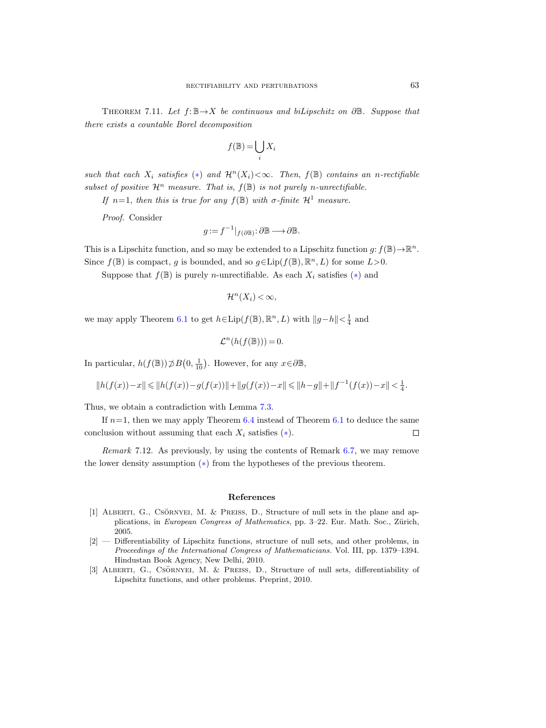Theorem 7.11. *Let $f\colon \mathbb{B}\to X$ be continuous and biLipschitz on $\partial\mathbb{B}$. Suppose that there exists a countable Borel decomposition*

$$f(\mathbb{B}) = \bigcup_i X_i$$

*such that each $X_i$ satisfies $(*)$ and $\mathcal{H}^n(X_i)<\infty$. Then, $f(\mathbb{B})$ contains an $n$-rectifiable subset of positive $\mathcal{H}^n$ measure. That is, $f(\mathbb{B})$ is not purely $n$-unrectifiable.*

*If $n=1$, then this is true for any $f(\mathbb{B})$ with $\sigma$-finite $\mathcal{H}^1$ measure.*

*Proof.* Consider

$$g := f^{-1}|_{f(\partial\mathbb{B})}\colon \partial\mathbb{B} \longrightarrow \partial\mathbb{B}.$$

This is a Lipschitz function, and so may be extended to a Lipschitz function $g\colon f(\mathbb{B})\to\mathbb{R}^n$. Since $f(\mathbb{B})$ is compact, $g$ is bounded, and so $g\in\operatorname{Lip}(f(\mathbb{B}),\mathbb{R}^n,L)$ for some $L>0$.

Suppose that $f(\mathbb{B})$ is purely $n$-unrectifiable. As each $X_i$ satisfies $(*)$ and

$$\mathcal{H}^n(X_i)<\infty,$$

we may apply Theorem 6.1 to get $h\in\operatorname{Lip}(f(\mathbb{B}),\mathbb{R}^n,L)$ with $\|g-h\|<\frac{1}{4}$ and

$$\mathcal{L}^n(h(f(\mathbb{B})))=0.$$

In particular, $h(f(\mathbb{B}))\not\supset B\big(0,\frac{1}{10}\big)$. However, for any $x\in\partial\mathbb{B}$,

$$\|h(f(x))-x\| \leqslant \|h(f(x))-g(f(x))\| + \|g(f(x))-x\| \leqslant \|h-g\| + \|f^{-1}(f(x))-x\| < \tfrac{1}{4}.$$

Thus, we obtain a contradiction with Lemma 7.3.

If $n=1$, then we may apply Theorem 6.4 instead of Theorem 6.1 to deduce the same conclusion without assuming that each $X_i$ satisfies $(*)$. ∎

*Remark* 7.12. As previously, by using the contents of Remark 6.7, we may remove the lower density assumption $(*)$ from the hypotheses of the previous theorem.

## References

[1] Alberti, G., Csörnyei, M. & Preiss, D., Structure of null sets in the plane and applications, in *European Congress of Mathematics*, pp. 3–22. Eur. Math. Soc., Zürich, 2005.

[2] — Differentiability of Lipschitz functions, structure of null sets, and other problems, in *Proceedings of the International Congress of Mathematicians*. Vol. III, pp. 1379–1394. Hindustan Book Agency, New Delhi, 2010.

[3] Alberti, G., Csörnyei, M. & Preiss, D., Structure of null sets, differentiability of Lipschitz functions, and other problems. Preprint, 2010.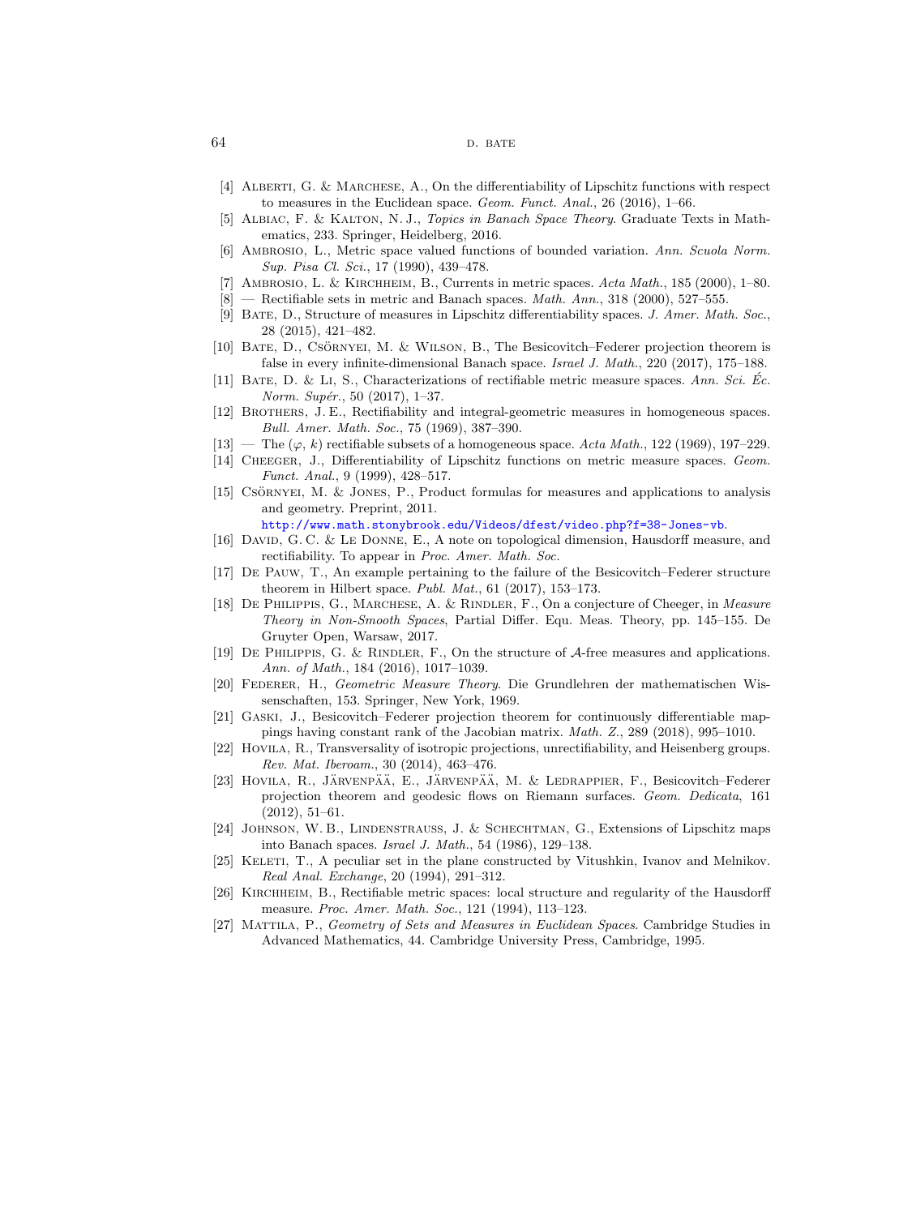[4] Alberti, G. & Marchese, A., On the differentiability of Lipschitz functions with respect to measures in the Euclidean space. *Geom. Funct. Anal.*, 26 (2016), 1–66.

[5] Albiac, F. & Kalton, N. J., *Topics in Banach Space Theory*. Graduate Texts in Mathematics, 233. Springer, Heidelberg, 2016.

[6] Ambrosio, L., Metric space valued functions of bounded variation. *Ann. Scuola Norm. Sup. Pisa Cl. Sci.*, 17 (1990), 439–478.

[7] Ambrosio, L. & Kirchheim, B., Currents in metric spaces. *Acta Math.*, 185 (2000), 1–80.

[8] — Rectifiable sets in metric and Banach spaces. *Math. Ann.*, 318 (2000), 527–555.

[9] Bate, D., Structure of measures in Lipschitz differentiability spaces. *J. Amer. Math. Soc.*, 28 (2015), 421–482.

[10] Bate, D., Csörnyei, M. & Wilson, B., The Besicovitch–Federer projection theorem is false in every infinite-dimensional Banach space. *Israel J. Math.*, 220 (2017), 175–188.

[11] Bate, D. & Li, S., Characterizations of rectifiable metric measure spaces. *Ann. Sci. Éc. Norm. Supér.*, 50 (2017), 1–37.

[12] Brothers, J. E., Rectifiability and integral-geometric measures in homogeneous spaces. *Bull. Amer. Math. Soc.*, 75 (1969), 387–390.

[13] — The $(\varphi, k)$ rectifiable subsets of a homogeneous space. *Acta Math.*, 122 (1969), 197–229.

[14] Cheeger, J., Differentiability of Lipschitz functions on metric measure spaces. *Geom. Funct. Anal.*, 9 (1999), 428–517.

[15] Csörnyei, M. & Jones, P., Product formulas for measures and applications to analysis and geometry. Preprint, 2011. http://www.math.stonybrook.edu/Videos/dfest/video.php?f=38-Jones-vb.

[16] David, G. C. & Le Donne, E., A note on topological dimension, Hausdorff measure, and rectifiability. To appear in *Proc. Amer. Math. Soc.*

[17] De Pauw, T., An example pertaining to the failure of the Besicovitch–Federer structure theorem in Hilbert space. *Publ. Mat.*, 61 (2017), 153–173.

[18] De Philippis, G., Marchese, A. & Rindler, F., On a conjecture of Cheeger, in *Measure Theory in Non-Smooth Spaces*, Partial Differ. Equ. Meas. Theory, pp. 145–155. De Gruyter Open, Warsaw, 2017.

[19] De Philippis, G. & Rindler, F., On the structure of $\mathcal{A}$-free measures and applications. *Ann. of Math.*, 184 (2016), 1017–1039.

[20] Federer, H., *Geometric Measure Theory*. Die Grundlehren der mathematischen Wissenschaften, 153. Springer, New York, 1969.

[21] Gaski, J., Besicovitch–Federer projection theorem for continuously differentiable mappings having constant rank of the Jacobian matrix. *Math. Z.*, 289 (2018), 995–1010.

[22] Hovila, R., Transversality of isotropic projections, unrectifiability, and Heisenberg groups. *Rev. Mat. Iberoam.*, 30 (2014), 463–476.

[23] Hovila, R., Järvenpää, E., Järvenpää, M. & Ledrappier, F., Besicovitch–Federer projection theorem and geodesic flows on Riemann surfaces. *Geom. Dedicata*, 161 (2012), 51–61.

[24] Johnson, W. B., Lindenstrauss, J. & Schechtman, G., Extensions of Lipschitz maps into Banach spaces. *Israel J. Math.*, 54 (1986), 129–138.

[25] Keleti, T., A peculiar set in the plane constructed by Vitushkin, Ivanov and Melnikov. *Real Anal. Exchange*, 20 (1994), 291–312.

[26] Kirchheim, B., Rectifiable metric spaces: local structure and regularity of the Hausdorff measure. *Proc. Amer. Math. Soc.*, 121 (1994), 113–123.

[27] Mattila, P., *Geometry of Sets and Measures in Euclidean Spaces*. Cambridge Studies in Advanced Mathematics, 44. Cambridge University Press, Cambridge, 1995.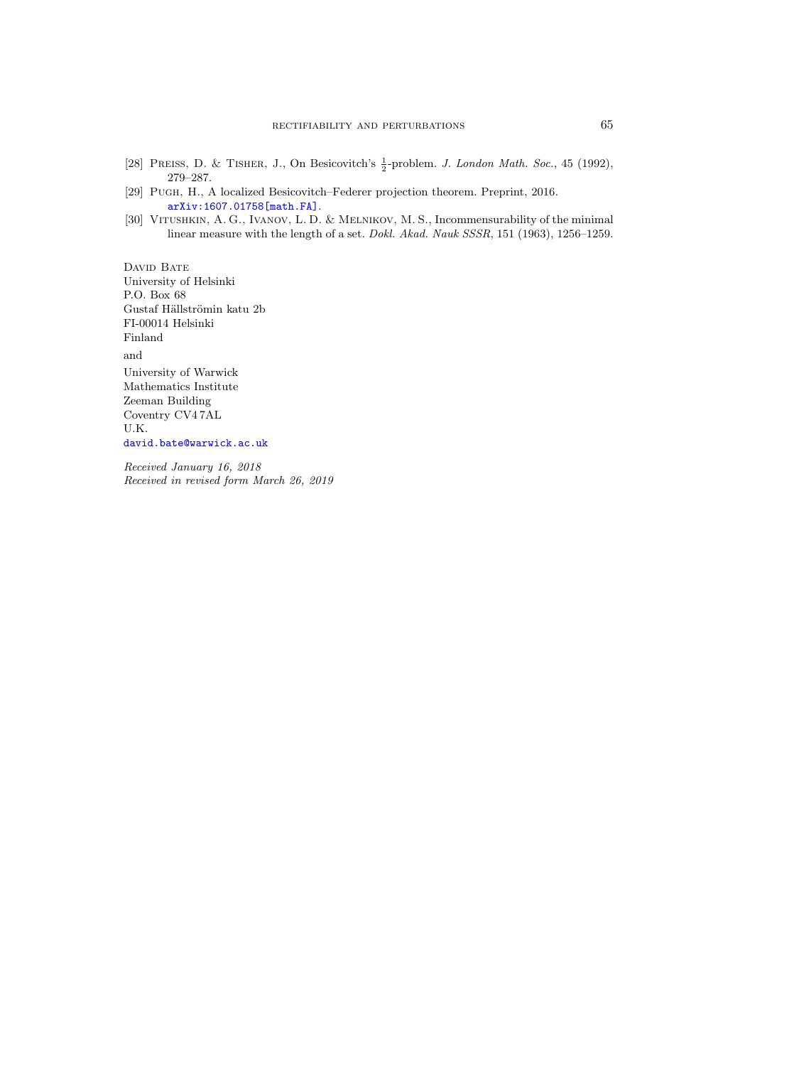[28] Preiss, D. & Tisher, J., On Besicovitch's $\frac{1}{2}$-problem. *J. London Math. Soc.*, 45 (1992), 279–287.

[29] Pugh, H., A localized Besicovitch–Federer projection theorem. Preprint, 2016. arXiv:1607.01758[math.FA].

[30] Vitushkin, A. G., Ivanov, L. D. & Melnikov, M. S., Incommensurability of the minimal linear measure with the length of a set. *Dokl. Akad. Nauk SSSR*, 151 (1963), 1256–1259.

David Bate
University of Helsinki
P.O. Box 68
Gustaf Hällströmin katu 2b
FI-00014 Helsinki
Finland

and

University of Warwick
Mathematics Institute
Zeeman Building
Coventry CV4 7AL
U.K.
david.bate@warwick.ac.uk

*Received January 16, 2018*
*Received in revised form March 26, 2019*